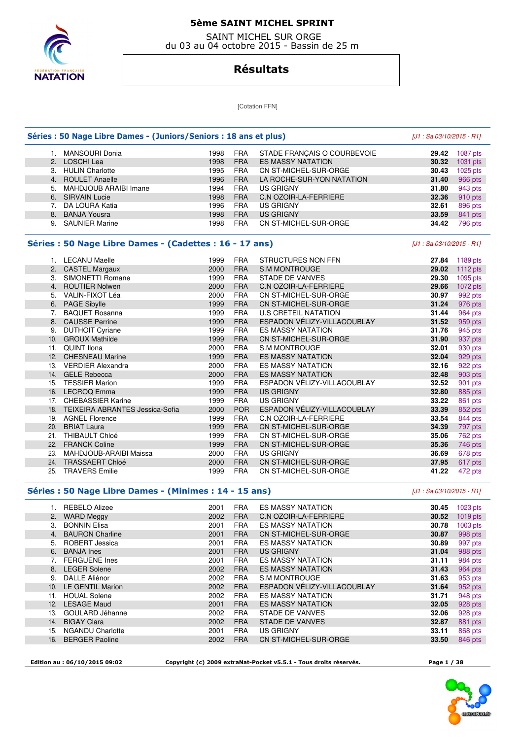# 5ème SAINT MICHEL SPRINT

SAINT MICHEL SUR ORGE
du 03 au 04 octobre 2015 - Bassin de 25 m

## Résultats

[Cotation FFN]

### Séries : 50 Nage Libre Dames - (Juniors/Seniors : 18 ans et plus)

*[J1 : Sa 03/10/2015 - R1]*

| Rang | Nom | Année | Nat. | Club | Temps | Points |
|---|---|---|---|---|---|---|
| 1. | MANSOURI Donia | 1998 | FRA | STADE FRANÇAIS O COURBEVOIE | **29.42** | 1087 pts |
| 2. | LOSCHI Lea | 1998 | FRA | ES MASSY NATATION | **30.32** | 1031 pts |
| 3. | HULIN Charlotte | 1995 | FRA | CN ST-MICHEL-SUR-ORGE | **30.43** | 1025 pts |
| 4. | ROULET Anaelle | 1996 | FRA | LA ROCHE-SUR-YON NATATION | **31.40** | 966 pts |
| 5. | MAHDJOUB ARAIBI Imane | 1994 | FRA | US GRIGNY | **31.80** | 943 pts |
| 6. | SIRVAIN Lucie | 1998 | FRA | C.N OZOIR-LA-FERRIERE | **32.36** | 910 pts |
| 7. | DA LOURA Katia | 1996 | FRA | US GRIGNY | **32.61** | 896 pts |
| 8. | BANJA Yousra | 1998 | FRA | US GRIGNY | **33.59** | 841 pts |
| 9. | SAUNIER Marine | 1998 | FRA | CN ST-MICHEL-SUR-ORGE | **34.42** | 796 pts |

### Séries : 50 Nage Libre Dames - (Cadettes : 16 - 17 ans)

*[J1 : Sa 03/10/2015 - R1]*

| Rang | Nom | Année | Nat. | Club | Temps | Points |
|---|---|---|---|---|---|---|
| 1. | LECANU Maelle | 1999 | FRA | STRUCTURES NON FFN | **27.84** | 1189 pts |
| 2. | CASTEL Margaux | 2000 | FRA | S.M MONTROUGE | **29.02** | 1112 pts |
| 3. | SIMONETTI Romane | 1999 | FRA | STADE DE VANVES | **29.30** | 1095 pts |
| 4. | ROUTIER Nolwen | 2000 | FRA | C.N OZOIR-LA-FERRIERE | **29.66** | 1072 pts |
| 5. | VALIN-FIXOT Léa | 2000 | FRA | CN ST-MICHEL-SUR-ORGE | **30.97** | 992 pts |
| 6. | PAGE Sibylle | 1999 | FRA | CN ST-MICHEL-SUR-ORGE | **31.24** | 976 pts |
| 7. | BAQUET Rosanna | 1999 | FRA | U.S CRETEIL NATATION | **31.44** | 964 pts |
| 8. | CAUSSE Perrine | 1999 | FRA | ESPADON VÉLIZY-VILLACOUBLAY | **31.52** | 959 pts |
| 9. | DUTHOIT Cyriane | 1999 | FRA | ES MASSY NATATION | **31.76** | 945 pts |
| 10. | GROUX Mathilde | 1999 | FRA | CN ST-MICHEL-SUR-ORGE | **31.90** | 937 pts |
| 11. | QUINT Ilona | 2000 | FRA | S.M MONTROUGE | **32.01** | 930 pts |
| 12. | CHESNEAU Marine | 1999 | FRA | ES MASSY NATATION | **32.04** | 929 pts |
| 13. | VERDIER Alexandra | 2000 | FRA | ES MASSY NATATION | **32.16** | 922 pts |
| 14. | GELE Rebecca | 2000 | FRA | ES MASSY NATATION | **32.48** | 903 pts |
| 15. | TESSIER Marion | 1999 | FRA | ESPADON VÉLIZY-VILLACOUBLAY | **32.52** | 901 pts |
| 16. | LECROQ Emma | 1999 | FRA | US GRIGNY | **32.80** | 885 pts |
| 17. | CHEBASSIER Karine | 1999 | FRA | US GRIGNY | **33.22** | 861 pts |
| 18. | TEIXEIRA ABRANTES Jessica-Sofia | 2000 | POR | ESPADON VÉLIZY-VILLACOUBLAY | **33.39** | 852 pts |
| 19. | AGNEL Florence | 1999 | FRA | C.N OZOIR-LA-FERRIERE | **33.54** | 844 pts |
| 20. | BRIAT Laura | 1999 | FRA | CN ST-MICHEL-SUR-ORGE | **34.39** | 797 pts |
| 21. | THIBAULT Chloé | 1999 | FRA | CN ST-MICHEL-SUR-ORGE | **35.06** | 762 pts |
| 22. | FRANCK Coline | 1999 | FRA | CN ST-MICHEL-SUR-ORGE | **35.36** | 746 pts |
| 23. | MAHDJOUB-ARAIBI Maissa | 2000 | FRA | US GRIGNY | **36.69** | 678 pts |
| 24. | TRASSAERT Chloé | 2000 | FRA | CN ST-MICHEL-SUR-ORGE | **37.95** | 617 pts |
| 25. | TRAVERS Emilie | 1999 | FRA | CN ST-MICHEL-SUR-ORGE | **41.22** | 472 pts |

### Séries : 50 Nage Libre Dames - (Minimes : 14 - 15 ans)

*[J1 : Sa 03/10/2015 - R1]*

| Rang | Nom | Année | Nat. | Club | Temps | Points |
|---|---|---|---|---|---|---|
| 1. | REBELO Alizee | 2001 | FRA | ES MASSY NATATION | **30.45** | 1023 pts |
| 2. | WARD Meggy | 2002 | FRA | C.N OZOIR-LA-FERRIERE | **30.52** | 1019 pts |
| 3. | BONNIN Elisa | 2001 | FRA | ES MASSY NATATION | **30.78** | 1003 pts |
| 4. | BAURON Charline | 2001 | FRA | CN ST-MICHEL-SUR-ORGE | **30.87** | 998 pts |
| 5. | ROBERT Jessica | 2001 | FRA | ES MASSY NATATION | **30.89** | 997 pts |
| 6. | BANJA Ines | 2001 | FRA | US GRIGNY | **31.04** | 988 pts |
| 7. | FERGUENE Ines | 2001 | FRA | ES MASSY NATATION | **31.11** | 984 pts |
| 8. | LEGER Solene | 2002 | FRA | ES MASSY NATATION | **31.43** | 964 pts |
| 9. | DALLE Aliénor | 2002 | FRA | S.M MONTROUGE | **31.63** | 953 pts |
| 10. | LE GENTIL Marion | 2002 | FRA | ESPADON VÉLIZY-VILLACOUBLAY | **31.64** | 952 pts |
| 11. | HOUAL Solene | 2002 | FRA | ES MASSY NATATION | **31.71** | 948 pts |
| 12. | LESAGE Maud | 2001 | FRA | ES MASSY NATATION | **32.05** | 928 pts |
| 13. | GOULARD Jéhanne | 2002 | FRA | STADE DE VANVES | **32.06** | 928 pts |
| 14. | BIGAY Clara | 2002 | FRA | STADE DE VANVES | **32.87** | 881 pts |
| 15. | NGANDU Charlotte | 2001 | FRA | US GRIGNY | **33.11** | 868 pts |
| 16. | BERGER Paoline | 2002 | FRA | CN ST-MICHEL-SUR-ORGE | **33.50** | 846 pts |

**Edition au : 06/10/2015 09:02** — **Copyright (c) 2009 extraNat-Pocket v5.5.1 - Tous droits réservés.**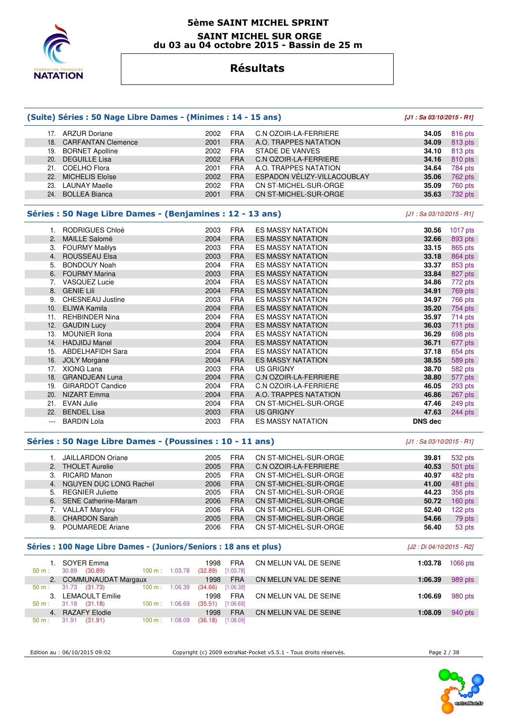# 5ème SAINT MICHEL SPRINT

## SAINT MICHEL SUR ORGE
## du 03 au 04 octobre 2015 - Bassin de 25 m

## Résultats

### (Suite) Séries : 50 Nage Libre Dames - (Minimes : 14 - 15 ans)

*[J1 : Sa 03/10/2015 - R1]*

| Rang | Nom | Année | Nat. | Club | Temps | Points |
|---|---|---|---|---|---|---|
| 17. | ARZUR Doriane | 2002 | FRA | C.N OZOIR-LA-FERRIERE | **34.05** | 816 pts |
| 18. | CARFANTAN Clemence | 2001 | FRA | A.O. TRAPPES NATATION | **34.09** | 813 pts |
| 19. | BORNET Apolline | 2002 | FRA | STADE DE VANVES | **34.10** | 813 pts |
| 20. | DEGUILLE Lisa | 2002 | FRA | C.N OZOIR-LA-FERRIERE | **34.16** | 810 pts |
| 21. | COELHO Flora | 2001 | FRA | A.O. TRAPPES NATATION | **34.64** | 784 pts |
| 22. | MICHELIS Eloïse | 2002 | FRA | ESPADON VÉLIZY-VILLACOUBLAY | **35.06** | 762 pts |
| 23. | LAUNAY Maelle | 2002 | FRA | CN ST-MICHEL-SUR-ORGE | **35.09** | 760 pts |
| 24. | BOLLEA Bianca | 2001 | FRA | CN ST-MICHEL-SUR-ORGE | **35.63** | 732 pts |

### Séries : 50 Nage Libre Dames - (Benjamines : 12 - 13 ans)

*[J1 : Sa 03/10/2015 - R1]*

| Rang | Nom | Année | Nat. | Club | Temps | Points |
|---|---|---|---|---|---|---|
| 1. | RODRIGUES Chloé | 2003 | FRA | ES MASSY NATATION | **30.56** | 1017 pts |
| 2. | MAILLE Salomé | 2004 | FRA | ES MASSY NATATION | **32.66** | 893 pts |
| 3. | FOURMY Maëlys | 2003 | FRA | ES MASSY NATATION | **33.15** | 865 pts |
| 4. | ROUSSEAU Elsa | 2003 | FRA | ES MASSY NATATION | **33.18** | 864 pts |
| 5. | BONDOUY Noah | 2004 | FRA | ES MASSY NATATION | **33.37** | 853 pts |
| 6. | FOURMY Marina | 2003 | FRA | ES MASSY NATATION | **33.84** | 827 pts |
| 7. | VASQUEZ Lucie | 2004 | FRA | ES MASSY NATATION | **34.86** | 772 pts |
| 8. | GENIE Lili | 2004 | FRA | ES MASSY NATATION | **34.91** | 769 pts |
| 9. | CHESNEAU Justine | 2003 | FRA | ES MASSY NATATION | **34.97** | 766 pts |
| 10. | ELIWA Kamila | 2004 | FRA | ES MASSY NATATION | **35.20** | 754 pts |
| 11. | REHBINDER Nina | 2004 | FRA | ES MASSY NATATION | **35.97** | 714 pts |
| 12. | GAUDIN Lucy | 2004 | FRA | ES MASSY NATATION | **36.03** | 711 pts |
| 13. | MOUNIER Ilona | 2004 | FRA | ES MASSY NATATION | **36.29** | 698 pts |
| 14. | HADJIDJ Manel | 2004 | FRA | ES MASSY NATATION | **36.71** | 677 pts |
| 15. | ABDELHAFIDH Sara | 2004 | FRA | ES MASSY NATATION | **37.18** | 654 pts |
| 16. | JOLY Morgane | 2004 | FRA | ES MASSY NATATION | **38.55** | 589 pts |
| 17. | XIONG Lana | 2003 | FRA | US GRIGNY | **38.70** | 582 pts |
| 18. | GRANDJEAN Luna | 2004 | FRA | C.N OZOIR-LA-FERRIERE | **38.80** | 577 pts |
| 19. | GIRARDOT Candice | 2004 | FRA | C.N OZOIR-LA-FERRIERE | **46.05** | 293 pts |
| 20. | NIZART Emma | 2004 | FRA | A.O. TRAPPES NATATION | **46.86** | 267 pts |
| 21. | EVAN Julie | 2004 | FRA | CN ST-MICHEL-SUR-ORGE | **47.46** | 249 pts |
| 22. | BENDEL Lisa | 2003 | FRA | US GRIGNY | **47.63** | 244 pts |
| --- | BARDIN Lola | 2003 | FRA | ES MASSY NATATION | **DNS dec** | |

### Séries : 50 Nage Libre Dames - (Poussines : 10 - 11 ans)

*[J1 : Sa 03/10/2015 - R1]*

| Rang | Nom | Année | Nat. | Club | Temps | Points |
|---|---|---|---|---|---|---|
| 1. | JAILLARDON Oriane | 2005 | FRA | CN ST-MICHEL-SUR-ORGE | **39.81** | 532 pts |
| 2. | THOLET Aurelie | 2005 | FRA | C.N OZOIR-LA-FERRIERE | **40.53** | 501 pts |
| 3. | RICARD Manon | 2005 | FRA | CN ST-MICHEL-SUR-ORGE | **40.97** | 482 pts |
| 4. | NGUYEN DUC LONG Rachel | 2006 | FRA | CN ST-MICHEL-SUR-ORGE | **41.00** | 481 pts |
| 5. | REGNIER Juliette | 2005 | FRA | CN ST-MICHEL-SUR-ORGE | **44.23** | 356 pts |
| 6. | SENE Catherine-Maram | 2006 | FRA | CN ST-MICHEL-SUR-ORGE | **50.72** | 160 pts |
| 7. | VALLAT Marylou | 2006 | FRA | CN ST-MICHEL-SUR-ORGE | **52.40** | 122 pts |
| 8. | CHARDON Sarah | 2005 | FRA | CN ST-MICHEL-SUR-ORGE | **54.66** | 79 pts |
| 9. | POUMAREDE Ariane | 2006 | FRA | CN ST-MICHEL-SUR-ORGE | **56.40** | 53 pts |

### Séries : 100 Nage Libre Dames - (Juniors/Seniors : 18 ans et plus)

*[J2 : Di 04/10/2015 - R2]*

| Rang | Nom | Année | Nat. | Club | Temps | Points |
|---|---|---|---|---|---|---|
| 1. | SOYER Emma | 1998 | FRA | CN MELUN VAL DE SEINE | **1:03.78** | 1066 pts |
| | 50 m : 30.89 (30.89) — 100 m : 1:03.78 (32.89) [1:03.78] | | | | | |
| 2. | COMMUNAUDAT Margaux | 1998 | FRA | CN MELUN VAL DE SEINE | **1:06.39** | 989 pts |
| | 50 m : 31.73 (31.73) — 100 m : 1:06.39 (34.66) [1:06.39] | | | | | |
| 3. | LEMAOULT Emilie | 1998 | FRA | CN MELUN VAL DE SEINE | **1:06.69** | 980 pts |
| | 50 m : 31.18 (31.18) — 100 m : 1:06.69 (35.51) [1:06.69] | | | | | |
| 4. | RAZAFY Elodie | 1998 | FRA | CN MELUN VAL DE SEINE | **1:08.09** | 940 pts |
| | 50 m : 31.91 (31.91) — 100 m : 1:08.09 (36.18) [1:08.09] | | | | | |

Edition au : 06/10/2015 09:02 — Copyright (c) 2009 extraNat-Pocket v5.5.1 - Tous droits réservés.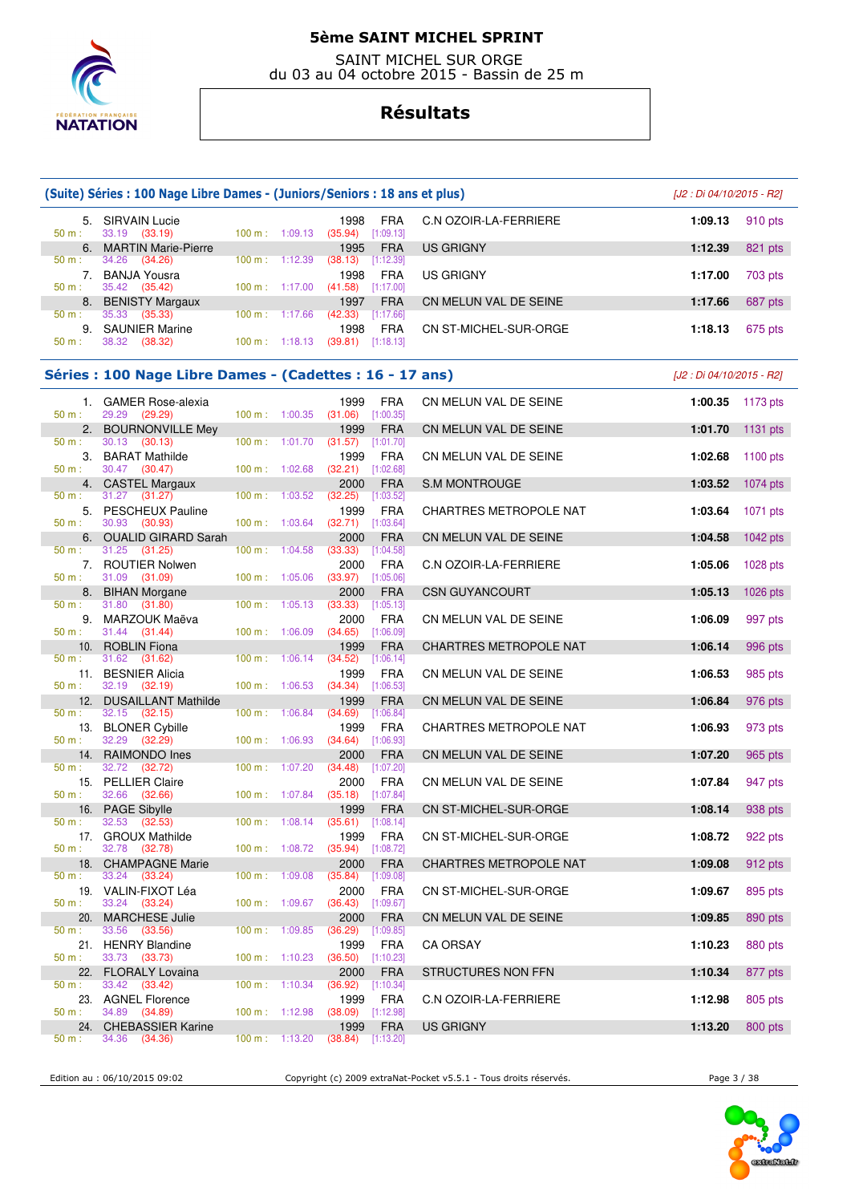# 5ème SAINT MICHEL SPRINT

SAINT MICHEL SUR ORGE
du 03 au 04 octobre 2015 - Bassin de 25 m

## Résultats

### (Suite) Séries : 100 Nage Libre Dames - (Juniors/Seniors : 18 ans et plus)

[J2 : Di 04/10/2015 - R2]

| Rang | Nom | Année | Nat. | Club | Temps | Points |
|---|---|---|---|---|---|---|
| 5. | SIRVAIN Lucie | 1998 | FRA | C.N OZOIR-LA-FERRIERE | 1:09.13 | 910 pts |
| | 50 m : 33.19 (33.19) — 100 m : 1:09.13 (35.94) [1:09.13] | | | | | |
| 6. | MARTIN Marie-Pierre | 1995 | FRA | US GRIGNY | 1:12.39 | 821 pts |
| | 50 m : 34.26 (34.26) — 100 m : 1:12.39 (38.13) [1:12.39] | | | | | |
| 7. | BANJA Yousra | 1998 | FRA | US GRIGNY | 1:17.00 | 703 pts |
| | 50 m : 35.42 (35.42) — 100 m : 1:17.00 (41.58) [1:17.00] | | | | | |
| 8. | BENISTY Margaux | 1997 | FRA | CN MELUN VAL DE SEINE | 1:17.66 | 687 pts |
| | 50 m : 35.33 (35.33) — 100 m : 1:17.66 (42.33) [1:17.66] | | | | | |
| 9. | SAUNIER Marine | 1998 | FRA | CN ST-MICHEL-SUR-ORGE | 1:18.13 | 675 pts |
| | 50 m : 38.32 (38.32) — 100 m : 1:18.13 (39.81) [1:18.13] | | | | | |

### Séries : 100 Nage Libre Dames - (Cadettes : 16 - 17 ans)

[J2 : Di 04/10/2015 - R2]

| Rang | Nom | Année | Nat. | Club | Temps | Points |
|---|---|---|---|---|---|---|
| 1. | GAMER Rose-alexia | 1999 | FRA | CN MELUN VAL DE SEINE | 1:00.35 | 1173 pts |
| | 50 m : 29.29 (29.29) — 100 m : 1:00.35 (31.06) [1:00.35] | | | | | |
| 2. | BOURNONVILLE Mey | 1999 | FRA | CN MELUN VAL DE SEINE | 1:01.70 | 1131 pts |
| | 50 m : 30.13 (30.13) — 100 m : 1:01.70 (31.57) [1:01.70] | | | | | |
| 3. | BARAT Mathilde | 1999 | FRA | CN MELUN VAL DE SEINE | 1:02.68 | 1100 pts |
| | 50 m : 30.47 (30.47) — 100 m : 1:02.68 (32.21) [1:02.68] | | | | | |
| 4. | CASTEL Margaux | 2000 | FRA | S.M MONTROUGE | 1:03.52 | 1074 pts |
| | 50 m : 31.27 (31.27) — 100 m : 1:03.52 (32.25) [1:03.52] | | | | | |
| 5. | PESCHEUX Pauline | 1999 | FRA | CHARTRES METROPOLE NAT | 1:03.64 | 1071 pts |
| | 50 m : 30.93 (30.93) — 100 m : 1:03.64 (32.71) [1:03.64] | | | | | |
| 6. | OUALID GIRARD Sarah | 2000 | FRA | CN MELUN VAL DE SEINE | 1:04.58 | 1042 pts |
| | 50 m : 31.25 (31.25) — 100 m : 1:04.58 (33.33) [1:04.58] | | | | | |
| 7. | ROUTIER Nolwen | 2000 | FRA | C.N OZOIR-LA-FERRIERE | 1:05.06 | 1028 pts |
| | 50 m : 31.09 (31.09) — 100 m : 1:05.06 (33.97) [1:05.06] | | | | | |
| 8. | BIHAN Morgane | 2000 | FRA | CSN GUYANCOURT | 1:05.13 | 1026 pts |
| | 50 m : 31.80 (31.80) — 100 m : 1:05.13 (33.33) [1:05.13] | | | | | |
| 9. | MARZOUK Maëva | 2000 | FRA | CN MELUN VAL DE SEINE | 1:06.09 | 997 pts |
| | 50 m : 31.44 (31.44) — 100 m : 1:06.09 (34.65) [1:06.09] | | | | | |
| 10. | ROBLIN Fiona | 1999 | FRA | CHARTRES METROPOLE NAT | 1:06.14 | 996 pts |
| | 50 m : 31.62 (31.62) — 100 m : 1:06.14 (34.52) [1:06.14] | | | | | |
| 11. | BESNIER Alicia | 1999 | FRA | CN MELUN VAL DE SEINE | 1:06.53 | 985 pts |
| | 50 m : 32.19 (32.19) — 100 m : 1:06.53 (34.34) [1:06.53] | | | | | |
| 12. | DUSAILLANT Mathilde | 1999 | FRA | CN MELUN VAL DE SEINE | 1:06.84 | 976 pts |
| | 50 m : 32.15 (32.15) — 100 m : 1:06.84 (34.69) [1:06.84] | | | | | |
| 13. | BLONER Cybille | 1999 | FRA | CHARTRES METROPOLE NAT | 1:06.93 | 973 pts |
| | 50 m : 32.29 (32.29) — 100 m : 1:06.93 (34.64) [1:06.93] | | | | | |
| 14. | RAIMONDO Ines | 2000 | FRA | CN MELUN VAL DE SEINE | 1:07.20 | 965 pts |
| | 50 m : 32.72 (32.72) — 100 m : 1:07.20 (34.48) [1:07.20] | | | | | |
| 15. | PELLIER Claire | 2000 | FRA | CN MELUN VAL DE SEINE | 1:07.84 | 947 pts |
| | 50 m : 32.66 (32.66) — 100 m : 1:07.84 (35.18) [1:07.84] | | | | | |
| 16. | PAGE Sibylle | 1999 | FRA | CN ST-MICHEL-SUR-ORGE | 1:08.14 | 938 pts |
| | 50 m : 32.53 (32.53) — 100 m : 1:08.14 (35.61) [1:08.14] | | | | | |
| 17. | GROUX Mathilde | 1999 | FRA | CN ST-MICHEL-SUR-ORGE | 1:08.72 | 922 pts |
| | 50 m : 32.78 (32.78) — 100 m : 1:08.72 (35.94) [1:08.72] | | | | | |
| 18. | CHAMPAGNE Marie | 2000 | FRA | CHARTRES METROPOLE NAT | 1:09.08 | 912 pts |
| | 50 m : 33.24 (33.24) — 100 m : 1:09.08 (35.84) [1:09.08] | | | | | |
| 19. | VALIN-FIXOT Léa | 2000 | FRA | CN ST-MICHEL-SUR-ORGE | 1:09.67 | 895 pts |
| | 50 m : 33.24 (33.24) — 100 m : 1:09.67 (36.43) [1:09.67] | | | | | |
| 20. | MARCHESE Julie | 2000 | FRA | CN MELUN VAL DE SEINE | 1:09.85 | 890 pts |
| | 50 m : 33.56 (33.56) — 100 m : 1:09.85 (36.29) [1:09.85] | | | | | |
| 21. | HENRY Blandine | 1999 | FRA | CA ORSAY | 1:10.23 | 880 pts |
| | 50 m : 33.73 (33.73) — 100 m : 1:10.23 (36.50) [1:10.23] | | | | | |
| 22. | FLORALY Lovaina | 2000 | FRA | STRUCTURES NON FFN | 1:10.34 | 877 pts |
| | 50 m : 33.42 (33.42) — 100 m : 1:10.34 (36.92) [1:10.34] | | | | | |
| 23. | AGNEL Florence | 1999 | FRA | C.N OZOIR-LA-FERRIERE | 1:12.98 | 805 pts |
| | 50 m : 34.89 (34.89) — 100 m : 1:12.98 (38.09) [1:12.98] | | | | | |
| 24. | CHEBASSIER Karine | 1999 | FRA | US GRIGNY | 1:13.20 | 800 pts |
| | 50 m : 34.36 (34.36) — 100 m : 1:13.20 (38.84) [1:13.20] | | | | | |

Edition au : 06/10/2015 09:02 — Copyright (c) 2009 extraNat-Pocket v5.5.1 - Tous droits réservés.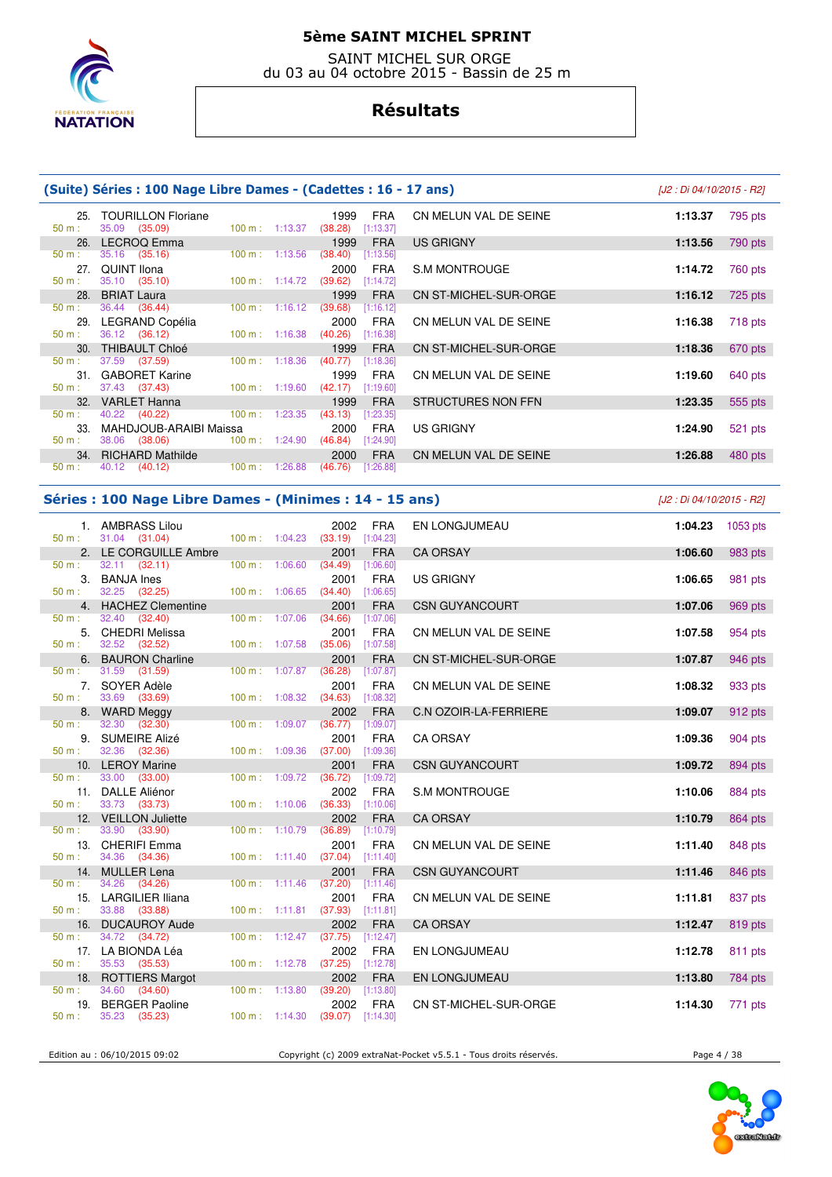# 5ème SAINT MICHEL SPRINT

SAINT MICHEL SUR ORGE
du 03 au 04 octobre 2015 - Bassin de 25 m

## Résultats

### (Suite) Séries : 100 Nage Libre Dames - (Cadettes : 16 - 17 ans)

[J2 : Di 04/10/2015 - R2]

| Rang | Nom | Année | Nat. | Club | Temps | Points |
|---|---|---|---|---|---|---|
| 25. | TOURILLON Floriane | 1999 | FRA | CN MELUN VAL DE SEINE | 1:13.37 | 795 pts |
| | 50 m : 35.09 (35.09) / 100 m : 1:13.37 (38.28) [1:13.37] | | | | | |
| 26. | LECROQ Emma | 1999 | FRA | US GRIGNY | 1:13.56 | 790 pts |
| | 50 m : 35.16 (35.16) / 100 m : 1:13.56 (38.40) [1:13.56] | | | | | |
| 27. | QUINT Ilona | 2000 | FRA | S.M MONTROUGE | 1:14.72 | 760 pts |
| | 50 m : 35.10 (35.10) / 100 m : 1:14.72 (39.62) [1:14.72] | | | | | |
| 28. | BRIAT Laura | 1999 | FRA | CN ST-MICHEL-SUR-ORGE | 1:16.12 | 725 pts |
| | 50 m : 36.44 (36.44) / 100 m : 1:16.12 (39.68) [1:16.12] | | | | | |
| 29. | LEGRAND Copélia | 2000 | FRA | CN MELUN VAL DE SEINE | 1:16.38 | 718 pts |
| | 50 m : 36.12 (36.12) / 100 m : 1:16.38 (40.26) [1:16.38] | | | | | |
| 30. | THIBAULT Chloé | 1999 | FRA | CN ST-MICHEL-SUR-ORGE | 1:18.36 | 670 pts |
| | 50 m : 37.59 (37.59) / 100 m : 1:18.36 (40.77) [1:18.36] | | | | | |
| 31. | GABORET Karine | 1999 | FRA | CN MELUN VAL DE SEINE | 1:19.60 | 640 pts |
| | 50 m : 37.43 (37.43) / 100 m : 1:19.60 (42.17) [1:19.60] | | | | | |
| 32. | VARLET Hanna | 1999 | FRA | STRUCTURES NON FFN | 1:23.35 | 555 pts |
| | 50 m : 40.22 (40.22) / 100 m : 1:23.35 (43.13) [1:23.35] | | | | | |
| 33. | MAHDJOUB-ARAIBI Maissa | 2000 | FRA | US GRIGNY | 1:24.90 | 521 pts |
| | 50 m : 38.06 (38.06) / 100 m : 1:24.90 (46.84) [1:24.90] | | | | | |
| 34. | RICHARD Mathilde | 2000 | FRA | CN MELUN VAL DE SEINE | 1:26.88 | 480 pts |
| | 50 m : 40.12 (40.12) / 100 m : 1:26.88 (46.76) [1:26.88] | | | | | |

### Séries : 100 Nage Libre Dames - (Minimes : 14 - 15 ans)

[J2 : Di 04/10/2015 - R2]

| Rang | Nom | Année | Nat. | Club | Temps | Points |
|---|---|---|---|---|---|---|
| 1. | AMBRASS Lilou | 2002 | FRA | EN LONGJUMEAU | 1:04.23 | 1053 pts |
| | 50 m : 31.04 (31.04) / 100 m : 1:04.23 (33.19) [1:04.23] | | | | | |
| 2. | LE CORGUILLE Ambre | 2001 | FRA | CA ORSAY | 1:06.60 | 983 pts |
| | 50 m : 32.11 (32.11) / 100 m : 1:06.60 (34.49) [1:06.60] | | | | | |
| 3. | BANJA Ines | 2001 | FRA | US GRIGNY | 1:06.65 | 981 pts |
| | 50 m : 32.25 (32.25) / 100 m : 1:06.65 (34.40) [1:06.65] | | | | | |
| 4. | HACHEZ Clementine | 2001 | FRA | CSN GUYANCOURT | 1:07.06 | 969 pts |
| | 50 m : 32.40 (32.40) / 100 m : 1:07.06 (34.66) [1:07.06] | | | | | |
| 5. | CHEDRI Melissa | 2001 | FRA | CN MELUN VAL DE SEINE | 1:07.58 | 954 pts |
| | 50 m : 32.52 (32.52) / 100 m : 1:07.58 (35.06) [1:07.58] | | | | | |
| 6. | BAURON Charline | 2001 | FRA | CN ST-MICHEL-SUR-ORGE | 1:07.87 | 946 pts |
| | 50 m : 31.59 (31.59) / 100 m : 1:07.87 (36.28) [1:07.87] | | | | | |
| 7. | SOYER Adèle | 2001 | FRA | CN MELUN VAL DE SEINE | 1:08.32 | 933 pts |
| | 50 m : 33.69 (33.69) / 100 m : 1:08.32 (34.63) [1:08.32] | | | | | |
| 8. | WARD Meggy | 2002 | FRA | C.N OZOIR-LA-FERRIERE | 1:09.07 | 912 pts |
| | 50 m : 32.30 (32.30) / 100 m : 1:09.07 (36.77) [1:09.07] | | | | | |
| 9. | SUMEIRE Alizé | 2001 | FRA | CA ORSAY | 1:09.36 | 904 pts |
| | 50 m : 32.36 (32.36) / 100 m : 1:09.36 (37.00) [1:09.36] | | | | | |
| 10. | LEROY Marine | 2001 | FRA | CSN GUYANCOURT | 1:09.72 | 894 pts |
| | 50 m : 33.00 (33.00) / 100 m : 1:09.72 (36.72) [1:09.72] | | | | | |
| 11. | DALLE Aliénor | 2002 | FRA | S.M MONTROUGE | 1:10.06 | 884 pts |
| | 50 m : 33.73 (33.73) / 100 m : 1:10.06 (36.33) [1:10.06] | | | | | |
| 12. | VEILLON Juliette | 2002 | FRA | CA ORSAY | 1:10.79 | 864 pts |
| | 50 m : 33.90 (33.90) / 100 m : 1:10.79 (36.89) [1:10.79] | | | | | |
| 13. | CHERIFI Emma | 2001 | FRA | CN MELUN VAL DE SEINE | 1:11.40 | 848 pts |
| | 50 m : 34.36 (34.36) / 100 m : 1:11.40 (37.04) [1:11.40] | | | | | |
| 14. | MULLER Lena | 2001 | FRA | CSN GUYANCOURT | 1:11.46 | 846 pts |
| | 50 m : 34.26 (34.26) / 100 m : 1:11.46 (37.20) [1:11.46] | | | | | |
| 15. | LARGILIER Iliana | 2001 | FRA | CN MELUN VAL DE SEINE | 1:11.81 | 837 pts |
| | 50 m : 33.88 (33.88) / 100 m : 1:11.81 (37.93) [1:11.81] | | | | | |
| 16. | DUCAUROY Aude | 2002 | FRA | CA ORSAY | 1:12.47 | 819 pts |
| | 50 m : 34.72 (34.72) / 100 m : 1:12.47 (37.75) [1:12.47] | | | | | |
| 17. | LA BIONDA Léa | 2002 | FRA | EN LONGJUMEAU | 1:12.78 | 811 pts |
| | 50 m : 35.53 (35.53) / 100 m : 1:12.78 (37.25) [1:12.78] | | | | | |
| 18. | ROTTIERS Margot | 2002 | FRA | EN LONGJUMEAU | 1:13.80 | 784 pts |
| | 50 m : 34.60 (34.60) / 100 m : 1:13.80 (39.20) [1:13.80] | | | | | |
| 19. | BERGER Paoline | 2002 | FRA | CN ST-MICHEL-SUR-ORGE | 1:14.30 | 771 pts |
| | 50 m : 35.23 (35.23) / 100 m : 1:14.30 (39.07) [1:14.30] | | | | | |

Edition au : 06/10/2015 09:02 — Copyright (c) 2009 extraNat-Pocket v5.5.1 - Tous droits réservés.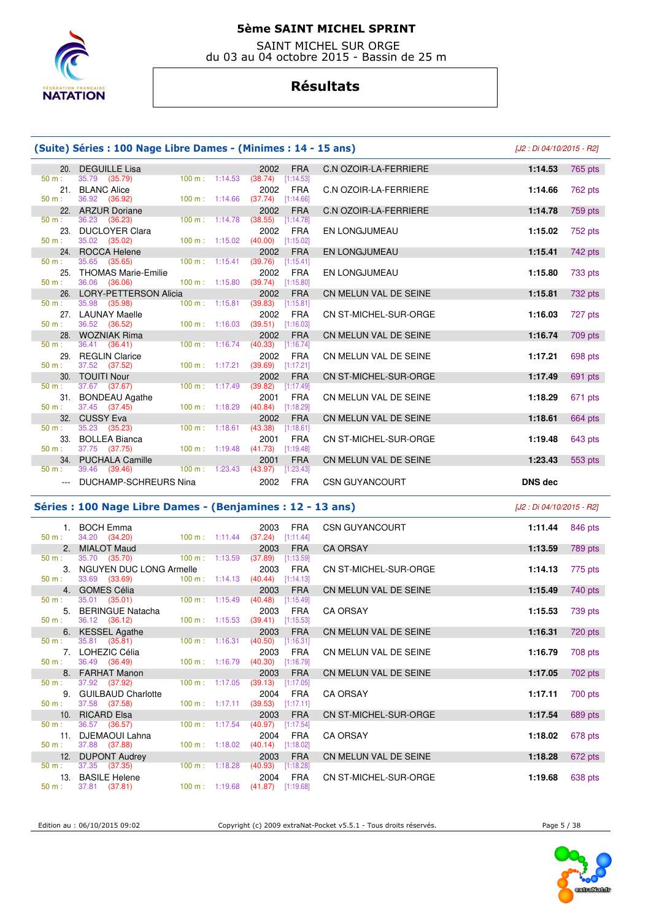# 5ème SAINT MICHEL SPRINT

SAINT MICHEL SUR ORGE
du 03 au 04 octobre 2015 - Bassin de 25 m

## Résultats

### (Suite) Séries : 100 Nage Libre Dames - (Minimes : 14 - 15 ans)

*[J2 : Di 04/10/2015 - R2]*

| Rang | Nom | Année | Nat. | Club | Temps | Points |
|---|---|---|---|---|---|---|
| 20. | DEGUILLE Lisa | 2002 | FRA | C.N OZOIR-LA-FERRIERE | 1:14.53 | 765 pts |
| | 50 m : 35.79 (35.79) — 100 m : 1:14.53 (38.74) [1:14.53] | | | | | |
| 21. | BLANC Alice | 2002 | FRA | C.N OZOIR-LA-FERRIERE | 1:14.66 | 762 pts |
| | 50 m : 36.92 (36.92) — 100 m : 1:14.66 (37.74) [1:14.66] | | | | | |
| 22. | ARZUR Doriane | 2002 | FRA | C.N OZOIR-LA-FERRIERE | 1:14.78 | 759 pts |
| | 50 m : 36.23 (36.23) — 100 m : 1:14.78 (38.55) [1:14.78] | | | | | |
| 23. | DUCLOYER Clara | 2002 | FRA | EN LONGJUMEAU | 1:15.02 | 752 pts |
| | 50 m : 35.02 (35.02) — 100 m : 1:15.02 (40.00) [1:15.02] | | | | | |
| 24. | ROCCA Helene | 2002 | FRA | EN LONGJUMEAU | 1:15.41 | 742 pts |
| | 50 m : 35.65 (35.65) — 100 m : 1:15.41 (39.76) [1:15.41] | | | | | |
| 25. | THOMAS Marie-Emilie | 2002 | FRA | EN LONGJUMEAU | 1:15.80 | 733 pts |
| | 50 m : 36.06 (36.06) — 100 m : 1:15.80 (39.74) [1:15.80] | | | | | |
| 26. | LORY-PETTERSON Alicia | 2002 | FRA | CN MELUN VAL DE SEINE | 1:15.81 | 732 pts |
| | 50 m : 35.98 (35.98) — 100 m : 1:15.81 (39.83) [1:15.81] | | | | | |
| 27. | LAUNAY Maelle | 2002 | FRA | CN ST-MICHEL-SUR-ORGE | 1:16.03 | 727 pts |
| | 50 m : 36.52 (36.52) — 100 m : 1:16.03 (39.51) [1:16.03] | | | | | |
| 28. | WOZNIAK Rima | 2002 | FRA | CN MELUN VAL DE SEINE | 1:16.74 | 709 pts |
| | 50 m : 36.41 (36.41) — 100 m : 1:16.74 (40.33) [1:16.74] | | | | | |
| 29. | REGLIN Clarice | 2002 | FRA | CN MELUN VAL DE SEINE | 1:17.21 | 698 pts |
| | 50 m : 37.52 (37.52) — 100 m : 1:17.21 (39.69) [1:17.21] | | | | | |
| 30. | TOUITI Nour | 2002 | FRA | CN ST-MICHEL-SUR-ORGE | 1:17.49 | 691 pts |
| | 50 m : 37.67 (37.67) — 100 m : 1:17.49 (39.82) [1:17.49] | | | | | |
| 31. | BONDEAU Agathe | 2001 | FRA | CN MELUN VAL DE SEINE | 1:18.29 | 671 pts |
| | 50 m : 37.45 (37.45) — 100 m : 1:18.29 (40.84) [1:18.29] | | | | | |
| 32. | CUSSY Eva | 2002 | FRA | CN MELUN VAL DE SEINE | 1:18.61 | 664 pts |
| | 50 m : 35.23 (35.23) — 100 m : 1:18.61 (43.38) [1:18.61] | | | | | |
| 33. | BOLLEA Bianca | 2001 | FRA | CN ST-MICHEL-SUR-ORGE | 1:19.48 | 643 pts |
| | 50 m : 37.75 (37.75) — 100 m : 1:19.48 (41.73) [1:19.48] | | | | | |
| 34. | PUCHALA Camille | 2001 | FRA | CN MELUN VAL DE SEINE | 1:23.43 | 553 pts |
| | 50 m : 39.46 (39.46) — 100 m : 1:23.43 (43.97) [1:23.43] | | | | | |
| --- | DUCHAMP-SCHREURS Nina | 2002 | FRA | CSN GUYANCOURT | DNS dec | |

### Séries : 100 Nage Libre Dames - (Benjamines : 12 - 13 ans)

*[J2 : Di 04/10/2015 - R2]*

| Rang | Nom | Année | Nat. | Club | Temps | Points |
|---|---|---|---|---|---|---|
| 1. | BOCH Emma | 2003 | FRA | CSN GUYANCOURT | 1:11.44 | 846 pts |
| | 50 m : 34.20 (34.20) — 100 m : 1:11.44 (37.24) [1:11.44] | | | | | |
| 2. | MIALOT Maud | 2003 | FRA | CA ORSAY | 1:13.59 | 789 pts |
| | 50 m : 35.70 (35.70) — 100 m : 1:13.59 (37.89) [1:13.59] | | | | | |
| 3. | NGUYEN DUC LONG Armelle | 2003 | FRA | CN ST-MICHEL-SUR-ORGE | 1:14.13 | 775 pts |
| | 50 m : 33.69 (33.69) — 100 m : 1:14.13 (40.44) [1:14.13] | | | | | |
| 4. | GOMES Célia | 2003 | FRA | CN MELUN VAL DE SEINE | 1:15.49 | 740 pts |
| | 50 m : 35.01 (35.01) — 100 m : 1:15.49 (40.48) [1:15.49] | | | | | |
| 5. | BERINGUE Natacha | 2003 | FRA | CA ORSAY | 1:15.53 | 739 pts |
| | 50 m : 36.12 (36.12) — 100 m : 1:15.53 (39.41) [1:15.53] | | | | | |
| 6. | KESSEL Agathe | 2003 | FRA | CN MELUN VAL DE SEINE | 1:16.31 | 720 pts |
| | 50 m : 35.81 (35.81) — 100 m : 1:16.31 (40.50) [1:16.31] | | | | | |
| 7. | LOHEZIC Célia | 2003 | FRA | CN MELUN VAL DE SEINE | 1:16.79 | 708 pts |
| | 50 m : 36.49 (36.49) — 100 m : 1:16.79 (40.30) [1:16.79] | | | | | |
| 8. | FARHAT Manon | 2003 | FRA | CN MELUN VAL DE SEINE | 1:17.05 | 702 pts |
| | 50 m : 37.92 (37.92) — 100 m : 1:17.05 (39.13) [1:17.05] | | | | | |
| 9. | GUILBAUD Charlotte | 2004 | FRA | CA ORSAY | 1:17.11 | 700 pts |
| | 50 m : 37.58 (37.58) — 100 m : 1:17.11 (39.53) [1:17.11] | | | | | |
| 10. | RICARD Elsa | 2003 | FRA | CN ST-MICHEL-SUR-ORGE | 1:17.54 | 689 pts |
| | 50 m : 36.57 (36.57) — 100 m : 1:17.54 (40.97) [1:17.54] | | | | | |
| 11. | DJEMAOUI Lahna | 2004 | FRA | CA ORSAY | 1:18.02 | 678 pts |
| | 50 m : 37.88 (37.88) — 100 m : 1:18.02 (40.14) [1:18.02] | | | | | |
| 12. | DUPONT Audrey | 2003 | FRA | CN MELUN VAL DE SEINE | 1:18.28 | 672 pts |
| | 50 m : 37.35 (37.35) — 100 m : 1:18.28 (40.93) [1:18.28] | | | | | |
| 13. | BASILE Helene | 2004 | FRA | CN ST-MICHEL-SUR-ORGE | 1:19.68 | 638 pts |
| | 50 m : 37.81 (37.81) — 100 m : 1:19.68 (41.87) [1:19.68] | | | | | |

Edition au : 06/10/2015 09:02 — Copyright (c) 2009 extraNat-Pocket v5.5.1 - Tous droits réservés.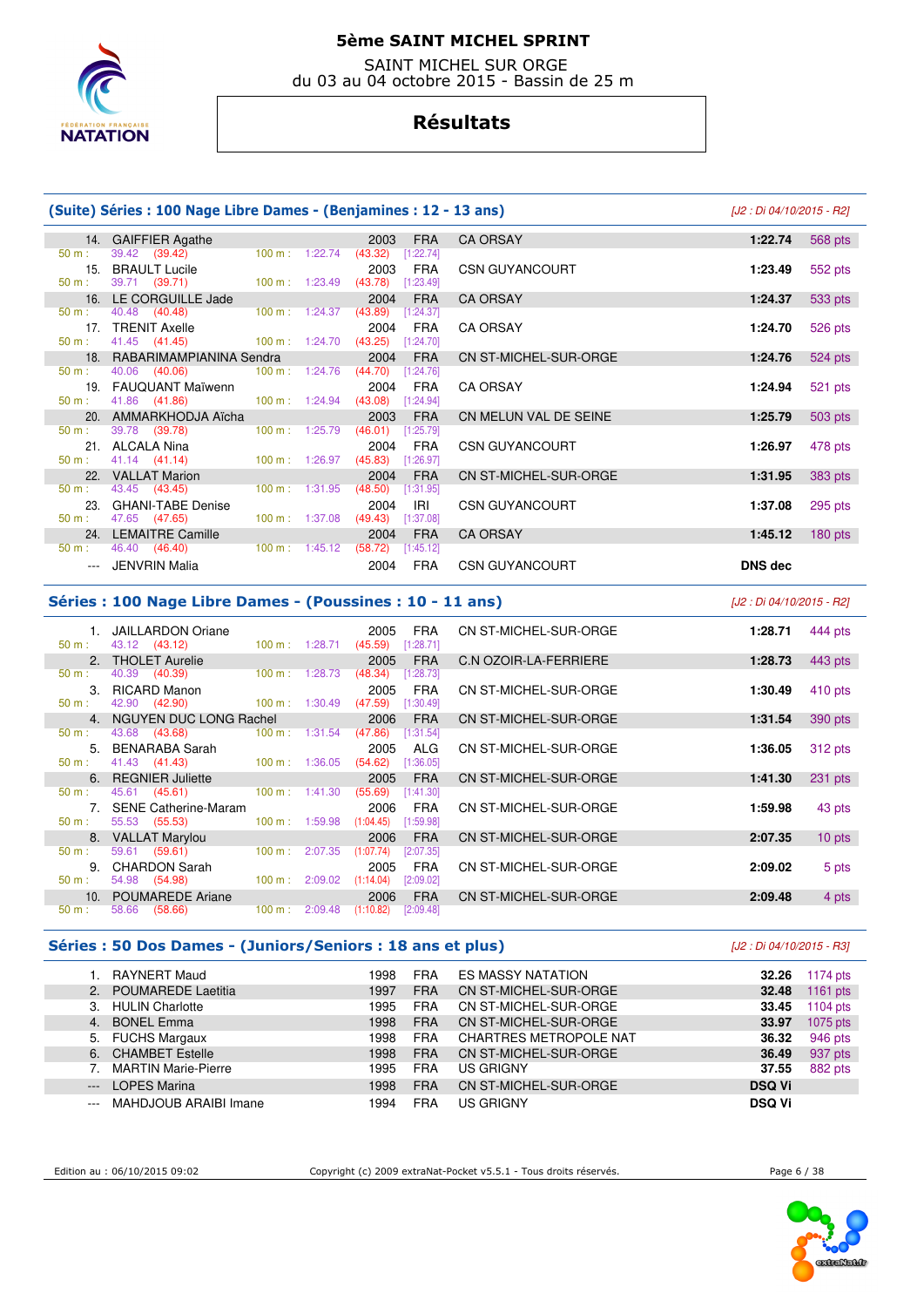# 5ème SAINT MICHEL SPRINT

SAINT MICHEL SUR ORGE
du 03 au 04 octobre 2015 - Bassin de 25 m

## Résultats

### (Suite) Séries : 100 Nage Libre Dames - (Benjamines : 12 - 13 ans)

[J2 : Di 04/10/2015 - R2]

| Rang | Nom | Année | Nat. | Club | Temps | Points |
|---|---|---|---|---|---|---|
| 14. | GAIFFIER Agathe | 2003 | FRA | CA ORSAY | 1:22.74 | 568 pts |
| | 50 m : 39.42 (39.42) 100 m : 1:22.74 (43.32) [1:22.74] | | | | | |
| 15. | BRAULT Lucile | 2003 | FRA | CSN GUYANCOURT | 1:23.49 | 552 pts |
| | 50 m : 39.71 (39.71) 100 m : 1:23.49 (43.78) [1:23.49] | | | | | |
| 16. | LE CORGUILLE Jade | 2004 | FRA | CA ORSAY | 1:24.37 | 533 pts |
| | 50 m : 40.48 (40.48) 100 m : 1:24.37 (43.89) [1:24.37] | | | | | |
| 17. | TRENIT Axelle | 2004 | FRA | CA ORSAY | 1:24.70 | 526 pts |
| | 50 m : 41.45 (41.45) 100 m : 1:24.70 (43.25) [1:24.70] | | | | | |
| 18. | RABARIMAMPIANINA Sendra | 2004 | FRA | CN ST-MICHEL-SUR-ORGE | 1:24.76 | 524 pts |
| | 50 m : 40.06 (40.06) 100 m : 1:24.76 (44.70) [1:24.76] | | | | | |
| 19. | FAUQUANT Maïwenn | 2004 | FRA | CA ORSAY | 1:24.94 | 521 pts |
| | 50 m : 41.86 (41.86) 100 m : 1:24.94 (43.08) [1:24.94] | | | | | |
| 20. | AMMARKHODJA Aïcha | 2003 | FRA | CN MELUN VAL DE SEINE | 1:25.79 | 503 pts |
| | 50 m : 39.78 (39.78) 100 m : 1:25.79 (46.01) [1:25.79] | | | | | |
| 21. | ALCALA Nina | 2004 | FRA | CSN GUYANCOURT | 1:26.97 | 478 pts |
| | 50 m : 41.14 (41.14) 100 m : 1:26.97 (45.83) [1:26.97] | | | | | |
| 22. | VALLAT Marion | 2004 | FRA | CN ST-MICHEL-SUR-ORGE | 1:31.95 | 383 pts |
| | 50 m : 43.45 (43.45) 100 m : 1:31.95 (48.50) [1:31.95] | | | | | |
| 23. | GHANI-TABE Denise | 2004 | IRI | CSN GUYANCOURT | 1:37.08 | 295 pts |
| | 50 m : 47.65 (47.65) 100 m : 1:37.08 (49.43) [1:37.08] | | | | | |
| 24. | LEMAITRE Camille | 2004 | FRA | CA ORSAY | 1:45.12 | 180 pts |
| | 50 m : 46.40 (46.40) 100 m : 1:45.12 (58.72) [1:45.12] | | | | | |
| --- | JENVRIN Malia | 2004 | FRA | CSN GUYANCOURT | DNS dec | |

### Séries : 100 Nage Libre Dames - (Poussines : 10 - 11 ans)

[J2 : Di 04/10/2015 - R2]

| Rang | Nom | Année | Nat. | Club | Temps | Points |
|---|---|---|---|---|---|---|
| 1. | JAILLARDON Oriane | 2005 | FRA | CN ST-MICHEL-SUR-ORGE | 1:28.71 | 444 pts |
| | 50 m : 43.12 (43.12) 100 m : 1:28.71 (45.59) [1:28.71] | | | | | |
| 2. | THOLET Aurelie | 2005 | FRA | C.N OZOIR-LA-FERRIERE | 1:28.73 | 443 pts |
| | 50 m : 40.39 (40.39) 100 m : 1:28.73 (48.34) [1:28.73] | | | | | |
| 3. | RICARD Manon | 2005 | FRA | CN ST-MICHEL-SUR-ORGE | 1:30.49 | 410 pts |
| | 50 m : 42.90 (42.90) 100 m : 1:30.49 (47.59) [1:30.49] | | | | | |
| 4. | NGUYEN DUC LONG Rachel | 2006 | FRA | CN ST-MICHEL-SUR-ORGE | 1:31.54 | 390 pts |
| | 50 m : 43.68 (43.68) 100 m : 1:31.54 (47.86) [1:31.54] | | | | | |
| 5. | BENARABA Sarah | 2005 | ALG | CN ST-MICHEL-SUR-ORGE | 1:36.05 | 312 pts |
| | 50 m : 41.43 (41.43) 100 m : 1:36.05 (54.62) [1:36.05] | | | | | |
| 6. | REGNIER Juliette | 2005 | FRA | CN ST-MICHEL-SUR-ORGE | 1:41.30 | 231 pts |
| | 50 m : 45.61 (45.61) 100 m : 1:41.30 (55.69) [1:41.30] | | | | | |
| 7. | SENE Catherine-Maram | 2006 | FRA | CN ST-MICHEL-SUR-ORGE | 1:59.98 | 43 pts |
| | 50 m : 55.53 (55.53) 100 m : 1:59.98 (1:04.45) [1:59.98] | | | | | |
| 8. | VALLAT Marylou | 2006 | FRA | CN ST-MICHEL-SUR-ORGE | 2:07.35 | 10 pts |
| | 50 m : 59.61 (59.61) 100 m : 2:07.35 (1:07.74) [2:07.35] | | | | | |
| 9. | CHARDON Sarah | 2005 | FRA | CN ST-MICHEL-SUR-ORGE | 2:09.02 | 5 pts |
| | 50 m : 54.98 (54.98) 100 m : 2:09.02 (1:14.04) [2:09.02] | | | | | |
| 10. | POUMAREDE Ariane | 2006 | FRA | CN ST-MICHEL-SUR-ORGE | 2:09.48 | 4 pts |
| | 50 m : 58.66 (58.66) 100 m : 2:09.48 (1:10.82) [2:09.48] | | | | | |

### Séries : 50 Dos Dames - (Juniors/Seniors : 18 ans et plus)

[J2 : Di 04/10/2015 - R3]

| Rang | Nom | Année | Nat. | Club | Temps | Points |
|---|---|---|---|---|---|---|
| 1. | RAYNERT Maud | 1998 | FRA | ES MASSY NATATION | 32.26 | 1174 pts |
| 2. | POUMAREDE Laetitia | 1997 | FRA | CN ST-MICHEL-SUR-ORGE | 32.48 | 1161 pts |
| 3. | HULIN Charlotte | 1995 | FRA | CN ST-MICHEL-SUR-ORGE | 33.45 | 1104 pts |
| 4. | BONEL Emma | 1998 | FRA | CN ST-MICHEL-SUR-ORGE | 33.97 | 1075 pts |
| 5. | FUCHS Margaux | 1998 | FRA | CHARTRES METROPOLE NAT | 36.32 | 946 pts |
| 6. | CHAMBET Estelle | 1998 | FRA | CN ST-MICHEL-SUR-ORGE | 36.49 | 937 pts |
| 7. | MARTIN Marie-Pierre | 1995 | FRA | US GRIGNY | 37.55 | 882 pts |
| --- | LOPES Marina | 1998 | FRA | CN ST-MICHEL-SUR-ORGE | DSQ Vi | |
| --- | MAHDJOUB ARAIBI Imane | 1994 | FRA | US GRIGNY | DSQ Vi | |

Edition au : 06/10/2015 09:02 — Copyright (c) 2009 extraNat-Pocket v5.5.1 - Tous droits réservés.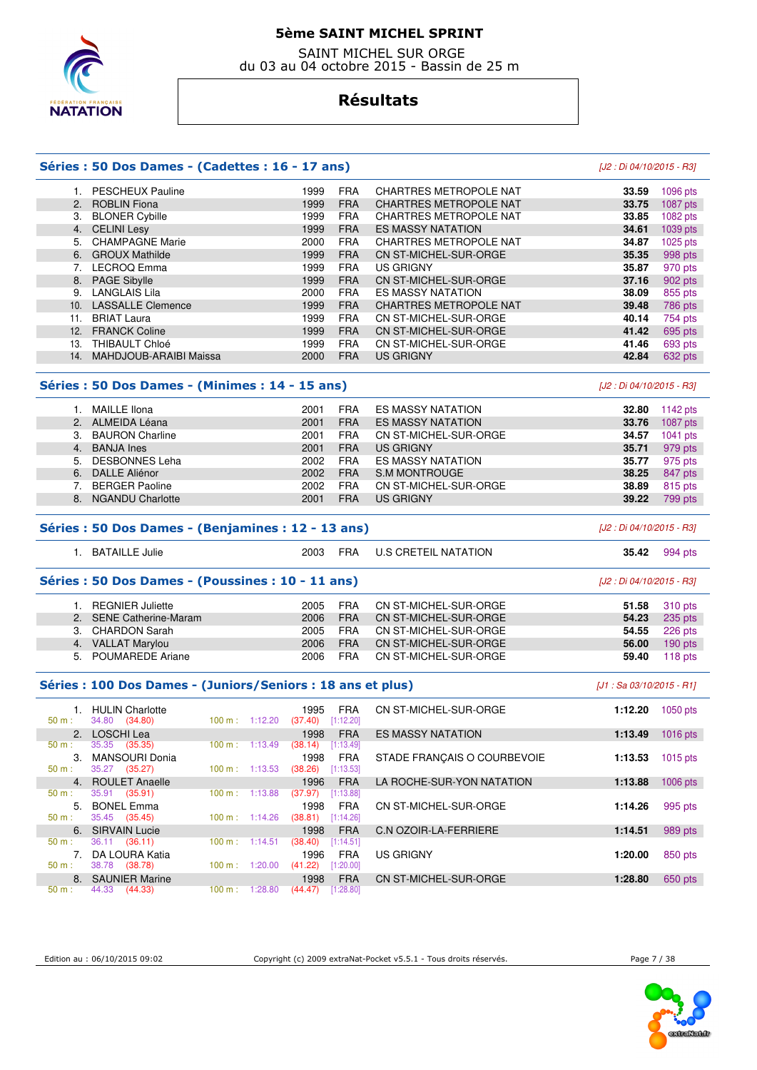# 5ème SAINT MICHEL SPRINT

SAINT MICHEL SUR ORGE
du 03 au 04 octobre 2015 - Bassin de 25 m

## Résultats

### Séries : 50 Dos Dames - (Cadettes : 16 - 17 ans)

*[J2 : Di 04/10/2015 - R3]*

| | Nom | Année | Nat. | Club | Temps | Points |
|---|---|---|---|---|---|---|
| 1. | PESCHEUX Pauline | 1999 | FRA | CHARTRES METROPOLE NAT | **33.59** | 1096 pts |
| 2. | ROBLIN Fiona | 1999 | FRA | CHARTRES METROPOLE NAT | **33.75** | 1087 pts |
| 3. | BLONER Cybille | 1999 | FRA | CHARTRES METROPOLE NAT | **33.85** | 1082 pts |
| 4. | CELINI Lesy | 1999 | FRA | ES MASSY NATATION | **34.61** | 1039 pts |
| 5. | CHAMPAGNE Marie | 2000 | FRA | CHARTRES METROPOLE NAT | **34.87** | 1025 pts |
| 6. | GROUX Mathilde | 1999 | FRA | CN ST-MICHEL-SUR-ORGE | **35.35** | 998 pts |
| 7. | LECROQ Emma | 1999 | FRA | US GRIGNY | **35.87** | 970 pts |
| 8. | PAGE Sibylle | 1999 | FRA | CN ST-MICHEL-SUR-ORGE | **37.16** | 902 pts |
| 9. | LANGLAIS Lila | 2000 | FRA | ES MASSY NATATION | **38.09** | 855 pts |
| 10. | LASSALLE Clemence | 1999 | FRA | CHARTRES METROPOLE NAT | **39.48** | 786 pts |
| 11. | BRIAT Laura | 1999 | FRA | CN ST-MICHEL-SUR-ORGE | **40.14** | 754 pts |
| 12. | FRANCK Coline | 1999 | FRA | CN ST-MICHEL-SUR-ORGE | **41.42** | 695 pts |
| 13. | THIBAULT Chloé | 1999 | FRA | CN ST-MICHEL-SUR-ORGE | **41.46** | 693 pts |
| 14. | MAHDJOUB-ARAIBI Maissa | 2000 | FRA | US GRIGNY | **42.84** | 632 pts |

### Séries : 50 Dos Dames - (Minimes : 14 - 15 ans)

*[J2 : Di 04/10/2015 - R3]*

| | Nom | Année | Nat. | Club | Temps | Points |
|---|---|---|---|---|---|---|
| 1. | MAILLE Ilona | 2001 | FRA | ES MASSY NATATION | **32.80** | 1142 pts |
| 2. | ALMEIDA Léana | 2001 | FRA | ES MASSY NATATION | **33.76** | 1087 pts |
| 3. | BAURON Charline | 2001 | FRA | CN ST-MICHEL-SUR-ORGE | **34.57** | 1041 pts |
| 4. | BANJA Ines | 2001 | FRA | US GRIGNY | **35.71** | 979 pts |
| 5. | DESBONNES Leha | 2002 | FRA | ES MASSY NATATION | **35.77** | 975 pts |
| 6. | DALLE Aliénor | 2002 | FRA | S.M MONTROUGE | **38.25** | 847 pts |
| 7. | BERGER Paoline | 2002 | FRA | CN ST-MICHEL-SUR-ORGE | **38.89** | 815 pts |
| 8. | NGANDU Charlotte | 2001 | FRA | US GRIGNY | **39.22** | 799 pts |

### Séries : 50 Dos Dames - (Benjamines : 12 - 13 ans)

*[J2 : Di 04/10/2015 - R3]*

| | Nom | Année | Nat. | Club | Temps | Points |
|---|---|---|---|---|---|---|
| 1. | BATAILLE Julie | 2003 | FRA | U.S CRETEIL NATATION | **35.42** | 994 pts |

### Séries : 50 Dos Dames - (Poussines : 10 - 11 ans)

*[J2 : Di 04/10/2015 - R3]*

| | Nom | Année | Nat. | Club | Temps | Points |
|---|---|---|---|---|---|---|
| 1. | REGNIER Juliette | 2005 | FRA | CN ST-MICHEL-SUR-ORGE | **51.58** | 310 pts |
| 2. | SENE Catherine-Maram | 2006 | FRA | CN ST-MICHEL-SUR-ORGE | **54.23** | 235 pts |
| 3. | CHARDON Sarah | 2005 | FRA | CN ST-MICHEL-SUR-ORGE | **54.55** | 226 pts |
| 4. | VALLAT Marylou | 2006 | FRA | CN ST-MICHEL-SUR-ORGE | **56.00** | 190 pts |
| 5. | POUMAREDE Ariane | 2006 | FRA | CN ST-MICHEL-SUR-ORGE | **59.40** | 118 pts |

### Séries : 100 Dos Dames - (Juniors/Seniors : 18 ans et plus)

*[J1 : Sa 03/10/2015 - R1]*

| | Nom | Année | Nat. | Club | Temps | Points |
|---|---|---|---|---|---|---|
| 1. | HULIN Charlotte | 1995 | FRA | CN ST-MICHEL-SUR-ORGE | **1:12.20** | 1050 pts |
| | 50 m : 34.80 (34.80) — 100 m : 1:12.20 (37.40) [1:12.20] | | | | | |
| 2. | LOSCHI Lea | 1998 | FRA | ES MASSY NATATION | **1:13.49** | 1016 pts |
| | 50 m : 35.35 (35.35) — 100 m : 1:13.49 (38.14) [1:13.49] | | | | | |
| 3. | MANSOURI Donia | 1998 | FRA | STADE FRANÇAIS O COURBEVOIE | **1:13.53** | 1015 pts |
| | 50 m : 35.27 (35.27) — 100 m : 1:13.53 (38.26) [1:13.53] | | | | | |
| 4. | ROULET Anaelle | 1996 | FRA | LA ROCHE-SUR-YON NATATION | **1:13.88** | 1006 pts |
| | 50 m : 35.91 (35.91) — 100 m : 1:13.88 (37.97) [1:13.88] | | | | | |
| 5. | BONEL Emma | 1998 | FRA | CN ST-MICHEL-SUR-ORGE | **1:14.26** | 995 pts |
| | 50 m : 35.45 (35.45) — 100 m : 1:14.26 (38.81) [1:14.26] | | | | | |
| 6. | SIRVAIN Lucie | 1998 | FRA | C.N OZOIR-LA-FERRIERE | **1:14.51** | 989 pts |
| | 50 m : 36.11 (36.11) — 100 m : 1:14.51 (38.40) [1:14.51] | | | | | |
| 7. | DA LOURA Katia | 1996 | FRA | US GRIGNY | **1:20.00** | 850 pts |
| | 50 m : 38.78 (38.78) — 100 m : 1:20.00 (41.22) [1:20.00] | | | | | |
| 8. | SAUNIER Marine | 1998 | FRA | CN ST-MICHEL-SUR-ORGE | **1:28.80** | 650 pts |
| | 50 m : 44.33 (44.33) — 100 m : 1:28.80 (44.47) [1:28.80] | | | | | |

Edition au : 06/10/2015 09:02 — Copyright (c) 2009 extraNat-Pocket v5.5.1 - Tous droits réservés.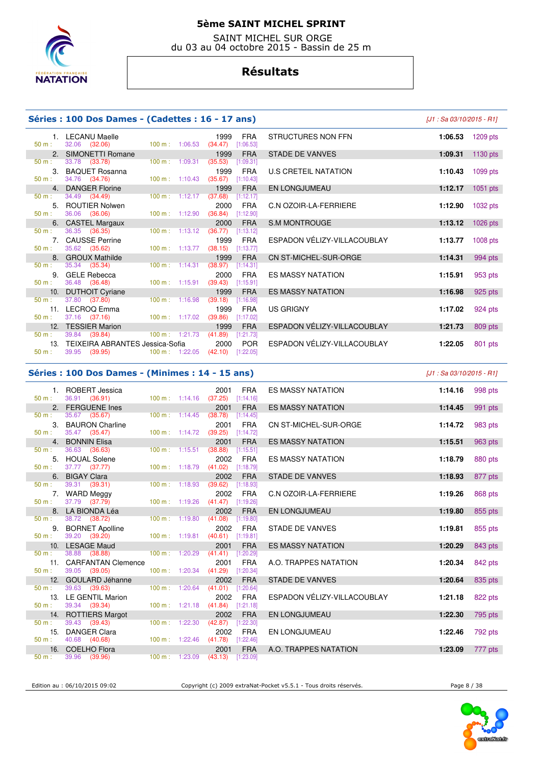# 5ème SAINT MICHEL SPRINT

SAINT MICHEL SUR ORGE
du 03 au 04 octobre 2015 - Bassin de 25 m

## Résultats

### Séries : 100 Dos Dames - (Cadettes : 16 - 17 ans)

*[J1 : Sa 03/10/2015 - R1]*

| Rg | Nom | 50 m | 100 m | Année | Nat. | Club | Temps | Points |
|---|---|---|---|---|---|---|---|---|
| 1. | LECANU Maelle | 32.06 (32.06) | 1:06.53 (34.47) [1:06.53] | 1999 | FRA | STRUCTURES NON FFN | 1:06.53 | 1209 pts |
| 2. | SIMONETTI Romane | 33.78 (33.78) | 1:09.31 (35.53) [1:09.31] | 1999 | FRA | STADE DE VANVES | 1:09.31 | 1130 pts |
| 3. | BAQUET Rosanna | 34.76 (34.76) | 1:10.43 (35.67) [1:10.43] | 1999 | FRA | U.S CRETEIL NATATION | 1:10.43 | 1099 pts |
| 4. | DANGER Florine | 34.49 (34.49) | 1:12.17 (37.68) [1:12.17] | 1999 | FRA | EN LONGJUMEAU | 1:12.17 | 1051 pts |
| 5. | ROUTIER Nolwen | 36.06 (36.06) | 1:12.90 (36.84) [1:12.90] | 2000 | FRA | C.N OZOIR-LA-FERRIERE | 1:12.90 | 1032 pts |
| 6. | CASTEL Margaux | 36.35 (36.35) | 1:13.12 (36.77) [1:13.12] | 2000 | FRA | S.M MONTROUGE | 1:13.12 | 1026 pts |
| 7. | CAUSSE Perrine | 35.62 (35.62) | 1:13.77 (38.15) [1:13.77] | 1999 | FRA | ESPADON VÉLIZY-VILLACOUBLAY | 1:13.77 | 1008 pts |
| 8. | GROUX Mathilde | 35.34 (35.34) | 1:14.31 (38.97) [1:14.31] | 1999 | FRA | CN ST-MICHEL-SUR-ORGE | 1:14.31 | 994 pts |
| 9. | GELE Rebecca | 36.48 (36.48) | 1:15.91 (39.43) [1:15.91] | 2000 | FRA | ES MASSY NATATION | 1:15.91 | 953 pts |
| 10. | DUTHOIT Cyriane | 37.80 (37.80) | 1:16.98 (39.18) [1:16.98] | 1999 | FRA | ES MASSY NATATION | 1:16.98 | 925 pts |
| 11. | LECROQ Emma | 37.16 (37.16) | 1:17.02 (39.86) [1:17.02] | 1999 | FRA | US GRIGNY | 1:17.02 | 924 pts |
| 12. | TESSIER Marion | 39.84 (39.84) | 1:21.73 (41.89) [1:21.73] | 1999 | FRA | ESPADON VÉLIZY-VILLACOUBLAY | 1:21.73 | 809 pts |
| 13. | TEIXEIRA ABRANTES Jessica-Sofia | 39.95 (39.95) | 1:22.05 (42.10) [1:22.05] | 2000 | POR | ESPADON VÉLIZY-VILLACOUBLAY | 1:22.05 | 801 pts |

### Séries : 100 Dos Dames - (Minimes : 14 - 15 ans)

*[J1 : Sa 03/10/2015 - R1]*

| Rg | Nom | 50 m | 100 m | Année | Nat. | Club | Temps | Points |
|---|---|---|---|---|---|---|---|---|
| 1. | ROBERT Jessica | 36.91 (36.91) | 1:14.16 (37.25) [1:14.16] | 2001 | FRA | ES MASSY NATATION | 1:14.16 | 998 pts |
| 2. | FERGUENE Ines | 35.67 (35.67) | 1:14.45 (38.78) [1:14.45] | 2001 | FRA | ES MASSY NATATION | 1:14.45 | 991 pts |
| 3. | BAURON Charline | 35.47 (35.47) | 1:14.72 (39.25) [1:14.72] | 2001 | FRA | CN ST-MICHEL-SUR-ORGE | 1:14.72 | 983 pts |
| 4. | BONNIN Elisa | 36.63 (36.63) | 1:15.51 (38.88) [1:15.51] | 2001 | FRA | ES MASSY NATATION | 1:15.51 | 963 pts |
| 5. | HOUAL Solene | 37.77 (37.77) | 1:18.79 (41.02) [1:18.79] | 2002 | FRA | ES MASSY NATATION | 1:18.79 | 880 pts |
| 6. | BIGAY Clara | 39.31 (39.31) | 1:18.93 (39.62) [1:18.93] | 2002 | FRA | STADE DE VANVES | 1:18.93 | 877 pts |
| 7. | WARD Meggy | 37.79 (37.79) | 1:19.26 (41.47) [1:19.26] | 2002 | FRA | C.N OZOIR-LA-FERRIERE | 1:19.26 | 868 pts |
| 8. | LA BIONDA Léa | 38.72 (38.72) | 1:19.80 (41.08) [1:19.80] | 2002 | FRA | EN LONGJUMEAU | 1:19.80 | 855 pts |
| 9. | BORNET Apolline | 39.20 (39.20) | 1:19.81 (40.61) [1:19.81] | 2002 | FRA | STADE DE VANVES | 1:19.81 | 855 pts |
| 10. | LESAGE Maud | 38.88 (38.88) | 1:20.29 (41.41) [1:20.29] | 2001 | FRA | ES MASSY NATATION | 1:20.29 | 843 pts |
| 11. | CARFANTAN Clemence | 39.05 (39.05) | 1:20.34 (41.29) [1:20.34] | 2001 | FRA | A.O. TRAPPES NATATION | 1:20.34 | 842 pts |
| 12. | GOULARD Jéhanne | 39.63 (39.63) | 1:20.64 (41.01) [1:20.64] | 2002 | FRA | STADE DE VANVES | 1:20.64 | 835 pts |
| 13. | LE GENTIL Marion | 39.34 (39.34) | 1:21.18 (41.84) [1:21.18] | 2002 | FRA | ESPADON VÉLIZY-VILLACOUBLAY | 1:21.18 | 822 pts |
| 14. | ROTTIERS Margot | 39.43 (39.43) | 1:22.30 (42.87) [1:22.30] | 2002 | FRA | EN LONGJUMEAU | 1:22.30 | 795 pts |
| 15. | DANGER Clara | 40.68 (40.68) | 1:22.46 (41.78) [1:22.46] | 2002 | FRA | EN LONGJUMEAU | 1:22.46 | 792 pts |
| 16. | COELHO Flora | 39.96 (39.96) | 1:23.09 (43.13) [1:23.09] | 2001 | FRA | A.O. TRAPPES NATATION | 1:23.09 | 777 pts |

Edition au : 06/10/2015 09:02 — Copyright (c) 2009 extraNat-Pocket v5.5.1 - Tous droits réservés.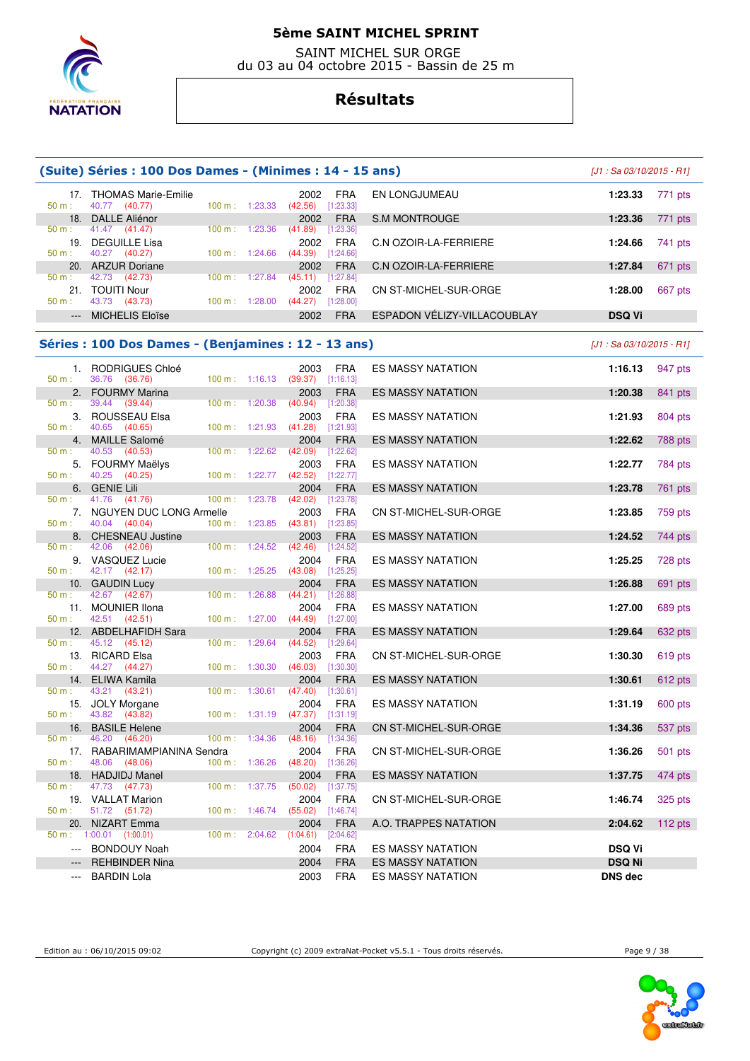# 5ème SAINT MICHEL SPRINT

SAINT MICHEL SUR ORGE
du 03 au 04 octobre 2015 - Bassin de 25 m

## Résultats

### (Suite) Séries : 100 Dos Dames - (Minimes : 14 - 15 ans)

*[J1 : Sa 03/10/2015 - R1]*

| Rang | Nom | Année | Nat. | Club | Temps | Points |
|---|---|---|---|---|---|---|
| 17. | THOMAS Marie-Emilie | 2002 | FRA | EN LONGJUMEAU | **1:23.33** | 771 pts |
| | 50 m : 40.77 (40.77) 100 m : 1:23.33 (42.56) [1:23.33] | | | | | |
| 18. | DALLE Aliénor | 2002 | FRA | S.M MONTROUGE | **1:23.36** | 771 pts |
| | 50 m : 41.47 (41.47) 100 m : 1:23.36 (41.89) [1:23.36] | | | | | |
| 19. | DEGUILLE Lisa | 2002 | FRA | C.N OZOIR-LA-FERRIERE | **1:24.66** | 741 pts |
| | 50 m : 40.27 (40.27) 100 m : 1:24.66 (44.39) [1:24.66] | | | | | |
| 20. | ARZUR Doriane | 2002 | FRA | C.N OZOIR-LA-FERRIERE | **1:27.84** | 671 pts |
| | 50 m : 42.73 (42.73) 100 m : 1:27.84 (45.11) [1:27.84] | | | | | |
| 21. | TOUITI Nour | 2002 | FRA | CN ST-MICHEL-SUR-ORGE | **1:28.00** | 667 pts |
| | 50 m : 43.73 (43.73) 100 m : 1:28.00 (44.27) [1:28.00] | | | | | |
| --- | MICHELIS Eloïse | 2002 | FRA | ESPADON VÉLIZY-VILLACOUBLAY | **DSQ Vi** | |

### Séries : 100 Dos Dames - (Benjamines : 12 - 13 ans)

*[J1 : Sa 03/10/2015 - R1]*

| Rang | Nom | Année | Nat. | Club | Temps | Points |
|---|---|---|---|---|---|---|
| 1. | RODRIGUES Chloé | 2003 | FRA | ES MASSY NATATION | **1:16.13** | 947 pts |
| | 50 m : 36.76 (36.76) 100 m : 1:16.13 (39.37) [1:16.13] | | | | | |
| 2. | FOURMY Marina | 2003 | FRA | ES MASSY NATATION | **1:20.38** | 841 pts |
| | 50 m : 39.44 (39.44) 100 m : 1:20.38 (40.94) [1:20.38] | | | | | |
| 3. | ROUSSEAU Elsa | 2003 | FRA | ES MASSY NATATION | **1:21.93** | 804 pts |
| | 50 m : 40.65 (40.65) 100 m : 1:21.93 (41.28) [1:21.93] | | | | | |
| 4. | MAILLE Salomé | 2004 | FRA | ES MASSY NATATION | **1:22.62** | 788 pts |
| | 50 m : 40.53 (40.53) 100 m : 1:22.62 (42.09) [1:22.62] | | | | | |
| 5. | FOURMY Maëlys | 2003 | FRA | ES MASSY NATATION | **1:22.77** | 784 pts |
| | 50 m : 40.25 (40.25) 100 m : 1:22.77 (42.52) [1:22.77] | | | | | |
| 6. | GENIE Lili | 2004 | FRA | ES MASSY NATATION | **1:23.78** | 761 pts |
| | 50 m : 41.76 (41.76) 100 m : 1:23.78 (42.02) [1:23.78] | | | | | |
| 7. | NGUYEN DUC LONG Armelle | 2003 | FRA | CN ST-MICHEL-SUR-ORGE | **1:23.85** | 759 pts |
| | 50 m : 40.04 (40.04) 100 m : 1:23.85 (43.81) [1:23.85] | | | | | |
| 8. | CHESNEAU Justine | 2003 | FRA | ES MASSY NATATION | **1:24.52** | 744 pts |
| | 50 m : 42.06 (42.06) 100 m : 1:24.52 (42.46) [1:24.52] | | | | | |
| 9. | VASQUEZ Lucie | 2004 | FRA | ES MASSY NATATION | **1:25.25** | 728 pts |
| | 50 m : 42.17 (42.17) 100 m : 1:25.25 (43.08) [1:25.25] | | | | | |
| 10. | GAUDIN Lucy | 2004 | FRA | ES MASSY NATATION | **1:26.88** | 691 pts |
| | 50 m : 42.67 (42.67) 100 m : 1:26.88 (44.21) [1:26.88] | | | | | |
| 11. | MOUNIER Ilona | 2004 | FRA | ES MASSY NATATION | **1:27.00** | 689 pts |
| | 50 m : 42.51 (42.51) 100 m : 1:27.00 (44.49) [1:27.00] | | | | | |
| 12. | ABDELHAFIDH Sara | 2004 | FRA | ES MASSY NATATION | **1:29.64** | 632 pts |
| | 50 m : 45.12 (45.12) 100 m : 1:29.64 (44.52) [1:29.64] | | | | | |
| 13. | RICARD Elsa | 2003 | FRA | CN ST-MICHEL-SUR-ORGE | **1:30.30** | 619 pts |
| | 50 m : 44.27 (44.27) 100 m : 1:30.30 (46.03) [1:30.30] | | | | | |
| 14. | ELIWA Kamila | 2004 | FRA | ES MASSY NATATION | **1:30.61** | 612 pts |
| | 50 m : 43.21 (43.21) 100 m : 1:30.61 (47.40) [1:30.61] | | | | | |
| 15. | JOLY Morgane | 2004 | FRA | ES MASSY NATATION | **1:31.19** | 600 pts |
| | 50 m : 43.82 (43.82) 100 m : 1:31.19 (47.37) [1:31.19] | | | | | |
| 16. | BASILE Helene | 2004 | FRA | CN ST-MICHEL-SUR-ORGE | **1:34.36** | 537 pts |
| | 50 m : 46.20 (46.20) 100 m : 1:34.36 (48.16) [1:34.36] | | | | | |
| 17. | RABARIMAMPIANINA Sendra | 2004 | FRA | CN ST-MICHEL-SUR-ORGE | **1:36.26** | 501 pts |
| | 50 m : 48.06 (48.06) 100 m : 1:36.26 (48.20) [1:36.26] | | | | | |
| 18. | HADJIDJ Manel | 2004 | FRA | ES MASSY NATATION | **1:37.75** | 474 pts |
| | 50 m : 47.73 (47.73) 100 m : 1:37.75 (50.02) [1:37.75] | | | | | |
| 19. | VALLAT Marion | 2004 | FRA | CN ST-MICHEL-SUR-ORGE | **1:46.74** | 325 pts |
| | 50 m : 51.72 (51.72) 100 m : 1:46.74 (55.02) [1:46.74] | | | | | |
| 20. | NIZART Emma | 2004 | FRA | A.O. TRAPPES NATATION | **2:04.62** | 112 pts |
| | 50 m : 1:00.01 (1:00.01) 100 m : 2:04.62 (1:04.61) [2:04.62] | | | | | |
| --- | BONDOUY Noah | 2004 | FRA | ES MASSY NATATION | **DSQ Vi** | |
| --- | REHBINDER Nina | 2004 | FRA | ES MASSY NATATION | **DSQ Ni** | |
| --- | BARDIN Lola | 2003 | FRA | ES MASSY NATATION | **DNS dec** | |

Edition au : 06/10/2015 09:02 — Copyright (c) 2009 extraNat-Pocket v5.5.1 - Tous droits réservés.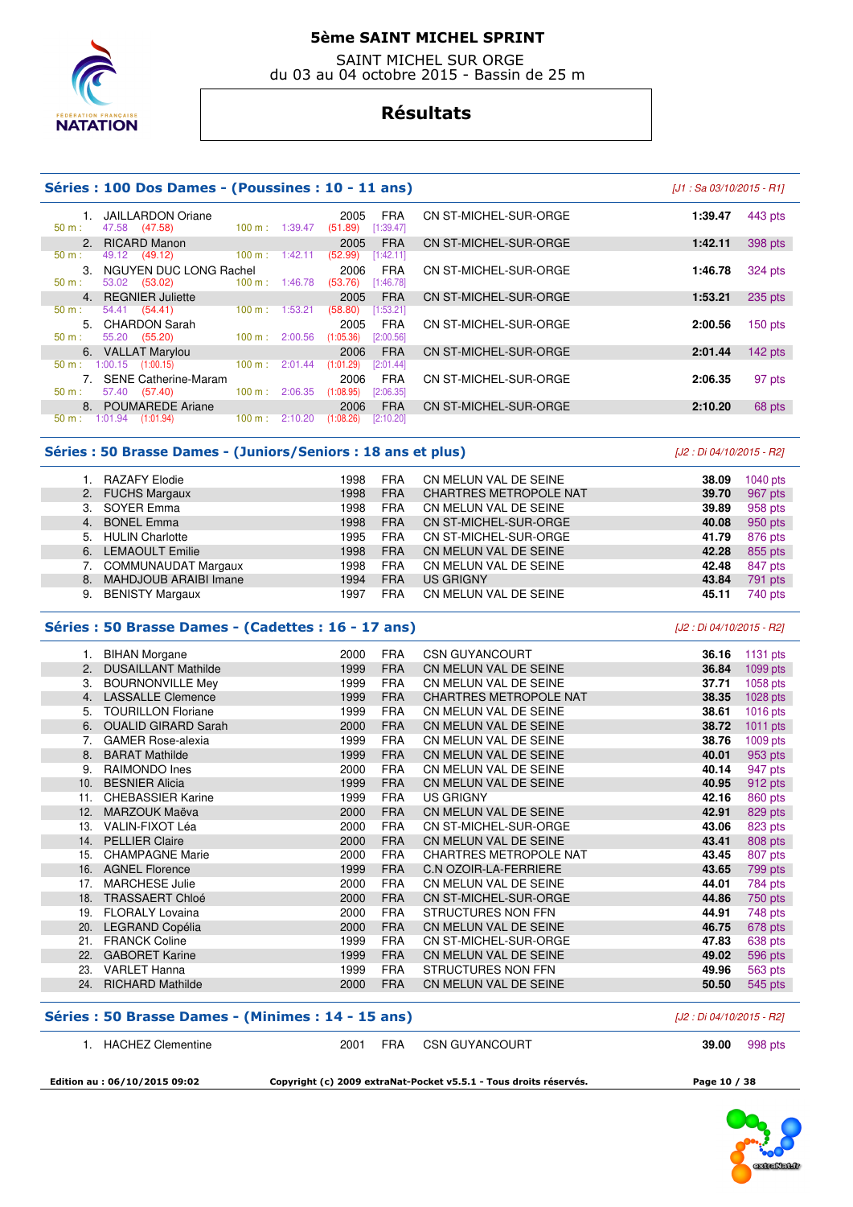# 5ème SAINT MICHEL SPRINT

SAINT MICHEL SUR ORGE
du 03 au 04 octobre 2015 - Bassin de 25 m

## Résultats

### Séries : 100 Dos Dames - (Poussines : 10 - 11 ans)

*[J1 : Sa 03/10/2015 - R1]*

| Rang | Nom | Année | Nat. | Club | Temps | Points |
|---|---|---|---|---|---|---|
| 1. | JAILLARDON Oriane | 2005 | FRA | CN ST-MICHEL-SUR-ORGE | 1:39.47 | 443 pts |
| | 50 m : 47.58 (47.58) — 100 m : 1:39.47 (51.89) [1:39.47] | | | | | |
| 2. | RICARD Manon | 2005 | FRA | CN ST-MICHEL-SUR-ORGE | 1:42.11 | 398 pts |
| | 50 m : 49.12 (49.12) — 100 m : 1:42.11 (52.99) [1:42.11] | | | | | |
| 3. | NGUYEN DUC LONG Rachel | 2006 | FRA | CN ST-MICHEL-SUR-ORGE | 1:46.78 | 324 pts |
| | 50 m : 53.02 (53.02) — 100 m : 1:46.78 (53.76) [1:46.78] | | | | | |
| 4. | REGNIER Juliette | 2005 | FRA | CN ST-MICHEL-SUR-ORGE | 1:53.21 | 235 pts |
| | 50 m : 54.41 (54.41) — 100 m : 1:53.21 (58.80) [1:53.21] | | | | | |
| 5. | CHARDON Sarah | 2005 | FRA | CN ST-MICHEL-SUR-ORGE | 2:00.56 | 150 pts |
| | 50 m : 55.20 (55.20) — 100 m : 2:00.56 (1:05.36) [2:00.56] | | | | | |
| 6. | VALLAT Marylou | 2006 | FRA | CN ST-MICHEL-SUR-ORGE | 2:01.44 | 142 pts |
| | 50 m : 1:00.15 (1:00.15) — 100 m : 2:01.44 (1:01.29) [2:01.44] | | | | | |
| 7. | SENE Catherine-Maram | 2006 | FRA | CN ST-MICHEL-SUR-ORGE | 2:06.35 | 97 pts |
| | 50 m : 57.40 (57.40) — 100 m : 2:06.35 (1:08.95) [2:06.35] | | | | | |
| 8. | POUMAREDE Ariane | 2006 | FRA | CN ST-MICHEL-SUR-ORGE | 2:10.20 | 68 pts |
| | 50 m : 1:01.94 (1:01.94) — 100 m : 2:10.20 (1:08.26) [2:10.20] | | | | | |

### Séries : 50 Brasse Dames - (Juniors/Seniors : 18 ans et plus)

*[J2 : Di 04/10/2015 - R2]*

| Rang | Nom | Année | Nat. | Club | Temps | Points |
|---|---|---|---|---|---|---|
| 1. | RAZAFY Elodie | 1998 | FRA | CN MELUN VAL DE SEINE | 38.09 | 1040 pts |
| 2. | FUCHS Margaux | 1998 | FRA | CHARTRES METROPOLE NAT | 39.70 | 967 pts |
| 3. | SOYER Emma | 1998 | FRA | CN MELUN VAL DE SEINE | 39.89 | 958 pts |
| 4. | BONEL Emma | 1998 | FRA | CN ST-MICHEL-SUR-ORGE | 40.08 | 950 pts |
| 5. | HULIN Charlotte | 1995 | FRA | CN ST-MICHEL-SUR-ORGE | 41.79 | 876 pts |
| 6. | LEMAOULT Emilie | 1998 | FRA | CN MELUN VAL DE SEINE | 42.28 | 855 pts |
| 7. | COMMUNAUDAT Margaux | 1998 | FRA | CN MELUN VAL DE SEINE | 42.48 | 847 pts |
| 8. | MAHDJOUB ARAIBI Imane | 1994 | FRA | US GRIGNY | 43.84 | 791 pts |
| 9. | BENISTY Margaux | 1997 | FRA | CN MELUN VAL DE SEINE | 45.11 | 740 pts |

### Séries : 50 Brasse Dames - (Cadettes : 16 - 17 ans)

*[J2 : Di 04/10/2015 - R2]*

| Rang | Nom | Année | Nat. | Club | Temps | Points |
|---|---|---|---|---|---|---|
| 1. | BIHAN Morgane | 2000 | FRA | CSN GUYANCOURT | 36.16 | 1131 pts |
| 2. | DUSAILLANT Mathilde | 1999 | FRA | CN MELUN VAL DE SEINE | 36.84 | 1099 pts |
| 3. | BOURNONVILLE Mey | 1999 | FRA | CN MELUN VAL DE SEINE | 37.71 | 1058 pts |
| 4. | LASSALLE Clemence | 1999 | FRA | CHARTRES METROPOLE NAT | 38.35 | 1028 pts |
| 5. | TOURILLON Floriane | 1999 | FRA | CN MELUN VAL DE SEINE | 38.61 | 1016 pts |
| 6. | OUALID GIRARD Sarah | 2000 | FRA | CN MELUN VAL DE SEINE | 38.72 | 1011 pts |
| 7. | GAMER Rose-alexia | 1999 | FRA | CN MELUN VAL DE SEINE | 38.76 | 1009 pts |
| 8. | BARAT Mathilde | 1999 | FRA | CN MELUN VAL DE SEINE | 40.01 | 953 pts |
| 9. | RAIMONDO Ines | 2000 | FRA | CN MELUN VAL DE SEINE | 40.14 | 947 pts |
| 10. | BESNIER Alicia | 1999 | FRA | CN MELUN VAL DE SEINE | 40.95 | 912 pts |
| 11. | CHEBASSIER Karine | 1999 | FRA | US GRIGNY | 42.16 | 860 pts |
| 12. | MARZOUK Maëva | 2000 | FRA | CN MELUN VAL DE SEINE | 42.91 | 829 pts |
| 13. | VALIN-FIXOT Léa | 2000 | FRA | CN ST-MICHEL-SUR-ORGE | 43.06 | 823 pts |
| 14. | PELLIER Claire | 2000 | FRA | CN MELUN VAL DE SEINE | 43.41 | 808 pts |
| 15. | CHAMPAGNE Marie | 2000 | FRA | CHARTRES METROPOLE NAT | 43.45 | 807 pts |
| 16. | AGNEL Florence | 1999 | FRA | C.N OZOIR-LA-FERRIERE | 43.65 | 799 pts |
| 17. | MARCHESE Julie | 2000 | FRA | CN MELUN VAL DE SEINE | 44.01 | 784 pts |
| 18. | TRASSAERT Chloé | 2000 | FRA | CN ST-MICHEL-SUR-ORGE | 44.86 | 750 pts |
| 19. | FLORALY Lovaina | 2000 | FRA | STRUCTURES NON FFN | 44.91 | 748 pts |
| 20. | LEGRAND Copélia | 2000 | FRA | CN MELUN VAL DE SEINE | 46.75 | 678 pts |
| 21. | FRANCK Coline | 1999 | FRA | CN ST-MICHEL-SUR-ORGE | 47.83 | 638 pts |
| 22. | GABORET Karine | 1999 | FRA | CN MELUN VAL DE SEINE | 49.02 | 596 pts |
| 23. | VARLET Hanna | 1999 | FRA | STRUCTURES NON FFN | 49.96 | 563 pts |
| 24. | RICHARD Mathilde | 2000 | FRA | CN MELUN VAL DE SEINE | 50.50 | 545 pts |

### Séries : 50 Brasse Dames - (Minimes : 14 - 15 ans)

*[J2 : Di 04/10/2015 - R2]*

| Rang | Nom | Année | Nat. | Club | Temps | Points |
|---|---|---|---|---|---|---|
| 1. | HACHEZ Clementine | 2001 | FRA | CSN GUYANCOURT | 39.00 | 998 pts |

Edition au : 06/10/2015 09:02 — Copyright (c) 2009 extraNat-Pocket v5.5.1 - Tous droits réservés.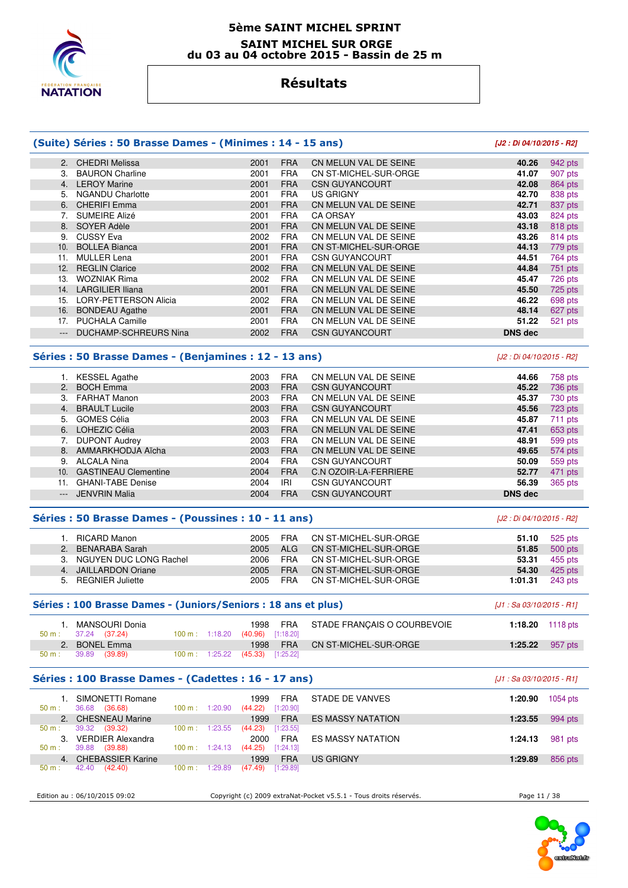# 5ème SAINT MICHEL SPRINT

## SAINT MICHEL SUR ORGE
## du 03 au 04 octobre 2015 - Bassin de 25 m

# Résultats

### (Suite) Séries : 50 Brasse Dames - (Minimes : 14 - 15 ans)

*[J2 : Di 04/10/2015 - R2]*

| Rang | Nom | Année | Nat. | Club | Temps | Points |
|---|---|---|---|---|---|---|
| 2. | CHEDRI Melissa | 2001 | FRA | CN MELUN VAL DE SEINE | 40.26 | 942 pts |
| 3. | BAURON Charline | 2001 | FRA | CN ST-MICHEL-SUR-ORGE | 41.07 | 907 pts |
| 4. | LEROY Marine | 2001 | FRA | CSN GUYANCOURT | 42.08 | 864 pts |
| 5. | NGANDU Charlotte | 2001 | FRA | US GRIGNY | 42.70 | 838 pts |
| 6. | CHERIFI Emma | 2001 | FRA | CN MELUN VAL DE SEINE | 42.71 | 837 pts |
| 7. | SUMEIRE Alizé | 2001 | FRA | CA ORSAY | 43.03 | 824 pts |
| 8. | SOYER Adèle | 2001 | FRA | CN MELUN VAL DE SEINE | 43.18 | 818 pts |
| 9. | CUSSY Eva | 2002 | FRA | CN MELUN VAL DE SEINE | 43.26 | 814 pts |
| 10. | BOLLEA Bianca | 2001 | FRA | CN ST-MICHEL-SUR-ORGE | 44.13 | 779 pts |
| 11. | MULLER Lena | 2001 | FRA | CSN GUYANCOURT | 44.51 | 764 pts |
| 12. | REGLIN Clarice | 2002 | FRA | CN MELUN VAL DE SEINE | 44.84 | 751 pts |
| 13. | WOZNIAK Rima | 2002 | FRA | CN MELUN VAL DE SEINE | 45.47 | 726 pts |
| 14. | LARGILIER Iliana | 2001 | FRA | CN MELUN VAL DE SEINE | 45.50 | 725 pts |
| 15. | LORY-PETTERSON Alicia | 2002 | FRA | CN MELUN VAL DE SEINE | 46.22 | 698 pts |
| 16. | BONDEAU Agathe | 2001 | FRA | CN MELUN VAL DE SEINE | 48.14 | 627 pts |
| 17. | PUCHALA Camille | 2001 | FRA | CN MELUN VAL DE SEINE | 51.22 | 521 pts |
| --- | DUCHAMP-SCHREURS Nina | 2002 | FRA | CSN GUYANCOURT | DNS dec | |

### Séries : 50 Brasse Dames - (Benjamines : 12 - 13 ans)

*[J2 : Di 04/10/2015 - R2]*

| Rang | Nom | Année | Nat. | Club | Temps | Points |
|---|---|---|---|---|---|---|
| 1. | KESSEL Agathe | 2003 | FRA | CN MELUN VAL DE SEINE | 44.66 | 758 pts |
| 2. | BOCH Emma | 2003 | FRA | CSN GUYANCOURT | 45.22 | 736 pts |
| 3. | FARHAT Manon | 2003 | FRA | CN MELUN VAL DE SEINE | 45.37 | 730 pts |
| 4. | BRAULT Lucile | 2003 | FRA | CSN GUYANCOURT | 45.56 | 723 pts |
| 5. | GOMES Célia | 2003 | FRA | CN MELUN VAL DE SEINE | 45.87 | 711 pts |
| 6. | LOHEZIC Célia | 2003 | FRA | CN MELUN VAL DE SEINE | 47.41 | 653 pts |
| 7. | DUPONT Audrey | 2003 | FRA | CN MELUN VAL DE SEINE | 48.91 | 599 pts |
| 8. | AMMARKHODJA Aïcha | 2003 | FRA | CN MELUN VAL DE SEINE | 49.65 | 574 pts |
| 9. | ALCALA Nina | 2004 | FRA | CSN GUYANCOURT | 50.09 | 559 pts |
| 10. | GASTINEAU Clementine | 2004 | FRA | C.N OZOIR-LA-FERRIERE | 52.77 | 471 pts |
| 11. | GHANI-TABE Denise | 2004 | IRI | CSN GUYANCOURT | 56.39 | 365 pts |
| --- | JENVRIN Malia | 2004 | FRA | CSN GUYANCOURT | DNS dec | |

### Séries : 50 Brasse Dames - (Poussines : 10 - 11 ans)

*[J2 : Di 04/10/2015 - R2]*

| Rang | Nom | Année | Nat. | Club | Temps | Points |
|---|---|---|---|---|---|---|
| 1. | RICARD Manon | 2005 | FRA | CN ST-MICHEL-SUR-ORGE | 51.10 | 525 pts |
| 2. | BENARABA Sarah | 2005 | ALG | CN ST-MICHEL-SUR-ORGE | 51.85 | 500 pts |
| 3. | NGUYEN DUC LONG Rachel | 2006 | FRA | CN ST-MICHEL-SUR-ORGE | 53.31 | 455 pts |
| 4. | JAILLARDON Oriane | 2005 | FRA | CN ST-MICHEL-SUR-ORGE | 54.30 | 425 pts |
| 5. | REGNIER Juliette | 2005 | FRA | CN ST-MICHEL-SUR-ORGE | 1:01.31 | 243 pts |

### Séries : 100 Brasse Dames - (Juniors/Seniors : 18 ans et plus)

*[J1 : Sa 03/10/2015 - R1]*

| Rang | Nom | Année | Nat. | Club | Temps | Points |
|---|---|---|---|---|---|---|
| 1. | MANSOURI Donia | 1998 | FRA | STADE FRANÇAIS O COURBEVOIE | 1:18.20 | 1118 pts |
| | 50 m : 37.24 (37.24) — 100 m : 1:18.20 (40.96) [1:18.20] | | | | | |
| 2. | BONEL Emma | 1998 | FRA | CN ST-MICHEL-SUR-ORGE | 1:25.22 | 957 pts |
| | 50 m : 39.89 (39.89) — 100 m : 1:25.22 (45.33) [1:25.22] | | | | | |

### Séries : 100 Brasse Dames - (Cadettes : 16 - 17 ans)

*[J1 : Sa 03/10/2015 - R1]*

| Rang | Nom | Année | Nat. | Club | Temps | Points |
|---|---|---|---|---|---|---|
| 1. | SIMONETTI Romane | 1999 | FRA | STADE DE VANVES | 1:20.90 | 1054 pts |
| | 50 m : 36.68 (36.68) — 100 m : 1:20.90 (44.22) [1:20.90] | | | | | |
| 2. | CHESNEAU Marine | 1999 | FRA | ES MASSY NATATION | 1:23.55 | 994 pts |
| | 50 m : 39.32 (39.32) — 100 m : 1:23.55 (44.23) [1:23.55] | | | | | |
| 3. | VERDIER Alexandra | 2000 | FRA | ES MASSY NATATION | 1:24.13 | 981 pts |
| | 50 m : 39.88 (39.88) — 100 m : 1:24.13 (44.25) [1:24.13] | | | | | |
| 4. | CHEBASSIER Karine | 1999 | FRA | US GRIGNY | 1:29.89 | 856 pts |
| | 50 m : 42.40 (42.40) — 100 m : 1:29.89 (47.49) [1:29.89] | | | | | |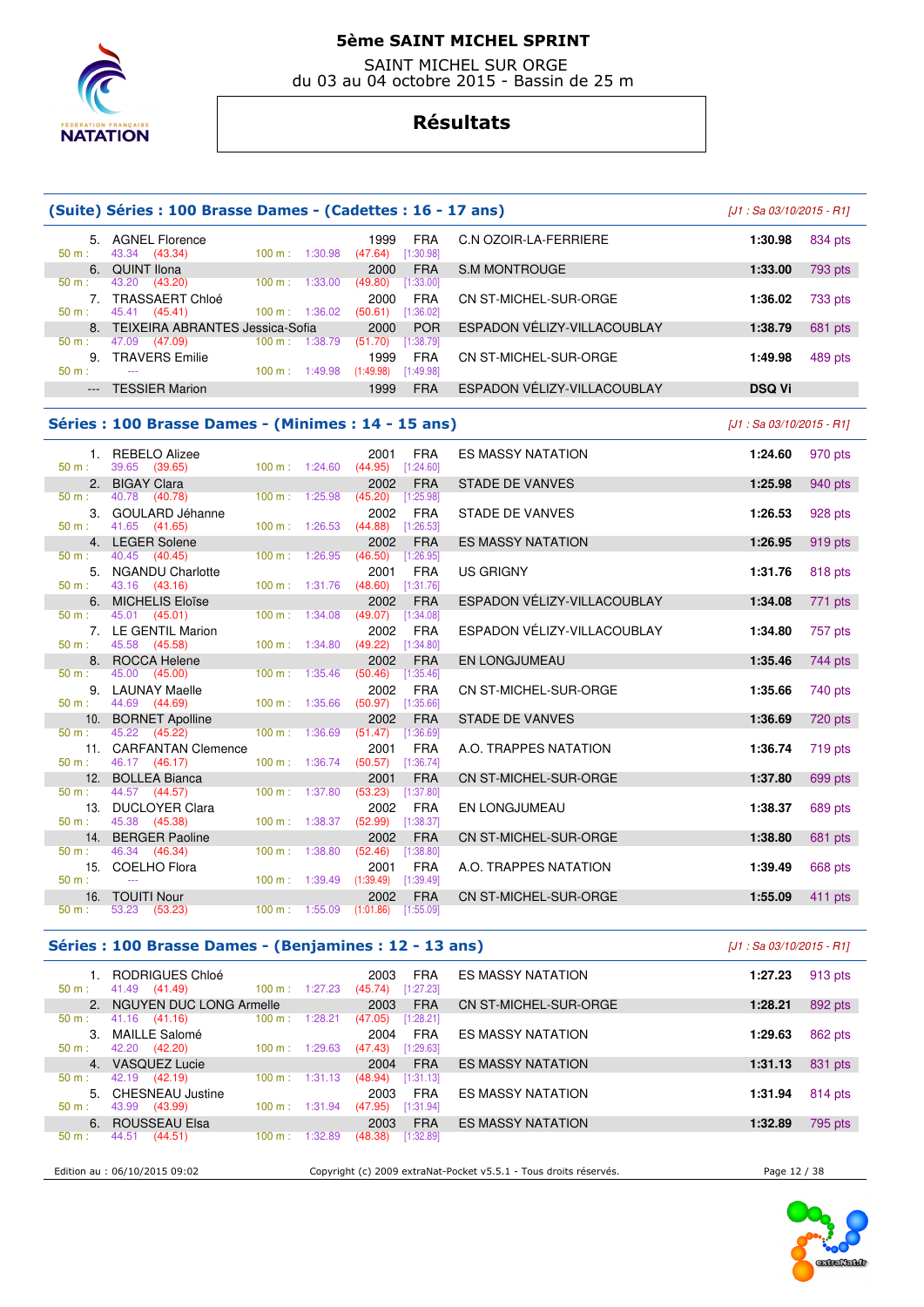# 5ème SAINT MICHEL SPRINT

SAINT MICHEL SUR ORGE
du 03 au 04 octobre 2015 - Bassin de 25 m

## Résultats

### (Suite) Séries : 100 Brasse Dames - (Cadettes : 16 - 17 ans)

[J1 : Sa 03/10/2015 - R1]

| Rang | Nom | Année | Nat. | Club | Temps | Points |
|---|---|---|---|---|---|---|
| 5. | AGNEL Florence | 1999 | FRA | C.N OZOIR-LA-FERRIERE | 1:30.98 | 834 pts |
| | 50 m : 43.34 (43.34) — 100 m : 1:30.98 (47.64) [1:30.98] | | | | | |
| 6. | QUINT Ilona | 2000 | FRA | S.M MONTROUGE | 1:33.00 | 793 pts |
| | 50 m : 43.20 (43.20) — 100 m : 1:33.00 (49.80) [1:33.00] | | | | | |
| 7. | TRASSAERT Chloé | 2000 | FRA | CN ST-MICHEL-SUR-ORGE | 1:36.02 | 733 pts |
| | 50 m : 45.41 (45.41) — 100 m : 1:36.02 (50.61) [1:36.02] | | | | | |
| 8. | TEIXEIRA ABRANTES Jessica-Sofia | 2000 | POR | ESPADON VÉLIZY-VILLACOUBLAY | 1:38.79 | 681 pts |
| | 50 m : 47.09 (47.09) — 100 m : 1:38.79 (51.70) [1:38.79] | | | | | |
| 9. | TRAVERS Emilie | 1999 | FRA | CN ST-MICHEL-SUR-ORGE | 1:49.98 | 489 pts |
| | 50 m : --- — 100 m : 1:49.98 (1:49.98) [1:49.98] | | | | | |
| --- | TESSIER Marion | 1999 | FRA | ESPADON VÉLIZY-VILLACOUBLAY | DSQ Vi | |

### Séries : 100 Brasse Dames - (Minimes : 14 - 15 ans)

[J1 : Sa 03/10/2015 - R1]

| Rang | Nom | Année | Nat. | Club | Temps | Points |
|---|---|---|---|---|---|---|
| 1. | REBELO Alizee | 2001 | FRA | ES MASSY NATATION | 1:24.60 | 970 pts |
| | 50 m : 39.65 (39.65) — 100 m : 1:24.60 (44.95) [1:24.60] | | | | | |
| 2. | BIGAY Clara | 2002 | FRA | STADE DE VANVES | 1:25.98 | 940 pts |
| | 50 m : 40.78 (40.78) — 100 m : 1:25.98 (45.20) [1:25.98] | | | | | |
| 3. | GOULARD Jéhanne | 2002 | FRA | STADE DE VANVES | 1:26.53 | 928 pts |
| | 50 m : 41.65 (41.65) — 100 m : 1:26.53 (44.88) [1:26.53] | | | | | |
| 4. | LEGER Solene | 2002 | FRA | ES MASSY NATATION | 1:26.95 | 919 pts |
| | 50 m : 40.45 (40.45) — 100 m : 1:26.95 (46.50) [1:26.95] | | | | | |
| 5. | NGANDU Charlotte | 2001 | FRA | US GRIGNY | 1:31.76 | 818 pts |
| | 50 m : 43.16 (43.16) — 100 m : 1:31.76 (48.60) [1:31.76] | | | | | |
| 6. | MICHELIS Eloïse | 2002 | FRA | ESPADON VÉLIZY-VILLACOUBLAY | 1:34.08 | 771 pts |
| | 50 m : 45.01 (45.01) — 100 m : 1:34.08 (49.07) [1:34.08] | | | | | |
| 7. | LE GENTIL Marion | 2002 | FRA | ESPADON VÉLIZY-VILLACOUBLAY | 1:34.80 | 757 pts |
| | 50 m : 45.58 (45.58) — 100 m : 1:34.80 (49.22) [1:34.80] | | | | | |
| 8. | ROCCA Helene | 2002 | FRA | EN LONGJUMEAU | 1:35.46 | 744 pts |
| | 50 m : 45.00 (45.00) — 100 m : 1:35.46 (50.46) [1:35.46] | | | | | |
| 9. | LAUNAY Maelle | 2002 | FRA | CN ST-MICHEL-SUR-ORGE | 1:35.66 | 740 pts |
| | 50 m : 44.69 (44.69) — 100 m : 1:35.66 (50.97) [1:35.66] | | | | | |
| 10. | BORNET Apolline | 2002 | FRA | STADE DE VANVES | 1:36.69 | 720 pts |
| | 50 m : 45.22 (45.22) — 100 m : 1:36.69 (51.47) [1:36.69] | | | | | |
| 11. | CARFANTAN Clemence | 2001 | FRA | A.O. TRAPPES NATATION | 1:36.74 | 719 pts |
| | 50 m : 46.17 (46.17) — 100 m : 1:36.74 (50.57) [1:36.74] | | | | | |
| 12. | BOLLEA Bianca | 2001 | FRA | CN ST-MICHEL-SUR-ORGE | 1:37.80 | 699 pts |
| | 50 m : 44.57 (44.57) — 100 m : 1:37.80 (53.23) [1:37.80] | | | | | |
| 13. | DUCLOYER Clara | 2002 | FRA | EN LONGJUMEAU | 1:38.37 | 689 pts |
| | 50 m : 45.38 (45.38) — 100 m : 1:38.37 (52.99) [1:38.37] | | | | | |
| 14. | BERGER Paoline | 2002 | FRA | CN ST-MICHEL-SUR-ORGE | 1:38.80 | 681 pts |
| | 50 m : 46.34 (46.34) — 100 m : 1:38.80 (52.46) [1:38.80] | | | | | |
| 15. | COELHO Flora | 2001 | FRA | A.O. TRAPPES NATATION | 1:39.49 | 668 pts |
| | 50 m : --- — 100 m : 1:39.49 (1:39.49) [1:39.49] | | | | | |
| 16. | TOUITI Nour | 2002 | FRA | CN ST-MICHEL-SUR-ORGE | 1:55.09 | 411 pts |
| | 50 m : 53.23 (53.23) — 100 m : 1:55.09 (1:01.86) [1:55.09] | | | | | |

### Séries : 100 Brasse Dames - (Benjamines : 12 - 13 ans)

[J1 : Sa 03/10/2015 - R1]

| Rang | Nom | Année | Nat. | Club | Temps | Points |
|---|---|---|---|---|---|---|
| 1. | RODRIGUES Chloé | 2003 | FRA | ES MASSY NATATION | 1:27.23 | 913 pts |
| | 50 m : 41.49 (41.49) — 100 m : 1:27.23 (45.74) [1:27.23] | | | | | |
| 2. | NGUYEN DUC LONG Armelle | 2003 | FRA | CN ST-MICHEL-SUR-ORGE | 1:28.21 | 892 pts |
| | 50 m : 41.16 (41.16) — 100 m : 1:28.21 (47.05) [1:28.21] | | | | | |
| 3. | MAILLE Salomé | 2004 | FRA | ES MASSY NATATION | 1:29.63 | 862 pts |
| | 50 m : 42.20 (42.20) — 100 m : 1:29.63 (47.43) [1:29.63] | | | | | |
| 4. | VASQUEZ Lucie | 2004 | FRA | ES MASSY NATATION | 1:31.13 | 831 pts |
| | 50 m : 42.19 (42.19) — 100 m : 1:31.13 (48.94) [1:31.13] | | | | | |
| 5. | CHESNEAU Justine | 2003 | FRA | ES MASSY NATATION | 1:31.94 | 814 pts |
| | 50 m : 43.99 (43.99) — 100 m : 1:31.94 (47.95) [1:31.94] | | | | | |
| 6. | ROUSSEAU Elsa | 2003 | FRA | ES MASSY NATATION | 1:32.89 | 795 pts |
| | 50 m : 44.51 (44.51) — 100 m : 1:32.89 (48.38) [1:32.89] | | | | | |

Edition au : 06/10/2015 09:02 — Copyright (c) 2009 extraNat-Pocket v5.5.1 - Tous droits réservés.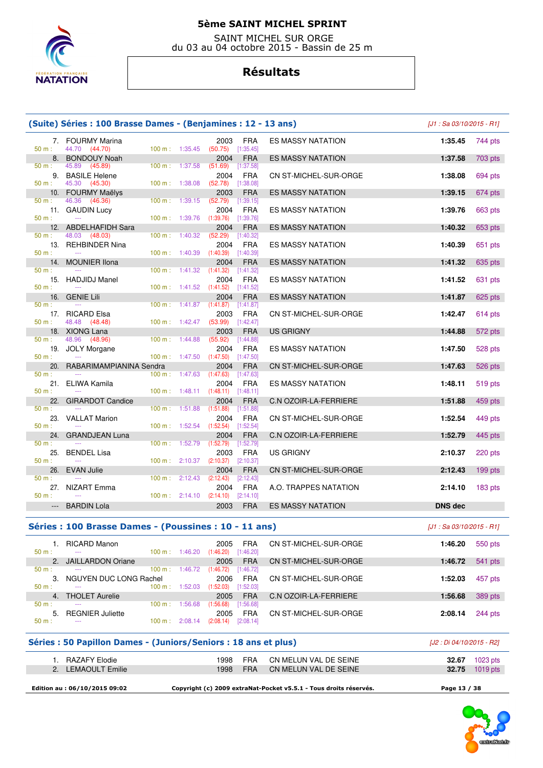# 5ème SAINT MICHEL SPRINT

SAINT MICHEL SUR ORGE
du 03 au 04 octobre 2015 - Bassin de 25 m

## Résultats

### (Suite) Séries : 100 Brasse Dames - (Benjamines : 12 - 13 ans)

*[J1 : Sa 03/10/2015 - R1]*

| Rang | Nom | Année | Nat. | Club | Temps | Points |
|---|---|---|---|---|---|---|
| 7. | FOURMY Marina | 2003 | FRA | ES MASSY NATATION | 1:35.45 | 744 pts |
| | 50 m : 44.70 (44.70) — 100 m : 1:35.45 (50.75) [1:35.45] | | | | | |
| 8. | BONDOUY Noah | 2004 | FRA | ES MASSY NATATION | 1:37.58 | 703 pts |
| | 50 m : 45.89 (45.89) — 100 m : 1:37.58 (51.69) [1:37.58] | | | | | |
| 9. | BASILE Helene | 2004 | FRA | CN ST-MICHEL-SUR-ORGE | 1:38.08 | 694 pts |
| | 50 m : 45.30 (45.30) — 100 m : 1:38.08 (52.78) [1:38.08] | | | | | |
| 10. | FOURMY Maëlys | 2003 | FRA | ES MASSY NATATION | 1:39.15 | 674 pts |
| | 50 m : 46.36 (46.36) — 100 m : 1:39.15 (52.79) [1:39.15] | | | | | |
| 11. | GAUDIN Lucy | 2004 | FRA | ES MASSY NATATION | 1:39.76 | 663 pts |
| | 50 m : --- — 100 m : 1:39.76 (1:39.76) [1:39.76] | | | | | |
| 12. | ABDELHAFIDH Sara | 2004 | FRA | ES MASSY NATATION | 1:40.32 | 653 pts |
| | 50 m : 48.03 (48.03) — 100 m : 1:40.32 (52.29) [1:40.32] | | | | | |
| 13. | REHBINDER Nina | 2004 | FRA | ES MASSY NATATION | 1:40.39 | 651 pts |
| | 50 m : --- — 100 m : 1:40.39 (1:40.39) [1:40.39] | | | | | |
| 14. | MOUNIER Ilona | 2004 | FRA | ES MASSY NATATION | 1:41.32 | 635 pts |
| | 50 m : --- — 100 m : 1:41.32 (1:41.32) [1:41.32] | | | | | |
| 15. | HADJIDJ Manel | 2004 | FRA | ES MASSY NATATION | 1:41.52 | 631 pts |
| | 50 m : --- — 100 m : 1:41.52 (1:41.52) [1:41.52] | | | | | |
| 16. | GENIE Lili | 2004 | FRA | ES MASSY NATATION | 1:41.87 | 625 pts |
| | 50 m : --- — 100 m : 1:41.87 (1:41.87) [1:41.87] | | | | | |
| 17. | RICARD Elsa | 2003 | FRA | CN ST-MICHEL-SUR-ORGE | 1:42.47 | 614 pts |
| | 50 m : 48.48 (48.48) — 100 m : 1:42.47 (53.99) [1:42.47] | | | | | |
| 18. | XIONG Lana | 2003 | FRA | US GRIGNY | 1:44.88 | 572 pts |
| | 50 m : 48.96 (48.96) — 100 m : 1:44.88 (55.92) [1:44.88] | | | | | |
| 19. | JOLY Morgane | 2004 | FRA | ES MASSY NATATION | 1:47.50 | 528 pts |
| | 50 m : --- — 100 m : 1:47.50 (1:47.50) [1:47.50] | | | | | |
| 20. | RABARIMAMPIANINA Sendra | 2004 | FRA | CN ST-MICHEL-SUR-ORGE | 1:47.63 | 526 pts |
| | 50 m : --- — 100 m : 1:47.63 (1:47.63) [1:47.63] | | | | | |
| 21. | ELIWA Kamila | 2004 | FRA | ES MASSY NATATION | 1:48.11 | 519 pts |
| | 50 m : --- — 100 m : 1:48.11 (1:48.11) [1:48.11] | | | | | |
| 22. | GIRARDOT Candice | 2004 | FRA | C.N OZOIR-LA-FERRIERE | 1:51.88 | 459 pts |
| | 50 m : --- — 100 m : 1:51.88 (1:51.88) [1:51.88] | | | | | |
| 23. | VALLAT Marion | 2004 | FRA | CN ST-MICHEL-SUR-ORGE | 1:52.54 | 449 pts |
| | 50 m : --- — 100 m : 1:52.54 (1:52.54) [1:52.54] | | | | | |
| 24. | GRANDJEAN Luna | 2004 | FRA | C.N OZOIR-LA-FERRIERE | 1:52.79 | 445 pts |
| | 50 m : --- — 100 m : 1:52.79 (1:52.79) [1:52.79] | | | | | |
| 25. | BENDEL Lisa | 2003 | FRA | US GRIGNY | 2:10.37 | 220 pts |
| | 50 m : --- — 100 m : 2:10.37 (2:10.37) [2:10.37] | | | | | |
| 26. | EVAN Julie | 2004 | FRA | CN ST-MICHEL-SUR-ORGE | 2:12.43 | 199 pts |
| | 50 m : --- — 100 m : 2:12.43 (2:12.43) [2:12.43] | | | | | |
| 27. | NIZART Emma | 2004 | FRA | A.O. TRAPPES NATATION | 2:14.10 | 183 pts |
| | 50 m : --- — 100 m : 2:14.10 (2:14.10) [2:14.10] | | | | | |
| --- | BARDIN Lola | 2003 | FRA | ES MASSY NATATION | DNS dec | |

### Séries : 100 Brasse Dames - (Poussines : 10 - 11 ans)

*[J1 : Sa 03/10/2015 - R1]*

| Rang | Nom | Année | Nat. | Club | Temps | Points |
|---|---|---|---|---|---|---|
| 1. | RICARD Manon | 2005 | FRA | CN ST-MICHEL-SUR-ORGE | 1:46.20 | 550 pts |
| | 50 m : --- — 100 m : 1:46.20 (1:46.20) [1:46.20] | | | | | |
| 2. | JAILLARDON Oriane | 2005 | FRA | CN ST-MICHEL-SUR-ORGE | 1:46.72 | 541 pts |
| | 50 m : --- — 100 m : 1:46.72 (1:46.72) [1:46.72] | | | | | |
| 3. | NGUYEN DUC LONG Rachel | 2006 | FRA | CN ST-MICHEL-SUR-ORGE | 1:52.03 | 457 pts |
| | 50 m : --- — 100 m : 1:52.03 (1:52.03) [1:52.03] | | | | | |
| 4. | THOLET Aurelie | 2005 | FRA | C.N OZOIR-LA-FERRIERE | 1:56.68 | 389 pts |
| | 50 m : --- — 100 m : 1:56.68 (1:56.68) [1:56.68] | | | | | |
| 5. | REGNIER Juliette | 2005 | FRA | CN ST-MICHEL-SUR-ORGE | 2:08.14 | 244 pts |
| | 50 m : --- — 100 m : 2:08.14 (2:08.14) [2:08.14] | | | | | |

### Séries : 50 Papillon Dames - (Juniors/Seniors : 18 ans et plus)

*[J2 : Di 04/10/2015 - R2]*

| Rang | Nom | Année | Nat. | Club | Temps | Points |
|---|---|---|---|---|---|---|
| 1. | RAZAFY Elodie | 1998 | FRA | CN MELUN VAL DE SEINE | 32.67 | 1023 pts |
| 2. | LEMAOULT Emilie | 1998 | FRA | CN MELUN VAL DE SEINE | 32.75 | 1019 pts |

Edition au : 06/10/2015 09:02 — Copyright (c) 2009 extraNat-Pocket v5.5.1 - Tous droits réservés.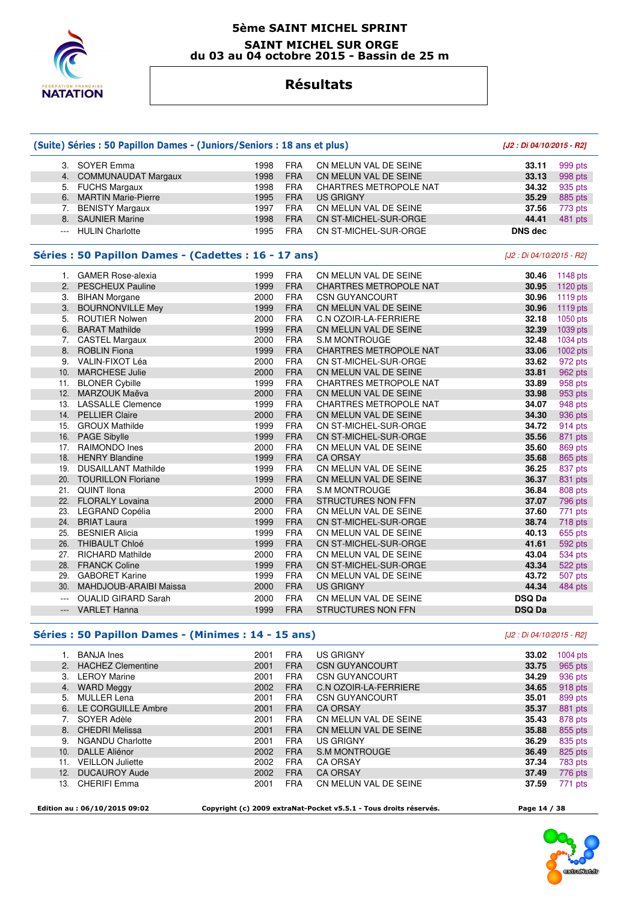# 5ème SAINT MICHEL SPRINT

## SAINT MICHEL SUR ORGE

## du 03 au 04 octobre 2015 - Bassin de 25 m

# Résultats

### (Suite) Séries : 50 Papillon Dames - (Juniors/Seniors : 18 ans et plus)

*[J2 : Di 04/10/2015 - R2]*

| | | | | | | |
|---|---|---|---|---|---|---|
| 3. | SOYER Emma | 1998 | FRA | CN MELUN VAL DE SEINE | **33.11** | 999 pts |
| 4. | COMMUNAUDAT Margaux | 1998 | FRA | CN MELUN VAL DE SEINE | **33.13** | 998 pts |
| 5. | FUCHS Margaux | 1998 | FRA | CHARTRES METROPOLE NAT | **34.32** | 935 pts |
| 6. | MARTIN Marie-Pierre | 1995 | FRA | US GRIGNY | **35.29** | 885 pts |
| 7. | BENISTY Margaux | 1997 | FRA | CN MELUN VAL DE SEINE | **37.56** | 773 pts |
| 8. | SAUNIER Marine | 1998 | FRA | CN ST-MICHEL-SUR-ORGE | **44.41** | 481 pts |
| --- | HULIN Charlotte | 1995 | FRA | CN ST-MICHEL-SUR-ORGE | **DNS dec** | |

### Séries : 50 Papillon Dames - (Cadettes : 16 - 17 ans)

*[J2 : Di 04/10/2015 - R2]*

| | | | | | | |
|---|---|---|---|---|---|---|
| 1. | GAMER Rose-alexia | 1999 | FRA | CN MELUN VAL DE SEINE | **30.46** | 1148 pts |
| 2. | PESCHEUX Pauline | 1999 | FRA | CHARTRES METROPOLE NAT | **30.95** | 1120 pts |
| 3. | BIHAN Morgane | 2000 | FRA | CSN GUYANCOURT | **30.96** | 1119 pts |
| 3. | BOURNONVILLE Mey | 1999 | FRA | CN MELUN VAL DE SEINE | **30.96** | 1119 pts |
| 5. | ROUTIER Nolwen | 2000 | FRA | C.N OZOIR-LA-FERRIERE | **32.18** | 1050 pts |
| 6. | BARAT Mathilde | 1999 | FRA | CN MELUN VAL DE SEINE | **32.39** | 1039 pts |
| 7. | CASTEL Margaux | 2000 | FRA | S.M MONTROUGE | **32.48** | 1034 pts |
| 8. | ROBLIN Fiona | 1999 | FRA | CHARTRES METROPOLE NAT | **33.06** | 1002 pts |
| 9. | VALIN-FIXOT Léa | 2000 | FRA | CN ST-MICHEL-SUR-ORGE | **33.62** | 972 pts |
| 10. | MARCHESE Julie | 2000 | FRA | CN MELUN VAL DE SEINE | **33.81** | 962 pts |
| 11. | BLONER Cybille | 1999 | FRA | CHARTRES METROPOLE NAT | **33.89** | 958 pts |
| 12. | MARZOUK Maëva | 2000 | FRA | CN MELUN VAL DE SEINE | **33.98** | 953 pts |
| 13. | LASSALLE Clemence | 1999 | FRA | CHARTRES METROPOLE NAT | **34.07** | 948 pts |
| 14. | PELLIER Claire | 2000 | FRA | CN MELUN VAL DE SEINE | **34.30** | 936 pts |
| 15. | GROUX Mathilde | 1999 | FRA | CN ST-MICHEL-SUR-ORGE | **34.72** | 914 pts |
| 16. | PAGE Sibylle | 1999 | FRA | CN ST-MICHEL-SUR-ORGE | **35.56** | 871 pts |
| 17. | RAIMONDO Ines | 2000 | FRA | CN MELUN VAL DE SEINE | **35.60** | 869 pts |
| 18. | HENRY Blandine | 1999 | FRA | CA ORSAY | **35.68** | 865 pts |
| 19. | DUSAILLANT Mathilde | 1999 | FRA | CN MELUN VAL DE SEINE | **36.25** | 837 pts |
| 20. | TOURILLON Floriane | 1999 | FRA | CN MELUN VAL DE SEINE | **36.37** | 831 pts |
| 21. | QUINT Ilona | 2000 | FRA | S.M MONTROUGE | **36.84** | 808 pts |
| 22. | FLORALY Lovaina | 2000 | FRA | STRUCTURES NON FFN | **37.07** | 796 pts |
| 23. | LEGRAND Copélia | 2000 | FRA | CN MELUN VAL DE SEINE | **37.60** | 771 pts |
| 24. | BRIAT Laura | 1999 | FRA | CN ST-MICHEL-SUR-ORGE | **38.74** | 718 pts |
| 25. | BESNIER Alicia | 1999 | FRA | CN MELUN VAL DE SEINE | **40.13** | 655 pts |
| 26. | THIBAULT Chloé | 1999 | FRA | CN ST-MICHEL-SUR-ORGE | **41.61** | 592 pts |
| 27. | RICHARD Mathilde | 2000 | FRA | CN MELUN VAL DE SEINE | **43.04** | 534 pts |
| 28. | FRANCK Coline | 1999 | FRA | CN ST-MICHEL-SUR-ORGE | **43.34** | 522 pts |
| 29. | GABORET Karine | 1999 | FRA | CN MELUN VAL DE SEINE | **43.72** | 507 pts |
| 30. | MAHDJOUB-ARAIBI Maissa | 2000 | FRA | US GRIGNY | **44.34** | 484 pts |
| --- | OUALID GIRARD Sarah | 2000 | FRA | CN MELUN VAL DE SEINE | **DSQ Da** | |
| --- | VARLET Hanna | 1999 | FRA | STRUCTURES NON FFN | **DSQ Da** | |

### Séries : 50 Papillon Dames - (Minimes : 14 - 15 ans)

*[J2 : Di 04/10/2015 - R2]*

| | | | | | | |
|---|---|---|---|---|---|---|
| 1. | BANJA Ines | 2001 | FRA | US GRIGNY | **33.02** | 1004 pts |
| 2. | HACHEZ Clementine | 2001 | FRA | CSN GUYANCOURT | **33.75** | 965 pts |
| 3. | LEROY Marine | 2001 | FRA | CSN GUYANCOURT | **34.29** | 936 pts |
| 4. | WARD Meggy | 2002 | FRA | C.N OZOIR-LA-FERRIERE | **34.65** | 918 pts |
| 5. | MULLER Lena | 2001 | FRA | CSN GUYANCOURT | **35.01** | 899 pts |
| 6. | LE CORGUILLE Ambre | 2001 | FRA | CA ORSAY | **35.37** | 881 pts |
| 7. | SOYER Adèle | 2001 | FRA | CN MELUN VAL DE SEINE | **35.43** | 878 pts |
| 8. | CHEDRI Melissa | 2001 | FRA | CN MELUN VAL DE SEINE | **35.88** | 855 pts |
| 9. | NGANDU Charlotte | 2001 | FRA | US GRIGNY | **36.29** | 835 pts |
| 10. | DALLE Aliénor | 2002 | FRA | S.M MONTROUGE | **36.49** | 825 pts |
| 11. | VEILLON Juliette | 2002 | FRA | CA ORSAY | **37.34** | 783 pts |
| 12. | DUCAUROY Aude | 2002 | FRA | CA ORSAY | **37.49** | 776 pts |
| 13. | CHERIFI Emma | 2001 | FRA | CN MELUN VAL DE SEINE | **37.59** | 771 pts |

Edition au : 06/10/2015 09:02 — Copyright (c) 2009 extraNat-Pocket v5.5.1 - Tous droits réservés.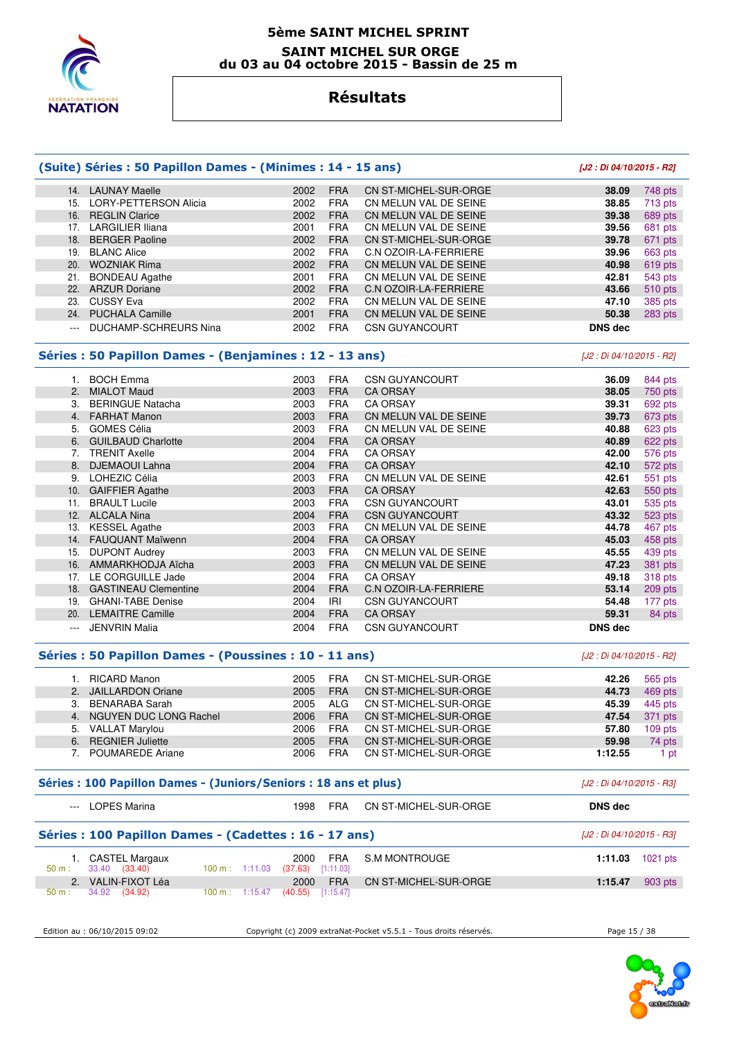# 5ème SAINT MICHEL SPRINT

## SAINT MICHEL SUR ORGE
## du 03 au 04 octobre 2015 - Bassin de 25 m

# Résultats

### (Suite) Séries : 50 Papillon Dames - (Minimes : 14 - 15 ans)

*[J2 : Di 04/10/2015 - R2]*

| Rang | Nom | Année | Nat. | Club | Temps | Points |
|---|---|---|---|---|---|---|
| 14. | LAUNAY Maelle | 2002 | FRA | CN ST-MICHEL-SUR-ORGE | **38.09** | 748 pts |
| 15. | LORY-PETTERSON Alicia | 2002 | FRA | CN MELUN VAL DE SEINE | **38.85** | 713 pts |
| 16. | REGLIN Clarice | 2002 | FRA | CN MELUN VAL DE SEINE | **39.38** | 689 pts |
| 17. | LARGILIER Iliana | 2001 | FRA | CN MELUN VAL DE SEINE | **39.56** | 681 pts |
| 18. | BERGER Paoline | 2002 | FRA | CN ST-MICHEL-SUR-ORGE | **39.78** | 671 pts |
| 19. | BLANC Alice | 2002 | FRA | C.N OZOIR-LA-FERRIERE | **39.96** | 663 pts |
| 20. | WOZNIAK Rima | 2002 | FRA | CN MELUN VAL DE SEINE | **40.98** | 619 pts |
| 21. | BONDEAU Agathe | 2001 | FRA | CN MELUN VAL DE SEINE | **42.81** | 543 pts |
| 22. | ARZUR Doriane | 2002 | FRA | C.N OZOIR-LA-FERRIERE | **43.66** | 510 pts |
| 23. | CUSSY Eva | 2002 | FRA | CN MELUN VAL DE SEINE | **47.10** | 385 pts |
| 24. | PUCHALA Camille | 2001 | FRA | CN MELUN VAL DE SEINE | **50.38** | 283 pts |
| --- | DUCHAMP-SCHREURS Nina | 2002 | FRA | CSN GUYANCOURT | **DNS dec** | |

### Séries : 50 Papillon Dames - (Benjamines : 12 - 13 ans)

*[J2 : Di 04/10/2015 - R2]*

| Rang | Nom | Année | Nat. | Club | Temps | Points |
|---|---|---|---|---|---|---|
| 1. | BOCH Emma | 2003 | FRA | CSN GUYANCOURT | **36.09** | 844 pts |
| 2. | MIALOT Maud | 2003 | FRA | CA ORSAY | **38.05** | 750 pts |
| 3. | BERINGUE Natacha | 2003 | FRA | CA ORSAY | **39.31** | 692 pts |
| 4. | FARHAT Manon | 2003 | FRA | CN MELUN VAL DE SEINE | **39.73** | 673 pts |
| 5. | GOMES Célia | 2003 | FRA | CN MELUN VAL DE SEINE | **40.88** | 623 pts |
| 6. | GUILBAUD Charlotte | 2004 | FRA | CA ORSAY | **40.89** | 622 pts |
| 7. | TRENIT Axelle | 2004 | FRA | CA ORSAY | **42.00** | 576 pts |
| 8. | DJEMAOUI Lahna | 2004 | FRA | CA ORSAY | **42.10** | 572 pts |
| 9. | LOHEZIC Célia | 2003 | FRA | CN MELUN VAL DE SEINE | **42.61** | 551 pts |
| 10. | GAIFFIER Agathe | 2003 | FRA | CA ORSAY | **42.63** | 550 pts |
| 11. | BRAULT Lucile | 2003 | FRA | CSN GUYANCOURT | **43.01** | 535 pts |
| 12. | ALCALA Nina | 2004 | FRA | CSN GUYANCOURT | **43.32** | 523 pts |
| 13. | KESSEL Agathe | 2003 | FRA | CN MELUN VAL DE SEINE | **44.78** | 467 pts |
| 14. | FAUQUANT Maïwenn | 2004 | FRA | CA ORSAY | **45.03** | 458 pts |
| 15. | DUPONT Audrey | 2003 | FRA | CN MELUN VAL DE SEINE | **45.55** | 439 pts |
| 16. | AMMARKHODJA Aïcha | 2003 | FRA | CN MELUN VAL DE SEINE | **47.23** | 381 pts |
| 17. | LE CORGUILLE Jade | 2004 | FRA | CA ORSAY | **49.18** | 318 pts |
| 18. | GASTINEAU Clementine | 2004 | FRA | C.N OZOIR-LA-FERRIERE | **53.14** | 209 pts |
| 19. | GHANI-TABE Denise | 2004 | IRI | CSN GUYANCOURT | **54.48** | 177 pts |
| 20. | LEMAITRE Camille | 2004 | FRA | CA ORSAY | **59.31** | 84 pts |
| --- | JENVRIN Malia | 2004 | FRA | CSN GUYANCOURT | **DNS dec** | |

### Séries : 50 Papillon Dames - (Poussines : 10 - 11 ans)

*[J2 : Di 04/10/2015 - R2]*

| Rang | Nom | Année | Nat. | Club | Temps | Points |
|---|---|---|---|---|---|---|
| 1. | RICARD Manon | 2005 | FRA | CN ST-MICHEL-SUR-ORGE | **42.26** | 565 pts |
| 2. | JAILLARDON Oriane | 2005 | FRA | CN ST-MICHEL-SUR-ORGE | **44.73** | 469 pts |
| 3. | BENARABA Sarah | 2005 | ALG | CN ST-MICHEL-SUR-ORGE | **45.39** | 445 pts |
| 4. | NGUYEN DUC LONG Rachel | 2006 | FRA | CN ST-MICHEL-SUR-ORGE | **47.54** | 371 pts |
| 5. | VALLAT Marylou | 2006 | FRA | CN ST-MICHEL-SUR-ORGE | **57.80** | 109 pts |
| 6. | REGNIER Juliette | 2005 | FRA | CN ST-MICHEL-SUR-ORGE | **59.98** | 74 pts |
| 7. | POUMAREDE Ariane | 2006 | FRA | CN ST-MICHEL-SUR-ORGE | **1:12.55** | 1 pt |

### Séries : 100 Papillon Dames - (Juniors/Seniors : 18 ans et plus)

*[J2 : Di 04/10/2015 - R3]*

| Rang | Nom | Année | Nat. | Club | Temps | Points |
|---|---|---|---|---|---|---|
| --- | LOPES Marina | 1998 | FRA | CN ST-MICHEL-SUR-ORGE | **DNS dec** | |

### Séries : 100 Papillon Dames - (Cadettes : 16 - 17 ans)

*[J2 : Di 04/10/2015 - R3]*

| Rang | Nom | Année | Nat. | Club | Temps | Points |
|---|---|---|---|---|---|---|
| 1. | CASTEL Margaux | 2000 | FRA | S.M MONTROUGE | **1:11.03** | 1021 pts |
| | 50 m : 33.40 (33.40) | 100 m : 1:11.03 (37.63) [1:11.03] | | | | |
| 2. | VALIN-FIXOT Léa | 2000 | FRA | CN ST-MICHEL-SUR-ORGE | **1:15.47** | 903 pts |
| | 50 m : 34.92 (34.92) | 100 m : 1:15.47 (40.55) [1:15.47] | | | | |

Edition au : 06/10/2015 09:02 — Copyright (c) 2009 extraNat-Pocket v5.5.1 - Tous droits réservés.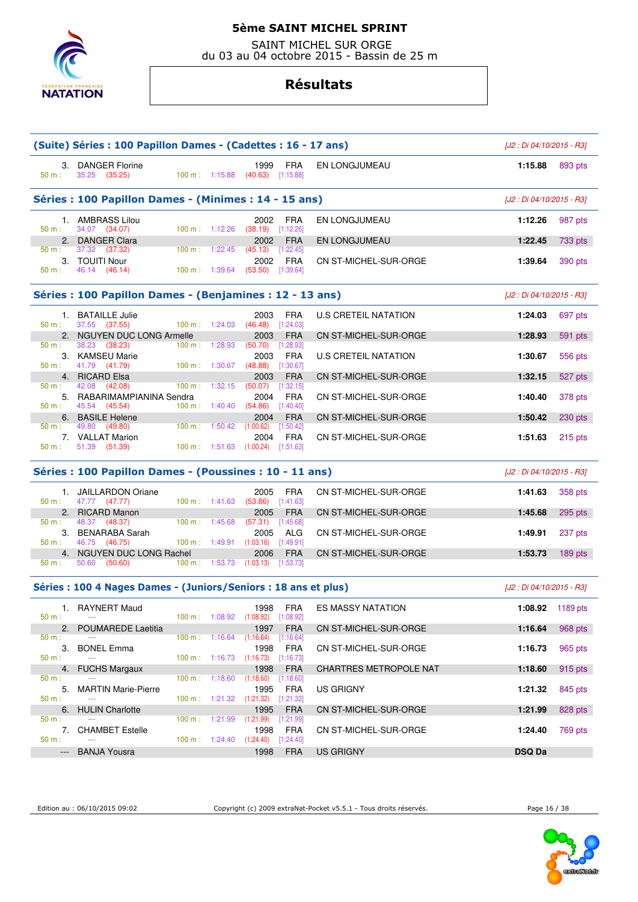# 5ème SAINT MICHEL SPRINT

SAINT MICHEL SUR ORGE
du 03 au 04 octobre 2015 - Bassin de 25 m

## Résultats

### (Suite) Séries : 100 Papillon Dames - (Cadettes : 16 - 17 ans)

[J2 : Di 04/10/2015 - R3]

| Rang | Nom | Année | Nat. | Club | Temps | Points |
|---|---|---|---|---|---|---|
| 3. | DANGER Florine | 1999 | FRA | EN LONGJUMEAU | 1:15.88 | 893 pts |
| | 50 m : 35.25 (35.25) — 100 m : 1:15.88 (40.63) [1:15.88] | | | | | |

### Séries : 100 Papillon Dames - (Minimes : 14 - 15 ans)

[J2 : Di 04/10/2015 - R3]

| Rang | Nom | Année | Nat. | Club | Temps | Points |
|---|---|---|---|---|---|---|
| 1. | AMBRASS Lilou | 2002 | FRA | EN LONGJUMEAU | 1:12.26 | 987 pts |
| | 50 m : 34.07 (34.07) — 100 m : 1:12.26 (38.19) [1:12.26] | | | | | |
| 2. | DANGER Clara | 2002 | FRA | EN LONGJUMEAU | 1:22.45 | 733 pts |
| | 50 m : 37.32 (37.32) — 100 m : 1:22.45 (45.13) [1:22.45] | | | | | |
| 3. | TOUITI Nour | 2002 | FRA | CN ST-MICHEL-SUR-ORGE | 1:39.64 | 390 pts |
| | 50 m : 46.14 (46.14) — 100 m : 1:39.64 (53.50) [1:39.64] | | | | | |

### Séries : 100 Papillon Dames - (Benjamines : 12 - 13 ans)

[J2 : Di 04/10/2015 - R3]

| Rang | Nom | Année | Nat. | Club | Temps | Points |
|---|---|---|---|---|---|---|
| 1. | BATAILLE Julie | 2003 | FRA | U.S CRETEIL NATATION | 1:24.03 | 697 pts |
| | 50 m : 37.55 (37.55) — 100 m : 1:24.03 (46.48) [1:24.03] | | | | | |
| 2. | NGUYEN DUC LONG Armelle | 2003 | FRA | CN ST-MICHEL-SUR-ORGE | 1:28.93 | 591 pts |
| | 50 m : 38.23 (38.23) — 100 m : 1:28.93 (50.70) [1:28.93] | | | | | |
| 3. | KAMSEU Marie | 2003 | FRA | U.S CRETEIL NATATION | 1:30.67 | 556 pts |
| | 50 m : 41.79 (41.79) — 100 m : 1:30.67 (48.88) [1:30.67] | | | | | |
| 4. | RICARD Elsa | 2003 | FRA | CN ST-MICHEL-SUR-ORGE | 1:32.15 | 527 pts |
| | 50 m : 42.08 (42.08) — 100 m : 1:32.15 (50.07) [1:32.15] | | | | | |
| 5. | RABARIMAMPIANINA Sendra | 2004 | FRA | CN ST-MICHEL-SUR-ORGE | 1:40.40 | 378 pts |
| | 50 m : 45.54 (45.54) — 100 m : 1:40.40 (54.86) [1:40.40] | | | | | |
| 6. | BASILE Helene | 2004 | FRA | CN ST-MICHEL-SUR-ORGE | 1:50.42 | 230 pts |
| | 50 m : 49.80 (49.80) — 100 m : 1:50.42 (1:00.62) [1:50.42] | | | | | |
| 7. | VALLAT Marion | 2004 | FRA | CN ST-MICHEL-SUR-ORGE | 1:51.63 | 215 pts |
| | 50 m : 51.39 (51.39) — 100 m : 1:51.63 (1:00.24) [1:51.63] | | | | | |

### Séries : 100 Papillon Dames - (Poussines : 10 - 11 ans)

[J2 : Di 04/10/2015 - R3]

| Rang | Nom | Année | Nat. | Club | Temps | Points |
|---|---|---|---|---|---|---|
| 1. | JAILLARDON Oriane | 2005 | FRA | CN ST-MICHEL-SUR-ORGE | 1:41.63 | 358 pts |
| | 50 m : 47.77 (47.77) — 100 m : 1:41.63 (53.86) [1:41.63] | | | | | |
| 2. | RICARD Manon | 2005 | FRA | CN ST-MICHEL-SUR-ORGE | 1:45.68 | 295 pts |
| | 50 m : 48.37 (48.37) — 100 m : 1:45.68 (57.31) [1:45.68] | | | | | |
| 3. | BENARABA Sarah | 2005 | ALG | CN ST-MICHEL-SUR-ORGE | 1:49.91 | 237 pts |
| | 50 m : 46.75 (46.75) — 100 m : 1:49.91 (1:03.16) [1:49.91] | | | | | |
| 4. | NGUYEN DUC LONG Rachel | 2006 | FRA | CN ST-MICHEL-SUR-ORGE | 1:53.73 | 189 pts |
| | 50 m : 50.60 (50.60) — 100 m : 1:53.73 (1:03.13) [1:53.73] | | | | | |

### Séries : 100 4 Nages Dames - (Juniors/Seniors : 18 ans et plus)

[J2 : Di 04/10/2015 - R3]

| Rang | Nom | Année | Nat. | Club | Temps | Points |
|---|---|---|---|---|---|---|
| 1. | RAYNERT Maud | 1998 | FRA | ES MASSY NATATION | 1:08.92 | 1189 pts |
| | 50 m : --- — 100 m : 1:08.92 (1:08.92) [1:08.92] | | | | | |
| 2. | POUMAREDE Laetitia | 1997 | FRA | CN ST-MICHEL-SUR-ORGE | 1:16.64 | 968 pts |
| | 50 m : --- — 100 m : 1:16.64 (1:16.64) [1:16.64] | | | | | |
| 3. | BONEL Emma | 1998 | FRA | CN ST-MICHEL-SUR-ORGE | 1:16.73 | 965 pts |
| | 50 m : --- — 100 m : 1:16.73 (1:16.73) [1:16.73] | | | | | |
| 4. | FUCHS Margaux | 1998 | FRA | CHARTRES METROPOLE NAT | 1:18.60 | 915 pts |
| | 50 m : --- — 100 m : 1:18.60 (1:18.60) [1:18.60] | | | | | |
| 5. | MARTIN Marie-Pierre | 1995 | FRA | US GRIGNY | 1:21.32 | 845 pts |
| | 50 m : --- — 100 m : 1:21.32 (1:21.32) [1:21.32] | | | | | |
| 6. | HULIN Charlotte | 1995 | FRA | CN ST-MICHEL-SUR-ORGE | 1:21.99 | 828 pts |
| | 50 m : --- — 100 m : 1:21.99 (1:21.99) [1:21.99] | | | | | |
| 7. | CHAMBET Estelle | 1998 | FRA | CN ST-MICHEL-SUR-ORGE | 1:24.40 | 769 pts |
| | 50 m : --- — 100 m : 1:24.40 (1:24.40) [1:24.40] | | | | | |
| --- | BANJA Yousra | 1998 | FRA | US GRIGNY | DSQ Da | |

Edition au : 06/10/2015 09:02 — Copyright (c) 2009 extraNat-Pocket v5.5.1 - Tous droits réservés.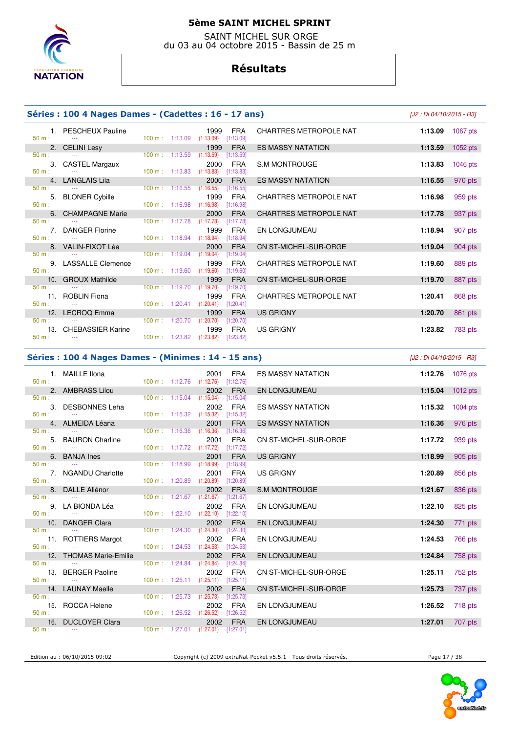# 5ème SAINT MICHEL SPRINT

SAINT MICHEL SUR ORGE
du 03 au 04 octobre 2015 - Bassin de 25 m

## Résultats

### Séries : 100 4 Nages Dames - (Cadettes : 16 - 17 ans)

*[J2 : Di 04/10/2015 - R3]*

| Rang | Nom | 50 m | 100 m | Année | Nat. | Club | Temps | Points |
|---|---|---|---|---|---|---|---|---|
| 1. | PESCHEUX Pauline | --- | 1:13.09 (1:13.09) [1:13.09] | 1999 | FRA | CHARTRES METROPOLE NAT | 1:13.09 | 1067 pts |
| 2. | CELINI Lesy | --- | 1:13.59 (1:13.59) [1:13.59] | 1999 | FRA | ES MASSY NATATION | 1:13.59 | 1052 pts |
| 3. | CASTEL Margaux | --- | 1:13.83 (1:13.83) [1:13.83] | 2000 | FRA | S.M MONTROUGE | 1:13.83 | 1046 pts |
| 4. | LANGLAIS Lila | --- | 1:16.55 (1:16.55) [1:16.55] | 2000 | FRA | ES MASSY NATATION | 1:16.55 | 970 pts |
| 5. | BLONER Cybille | --- | 1:16.98 (1:16.98) [1:16.98] | 1999 | FRA | CHARTRES METROPOLE NAT | 1:16.98 | 959 pts |
| 6. | CHAMPAGNE Marie | --- | 1:17.78 (1:17.78) [1:17.78] | 2000 | FRA | CHARTRES METROPOLE NAT | 1:17.78 | 937 pts |
| 7. | DANGER Florine | --- | 1:18.94 (1:18.94) [1:18.94] | 1999 | FRA | EN LONGJUMEAU | 1:18.94 | 907 pts |
| 8. | VALIN-FIXOT Léa | --- | 1:19.04 (1:19.04) [1:19.04] | 2000 | FRA | CN ST-MICHEL-SUR-ORGE | 1:19.04 | 904 pts |
| 9. | LASSALLE Clemence | --- | 1:19.60 (1:19.60) [1:19.60] | 1999 | FRA | CHARTRES METROPOLE NAT | 1:19.60 | 889 pts |
| 10. | GROUX Mathilde | --- | 1:19.70 (1:19.70) [1:19.70] | 1999 | FRA | CN ST-MICHEL-SUR-ORGE | 1:19.70 | 887 pts |
| 11. | ROBLIN Fiona | --- | 1:20.41 (1:20.41) [1:20.41] | 1999 | FRA | CHARTRES METROPOLE NAT | 1:20.41 | 868 pts |
| 12. | LECROQ Emma | --- | 1:20.70 (1:20.70) [1:20.70] | 1999 | FRA | US GRIGNY | 1:20.70 | 861 pts |
| 13. | CHEBASSIER Karine | --- | 1:23.82 (1:23.82) [1:23.82] | 1999 | FRA | US GRIGNY | 1:23.82 | 783 pts |

### Séries : 100 4 Nages Dames - (Minimes : 14 - 15 ans)

*[J2 : Di 04/10/2015 - R3]*

| Rang | Nom | 50 m | 100 m | Année | Nat. | Club | Temps | Points |
|---|---|---|---|---|---|---|---|---|
| 1. | MAILLE Ilona | --- | 1:12.76 (1:12.76) [1:12.76] | 2001 | FRA | ES MASSY NATATION | 1:12.76 | 1076 pts |
| 2. | AMBRASS Lilou | --- | 1:15.04 (1:15.04) [1:15.04] | 2002 | FRA | EN LONGJUMEAU | 1:15.04 | 1012 pts |
| 3. | DESBONNES Leha | --- | 1:15.32 (1:15.32) [1:15.32] | 2002 | FRA | ES MASSY NATATION | 1:15.32 | 1004 pts |
| 4. | ALMEIDA Léana | --- | 1:16.36 (1:16.36) [1:16.36] | 2001 | FRA | ES MASSY NATATION | 1:16.36 | 976 pts |
| 5. | BAURON Charline | --- | 1:17.72 (1:17.72) [1:17.72] | 2001 | FRA | CN ST-MICHEL-SUR-ORGE | 1:17.72 | 939 pts |
| 6. | BANJA Ines | --- | 1:18.99 (1:18.99) [1:18.99] | 2001 | FRA | US GRIGNY | 1:18.99 | 905 pts |
| 7. | NGANDU Charlotte | --- | 1:20.89 (1:20.89) [1:20.89] | 2001 | FRA | US GRIGNY | 1:20.89 | 856 pts |
| 8. | DALLE Aliénor | --- | 1:21.67 (1:21.67) [1:21.67] | 2002 | FRA | S.M MONTROUGE | 1:21.67 | 836 pts |
| 9. | LA BIONDA Léa | --- | 1:22.10 (1:22.10) [1:22.10] | 2002 | FRA | EN LONGJUMEAU | 1:22.10 | 825 pts |
| 10. | DANGER Clara | --- | 1:24.30 (1:24.30) [1:24.30] | 2002 | FRA | EN LONGJUMEAU | 1:24.30 | 771 pts |
| 11. | ROTTIERS Margot | --- | 1:24.53 (1:24.53) [1:24.53] | 2002 | FRA | EN LONGJUMEAU | 1:24.53 | 766 pts |
| 12. | THOMAS Marie-Emilie | --- | 1:24.84 (1:24.84) [1:24.84] | 2002 | FRA | EN LONGJUMEAU | 1:24.84 | 758 pts |
| 13. | BERGER Paoline | --- | 1:25.11 (1:25.11) [1:25.11] | 2002 | FRA | CN ST-MICHEL-SUR-ORGE | 1:25.11 | 752 pts |
| 14. | LAUNAY Maelle | --- | 1:25.73 (1:25.73) [1:25.73] | 2002 | FRA | CN ST-MICHEL-SUR-ORGE | 1:25.73 | 737 pts |
| 15. | ROCCA Helene | --- | 1:26.52 (1:26.52) [1:26.52] | 2002 | FRA | EN LONGJUMEAU | 1:26.52 | 718 pts |
| 16. | DUCLOYER Clara | --- | 1:27.01 (1:27.01) [1:27.01] | 2002 | FRA | EN LONGJUMEAU | 1:27.01 | 707 pts |

Edition au : 06/10/2015 09:02 — Copyright (c) 2009 extraNat-Pocket v5.5.1 - Tous droits réservés.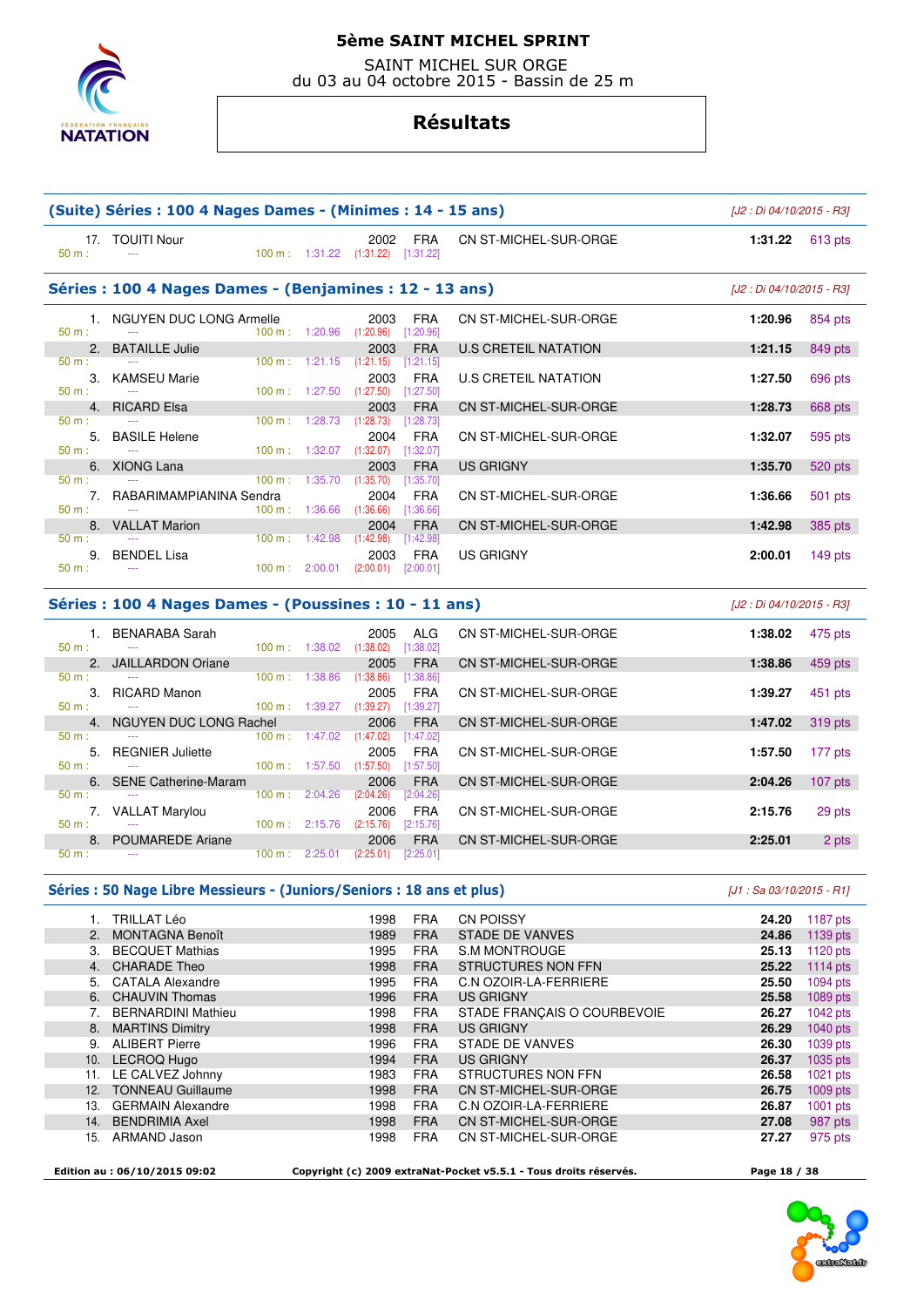# 5ème SAINT MICHEL SPRINT

SAINT MICHEL SUR ORGE
du 03 au 04 octobre 2015 - Bassin de 25 m

## Résultats

### (Suite) Séries : 100 4 Nages Dames - (Minimes : 14 - 15 ans)

*[J2 : Di 04/10/2015 - R3]*

| Rang | Nom | Année | Nat. | Club | Temps | Points |
|---|---|---|---|---|---|---|
| 17. | TOUITI Nour | 2002 | FRA | CN ST-MICHEL-SUR-ORGE | 1:31.22 | 613 pts |
| | 50 m : --- 100 m : 1:31.22 (1:31.22) [1:31.22] | | | | | |

### Séries : 100 4 Nages Dames - (Benjamines : 12 - 13 ans)

*[J2 : Di 04/10/2015 - R3]*

| Rang | Nom | Année | Nat. | Club | Temps | Points |
|---|---|---|---|---|---|---|
| 1. | NGUYEN DUC LONG Armelle | 2003 | FRA | CN ST-MICHEL-SUR-ORGE | 1:20.96 | 854 pts |
| | 50 m : --- 100 m : 1:20.96 (1:20.96) [1:20.96] | | | | | |
| 2. | BATAILLE Julie | 2003 | FRA | U.S CRETEIL NATATION | 1:21.15 | 849 pts |
| | 50 m : --- 100 m : 1:21.15 (1:21.15) [1:21.15] | | | | | |
| 3. | KAMSEU Marie | 2003 | FRA | U.S CRETEIL NATATION | 1:27.50 | 696 pts |
| | 50 m : --- 100 m : 1:27.50 (1:27.50) [1:27.50] | | | | | |
| 4. | RICARD Elsa | 2003 | FRA | CN ST-MICHEL-SUR-ORGE | 1:28.73 | 668 pts |
| | 50 m : --- 100 m : 1:28.73 (1:28.73) [1:28.73] | | | | | |
| 5. | BASILE Helene | 2004 | FRA | CN ST-MICHEL-SUR-ORGE | 1:32.07 | 595 pts |
| | 50 m : --- 100 m : 1:32.07 (1:32.07) [1:32.07] | | | | | |
| 6. | XIONG Lana | 2003 | FRA | US GRIGNY | 1:35.70 | 520 pts |
| | 50 m : --- 100 m : 1:35.70 (1:35.70) [1:35.70] | | | | | |
| 7. | RABARIMAMPIANINA Sendra | 2004 | FRA | CN ST-MICHEL-SUR-ORGE | 1:36.66 | 501 pts |
| | 50 m : --- 100 m : 1:36.66 (1:36.66) [1:36.66] | | | | | |
| 8. | VALLAT Marion | 2004 | FRA | CN ST-MICHEL-SUR-ORGE | 1:42.98 | 385 pts |
| | 50 m : --- 100 m : 1:42.98 (1:42.98) [1:42.98] | | | | | |
| 9. | BENDEL Lisa | 2003 | FRA | US GRIGNY | 2:00.01 | 149 pts |
| | 50 m : --- 100 m : 2:00.01 (2:00.01) [2:00.01] | | | | | |

### Séries : 100 4 Nages Dames - (Poussines : 10 - 11 ans)

*[J2 : Di 04/10/2015 - R3]*

| Rang | Nom | Année | Nat. | Club | Temps | Points |
|---|---|---|---|---|---|---|
| 1. | BENARABA Sarah | 2005 | ALG | CN ST-MICHEL-SUR-ORGE | 1:38.02 | 475 pts |
| | 50 m : --- 100 m : 1:38.02 (1:38.02) [1:38.02] | | | | | |
| 2. | JAILLARDON Oriane | 2005 | FRA | CN ST-MICHEL-SUR-ORGE | 1:38.86 | 459 pts |
| | 50 m : --- 100 m : 1:38.86 (1:38.86) [1:38.86] | | | | | |
| 3. | RICARD Manon | 2005 | FRA | CN ST-MICHEL-SUR-ORGE | 1:39.27 | 451 pts |
| | 50 m : --- 100 m : 1:39.27 (1:39.27) [1:39.27] | | | | | |
| 4. | NGUYEN DUC LONG Rachel | 2006 | FRA | CN ST-MICHEL-SUR-ORGE | 1:47.02 | 319 pts |
| | 50 m : --- 100 m : 1:47.02 (1:47.02) [1:47.02] | | | | | |
| 5. | REGNIER Juliette | 2005 | FRA | CN ST-MICHEL-SUR-ORGE | 1:57.50 | 177 pts |
| | 50 m : --- 100 m : 1:57.50 (1:57.50) [1:57.50] | | | | | |
| 6. | SENE Catherine-Maram | 2006 | FRA | CN ST-MICHEL-SUR-ORGE | 2:04.26 | 107 pts |
| | 50 m : --- 100 m : 2:04.26 (2:04.26) [2:04.26] | | | | | |
| 7. | VALLAT Marylou | 2006 | FRA | CN ST-MICHEL-SUR-ORGE | 2:15.76 | 29 pts |
| | 50 m : --- 100 m : 2:15.76 (2:15.76) [2:15.76] | | | | | |
| 8. | POUMAREDE Ariane | 2006 | FRA | CN ST-MICHEL-SUR-ORGE | 2:25.01 | 2 pts |
| | 50 m : --- 100 m : 2:25.01 (2:25.01) [2:25.01] | | | | | |

### Séries : 50 Nage Libre Messieurs - (Juniors/Seniors : 18 ans et plus)

*[J1 : Sa 03/10/2015 - R1]*

| Rang | Nom | Année | Nat. | Club | Temps | Points |
|---|---|---|---|---|---|---|
| 1. | TRILLAT Léo | 1998 | FRA | CN POISSY | 24.20 | 1187 pts |
| 2. | MONTAGNA Benoît | 1989 | FRA | STADE DE VANVES | 24.86 | 1139 pts |
| 3. | BECQUET Mathias | 1995 | FRA | S.M MONTROUGE | 25.13 | 1120 pts |
| 4. | CHARADE Theo | 1998 | FRA | STRUCTURES NON FFN | 25.22 | 1114 pts |
| 5. | CATALA Alexandre | 1995 | FRA | C.N OZOIR-LA-FERRIERE | 25.50 | 1094 pts |
| 6. | CHAUVIN Thomas | 1996 | FRA | US GRIGNY | 25.58 | 1089 pts |
| 7. | BERNARDINI Mathieu | 1998 | FRA | STADE FRANÇAIS O COURBEVOIE | 26.27 | 1042 pts |
| 8. | MARTINS Dimitry | 1998 | FRA | US GRIGNY | 26.29 | 1040 pts |
| 9. | ALIBERT Pierre | 1996 | FRA | STADE DE VANVES | 26.30 | 1039 pts |
| 10. | LECROQ Hugo | 1994 | FRA | US GRIGNY | 26.37 | 1035 pts |
| 11. | LE CALVEZ Johnny | 1983 | FRA | STRUCTURES NON FFN | 26.58 | 1021 pts |
| 12. | TONNEAU Guillaume | 1998 | FRA | CN ST-MICHEL-SUR-ORGE | 26.75 | 1009 pts |
| 13. | GERMAIN Alexandre | 1998 | FRA | C.N OZOIR-LA-FERRIERE | 26.87 | 1001 pts |
| 14. | BENDRIMIA Axel | 1998 | FRA | CN ST-MICHEL-SUR-ORGE | 27.08 | 987 pts |
| 15. | ARMAND Jason | 1998 | FRA | CN ST-MICHEL-SUR-ORGE | 27.27 | 975 pts |

Edition au : 06/10/2015 09:02 — Copyright (c) 2009 extraNat-Pocket v5.5.1 - Tous droits réservés.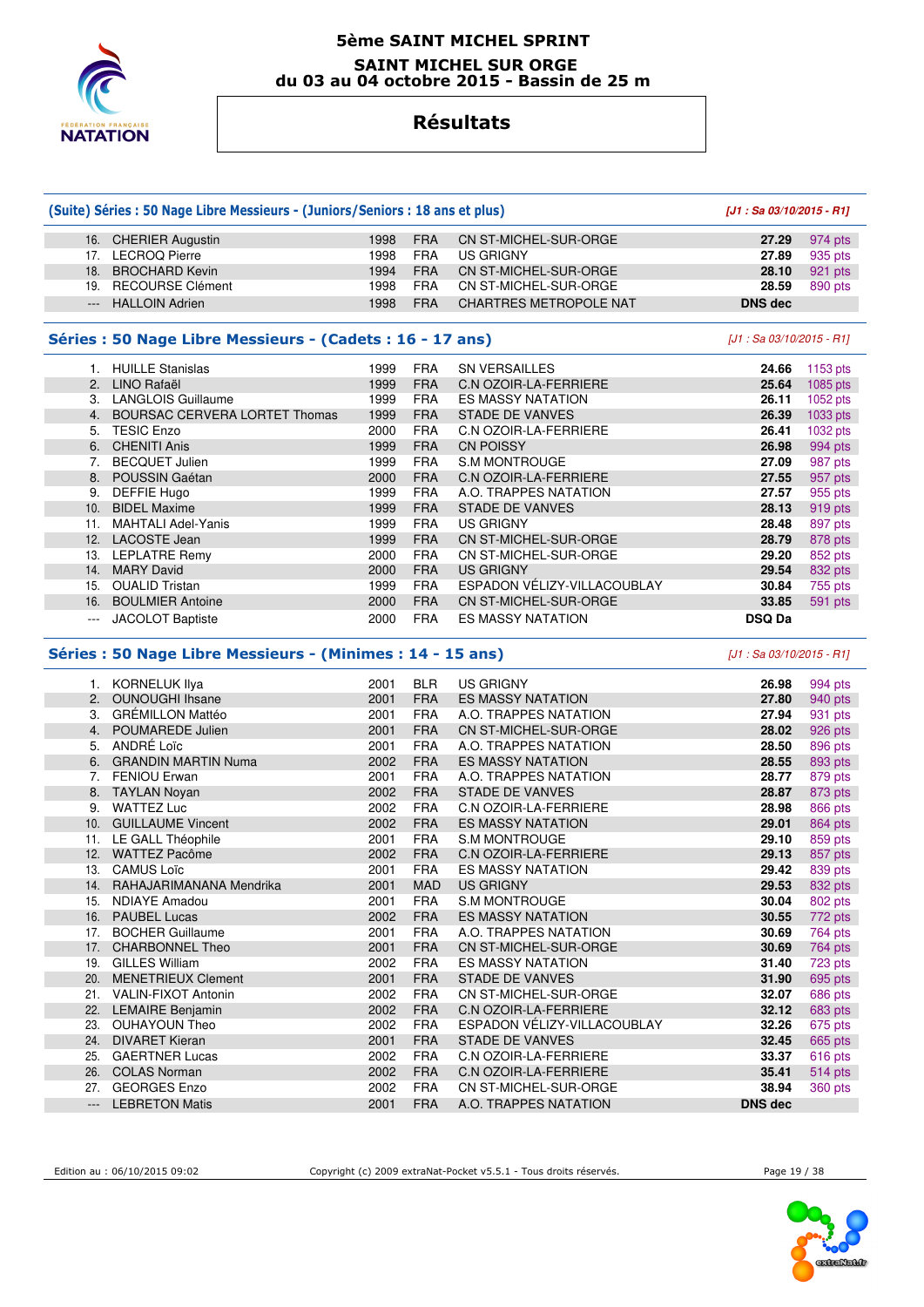# 5ème SAINT MICHEL SPRINT

## SAINT MICHEL SUR ORGE
## du 03 au 04 octobre 2015 - Bassin de 25 m

# Résultats

### (Suite) Séries : 50 Nage Libre Messieurs - (Juniors/Seniors : 18 ans et plus)

*[J1 : Sa 03/10/2015 - R1]*

| | | | | | | |
|---|---|---|---|---|---|---|
| 16. | CHERIER Augustin | 1998 | FRA | CN ST-MICHEL-SUR-ORGE | 27.29 | 974 pts |
| 17. | LECROQ Pierre | 1998 | FRA | US GRIGNY | 27.89 | 935 pts |
| 18. | BROCHARD Kevin | 1994 | FRA | CN ST-MICHEL-SUR-ORGE | 28.10 | 921 pts |
| 19. | RECOURSE Clément | 1998 | FRA | CN ST-MICHEL-SUR-ORGE | 28.59 | 890 pts |
| --- | HALLOIN Adrien | 1998 | FRA | CHARTRES METROPOLE NAT | DNS dec | |

### Séries : 50 Nage Libre Messieurs - (Cadets : 16 - 17 ans)

*[J1 : Sa 03/10/2015 - R1]*

| | | | | | | |
|---|---|---|---|---|---|---|
| 1. | HUILLE Stanislas | 1999 | FRA | SN VERSAILLES | 24.66 | 1153 pts |
| 2. | LINO Rafaël | 1999 | FRA | C.N OZOIR-LA-FERRIERE | 25.64 | 1085 pts |
| 3. | LANGLOIS Guillaume | 1999 | FRA | ES MASSY NATATION | 26.11 | 1052 pts |
| 4. | BOURSAC CERVERA LORTET Thomas | 1999 | FRA | STADE DE VANVES | 26.39 | 1033 pts |
| 5. | TESIC Enzo | 2000 | FRA | C.N OZOIR-LA-FERRIERE | 26.41 | 1032 pts |
| 6. | CHENITI Anis | 1999 | FRA | CN POISSY | 26.98 | 994 pts |
| 7. | BECQUET Julien | 1999 | FRA | S.M MONTROUGE | 27.09 | 987 pts |
| 8. | POUSSIN Gaétan | 2000 | FRA | C.N OZOIR-LA-FERRIERE | 27.55 | 957 pts |
| 9. | DEFFIE Hugo | 1999 | FRA | A.O. TRAPPES NATATION | 27.57 | 955 pts |
| 10. | BIDEL Maxime | 1999 | FRA | STADE DE VANVES | 28.13 | 919 pts |
| 11. | MAHTALI Adel-Yanis | 1999 | FRA | US GRIGNY | 28.48 | 897 pts |
| 12. | LACOSTE Jean | 1999 | FRA | CN ST-MICHEL-SUR-ORGE | 28.79 | 878 pts |
| 13. | LEPLATRE Remy | 2000 | FRA | CN ST-MICHEL-SUR-ORGE | 29.20 | 852 pts |
| 14. | MARY David | 2000 | FRA | US GRIGNY | 29.54 | 832 pts |
| 15. | OUALID Tristan | 1999 | FRA | ESPADON VÉLIZY-VILLACOUBLAY | 30.84 | 755 pts |
| 16. | BOULMIER Antoine | 2000 | FRA | CN ST-MICHEL-SUR-ORGE | 33.85 | 591 pts |
| --- | JACOLOT Baptiste | 2000 | FRA | ES MASSY NATATION | DSQ Da | |

### Séries : 50 Nage Libre Messieurs - (Minimes : 14 - 15 ans)

*[J1 : Sa 03/10/2015 - R1]*

| | | | | | | |
|---|---|---|---|---|---|---|
| 1. | KORNELUK Ilya | 2001 | BLR | US GRIGNY | 26.98 | 994 pts |
| 2. | OUNOUGHI Ihsane | 2001 | FRA | ES MASSY NATATION | 27.80 | 940 pts |
| 3. | GRÉMILLON Mattéo | 2001 | FRA | A.O. TRAPPES NATATION | 27.94 | 931 pts |
| 4. | POUMAREDE Julien | 2001 | FRA | CN ST-MICHEL-SUR-ORGE | 28.02 | 926 pts |
| 5. | ANDRÉ Loïc | 2001 | FRA | A.O. TRAPPES NATATION | 28.50 | 896 pts |
| 6. | GRANDIN MARTIN Numa | 2002 | FRA | ES MASSY NATATION | 28.55 | 893 pts |
| 7. | FENIOU Erwan | 2001 | FRA | A.O. TRAPPES NATATION | 28.77 | 879 pts |
| 8. | TAYLAN Noyan | 2002 | FRA | STADE DE VANVES | 28.87 | 873 pts |
| 9. | WATTEZ Luc | 2002 | FRA | C.N OZOIR-LA-FERRIERE | 28.98 | 866 pts |
| 10. | GUILLAUME Vincent | 2002 | FRA | ES MASSY NATATION | 29.01 | 864 pts |
| 11. | LE GALL Théophile | 2001 | FRA | S.M MONTROUGE | 29.10 | 859 pts |
| 12. | WATTEZ Pacôme | 2002 | FRA | C.N OZOIR-LA-FERRIERE | 29.13 | 857 pts |
| 13. | CAMUS Loïc | 2001 | FRA | ES MASSY NATATION | 29.42 | 839 pts |
| 14. | RAHAJARIMANANA Mendrika | 2001 | MAD | US GRIGNY | 29.53 | 832 pts |
| 15. | NDIAYE Amadou | 2001 | FRA | S.M MONTROUGE | 30.04 | 802 pts |
| 16. | PAUBEL Lucas | 2002 | FRA | ES MASSY NATATION | 30.55 | 772 pts |
| 17. | BOCHER Guillaume | 2001 | FRA | A.O. TRAPPES NATATION | 30.69 | 764 pts |
| 17. | CHARBONNEL Theo | 2001 | FRA | CN ST-MICHEL-SUR-ORGE | 30.69 | 764 pts |
| 19. | GILLES William | 2002 | FRA | ES MASSY NATATION | 31.40 | 723 pts |
| 20. | MENETRIEUX Clement | 2001 | FRA | STADE DE VANVES | 31.90 | 695 pts |
| 21. | VALIN-FIXOT Antonin | 2002 | FRA | CN ST-MICHEL-SUR-ORGE | 32.07 | 686 pts |
| 22. | LEMAIRE Benjamin | 2002 | FRA | C.N OZOIR-LA-FERRIERE | 32.12 | 683 pts |
| 23. | OUHAYOUN Theo | 2002 | FRA | ESPADON VÉLIZY-VILLACOUBLAY | 32.26 | 675 pts |
| 24. | DIVARET Kieran | 2001 | FRA | STADE DE VANVES | 32.45 | 665 pts |
| 25. | GAERTNER Lucas | 2002 | FRA | C.N OZOIR-LA-FERRIERE | 33.37 | 616 pts |
| 26. | COLAS Norman | 2002 | FRA | C.N OZOIR-LA-FERRIERE | 35.41 | 514 pts |
| 27. | GEORGES Enzo | 2002 | FRA | CN ST-MICHEL-SUR-ORGE | 38.94 | 360 pts |
| --- | LEBRETON Matis | 2001 | FRA | A.O. TRAPPES NATATION | DNS dec | |

Edition au : 06/10/2015 09:02 — Copyright (c) 2009 extraNat-Pocket v5.5.1 - Tous droits réservés.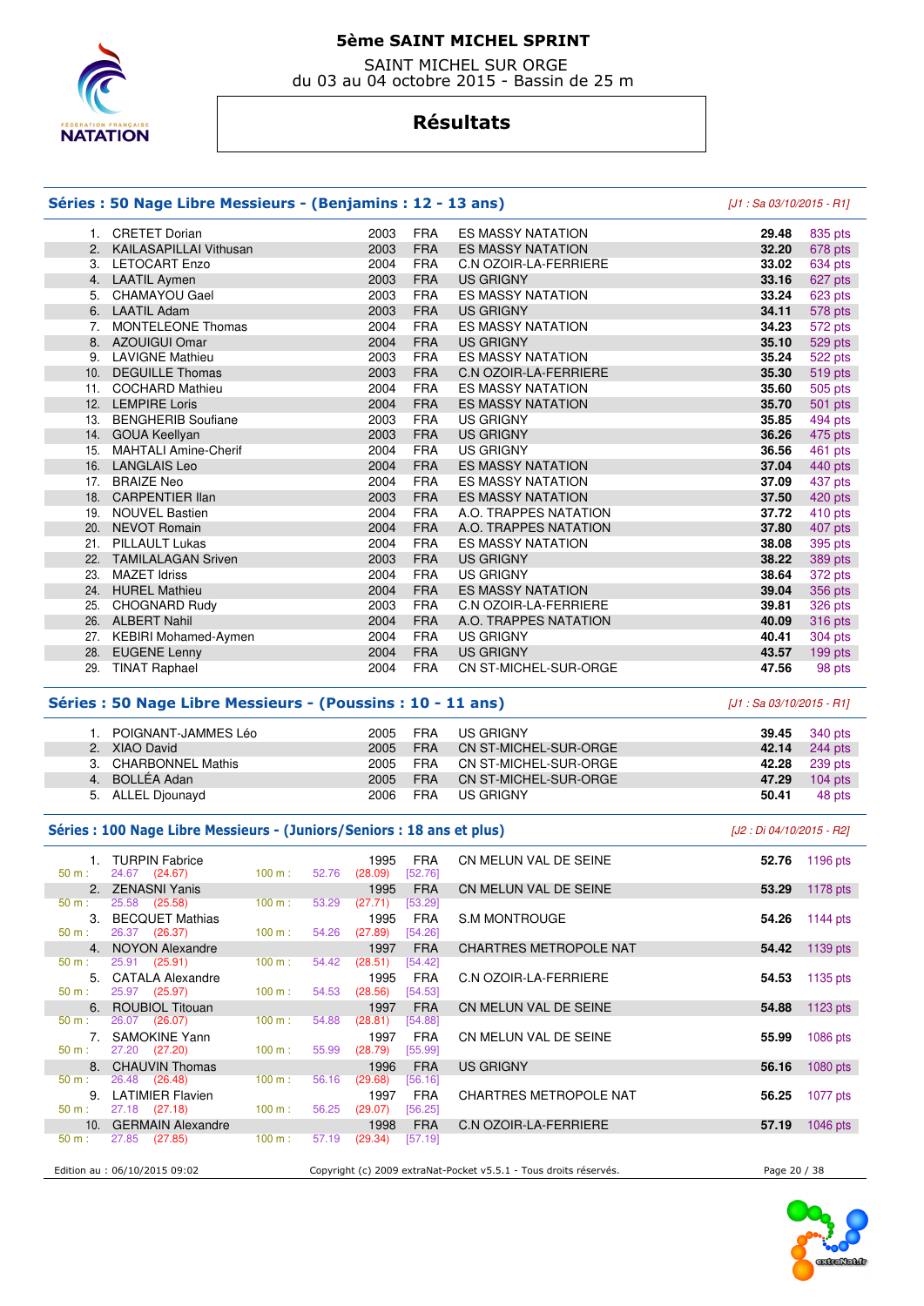# 5ème SAINT MICHEL SPRINT

SAINT MICHEL SUR ORGE
du 03 au 04 octobre 2015 - Bassin de 25 m

## Résultats

### Séries : 50 Nage Libre Messieurs - (Benjamins : 12 - 13 ans)

*[J1 : Sa 03/10/2015 - R1]*

| Rang | Nom | Année | Nat. | Club | Temps | Points |
|---|---|---|---|---|---|---|
| 1. | CRETET Dorian | 2003 | FRA | ES MASSY NATATION | 29.48 | 835 pts |
| 2. | KAILASAPILLAI Vithusan | 2003 | FRA | ES MASSY NATATION | 32.20 | 678 pts |
| 3. | LETOCART Enzo | 2004 | FRA | C.N OZOIR-LA-FERRIERE | 33.02 | 634 pts |
| 4. | LAATIL Aymen | 2003 | FRA | US GRIGNY | 33.16 | 627 pts |
| 5. | CHAMAYOU Gael | 2003 | FRA | ES MASSY NATATION | 33.24 | 623 pts |
| 6. | LAATIL Adam | 2003 | FRA | US GRIGNY | 34.11 | 578 pts |
| 7. | MONTELEONE Thomas | 2004 | FRA | ES MASSY NATATION | 34.23 | 572 pts |
| 8. | AZOUIGUI Omar | 2003 | FRA | US GRIGNY | 35.10 | 529 pts |
| 9. | LAVIGNE Mathieu | 2003 | FRA | ES MASSY NATATION | 35.24 | 522 pts |
| 10. | DEGUILLE Thomas | 2003 | FRA | C.N OZOIR-LA-FERRIERE | 35.30 | 519 pts |
| 11. | COCHARD Mathieu | 2004 | FRA | ES MASSY NATATION | 35.60 | 505 pts |
| 12. | LEMPIRE Loris | 2004 | FRA | ES MASSY NATATION | 35.70 | 501 pts |
| 13. | BENGHERIB Soufiane | 2003 | FRA | US GRIGNY | 35.85 | 494 pts |
| 14. | GOUA Keellyan | 2003 | FRA | US GRIGNY | 36.26 | 475 pts |
| 15. | MAHTALI Amine-Cherif | 2004 | FRA | US GRIGNY | 36.56 | 461 pts |
| 16. | LANGLAIS Leo | 2004 | FRA | ES MASSY NATATION | 37.04 | 440 pts |
| 17. | BRAIZE Neo | 2004 | FRA | ES MASSY NATATION | 37.09 | 437 pts |
| 18. | CARPENTIER Ilan | 2003 | FRA | ES MASSY NATATION | 37.50 | 420 pts |
| 19. | NOUVEL Bastien | 2004 | FRA | A.O. TRAPPES NATATION | 37.72 | 410 pts |
| 20. | NEVOT Romain | 2004 | FRA | A.O. TRAPPES NATATION | 37.80 | 407 pts |
| 21. | PILLAULT Lukas | 2004 | FRA | ES MASSY NATATION | 38.08 | 395 pts |
| 22. | TAMILALAGAN Sriven | 2003 | FRA | US GRIGNY | 38.22 | 389 pts |
| 23. | MAZET Idriss | 2004 | FRA | US GRIGNY | 38.64 | 372 pts |
| 24. | HUREL Mathieu | 2004 | FRA | ES MASSY NATATION | 39.04 | 356 pts |
| 25. | CHOGNARD Rudy | 2003 | FRA | C.N OZOIR-LA-FERRIERE | 39.81 | 326 pts |
| 26. | ALBERT Nahil | 2004 | FRA | A.O. TRAPPES NATATION | 40.09 | 316 pts |
| 27. | KEBIRI Mohamed-Aymen | 2004 | FRA | US GRIGNY | 40.41 | 304 pts |
| 28. | EUGENE Lenny | 2004 | FRA | US GRIGNY | 43.57 | 199 pts |
| 29. | TINAT Raphael | 2004 | FRA | CN ST-MICHEL-SUR-ORGE | 47.56 | 98 pts |

### Séries : 50 Nage Libre Messieurs - (Poussins : 10 - 11 ans)

*[J1 : Sa 03/10/2015 - R1]*

| Rang | Nom | Année | Nat. | Club | Temps | Points |
|---|---|---|---|---|---|---|
| 1. | POIGNANT-JAMMES Léo | 2005 | FRA | US GRIGNY | 39.45 | 340 pts |
| 2. | XIAO David | 2005 | FRA | CN ST-MICHEL-SUR-ORGE | 42.14 | 244 pts |
| 3. | CHARBONNEL Mathis | 2005 | FRA | CN ST-MICHEL-SUR-ORGE | 42.28 | 239 pts |
| 4. | BOLLÉA Adan | 2005 | FRA | CN ST-MICHEL-SUR-ORGE | 47.29 | 104 pts |
| 5. | ALLEL Djounayd | 2006 | FRA | US GRIGNY | 50.41 | 48 pts |

### Séries : 100 Nage Libre Messieurs - (Juniors/Seniors : 18 ans et plus)

*[J2 : Di 04/10/2015 - R2]*

| Rang | Nom | Année | Nat. | Club | Temps | Points |
|---|---|---|---|---|---|---|
| 1. | TURPIN Fabrice | 1995 | FRA | CN MELUN VAL DE SEINE | 52.76 | 1196 pts |
| | 50 m : 24.67 (24.67) | 100 m : 52.76 (28.09) [52.76] | | | | |
| 2. | ZENASNI Yanis | 1995 | FRA | CN MELUN VAL DE SEINE | 53.29 | 1178 pts |
| | 50 m : 25.58 (25.58) | 100 m : 53.29 (27.71) [53.29] | | | | |
| 3. | BECQUET Mathias | 1995 | FRA | S.M MONTROUGE | 54.26 | 1144 pts |
| | 50 m : 26.37 (26.37) | 100 m : 54.26 (27.89) [54.26] | | | | |
| 4. | NOYON Alexandre | 1997 | FRA | CHARTRES METROPOLE NAT | 54.42 | 1139 pts |
| | 50 m : 25.91 (25.91) | 100 m : 54.42 (28.51) [54.42] | | | | |
| 5. | CATALA Alexandre | 1995 | FRA | C.N OZOIR-LA-FERRIERE | 54.53 | 1135 pts |
| | 50 m : 25.97 (25.97) | 100 m : 54.53 (28.56) [54.53] | | | | |
| 6. | ROUBIOL Titouan | 1997 | FRA | CN MELUN VAL DE SEINE | 54.88 | 1123 pts |
| | 50 m : 26.07 (26.07) | 100 m : 54.88 (28.81) [54.88] | | | | |
| 7. | SAMOKINE Yann | 1997 | FRA | CN MELUN VAL DE SEINE | 55.99 | 1086 pts |
| | 50 m : 27.20 (27.20) | 100 m : 55.99 (28.79) [55.99] | | | | |
| 8. | CHAUVIN Thomas | 1996 | FRA | US GRIGNY | 56.16 | 1080 pts |
| | 50 m : 26.48 (26.48) | 100 m : 56.16 (29.68) [56.16] | | | | |
| 9. | LATIMIER Flavien | 1997 | FRA | CHARTRES METROPOLE NAT | 56.25 | 1077 pts |
| | 50 m : 27.18 (27.18) | 100 m : 56.25 (29.07) [56.25] | | | | |
| 10. | GERMAIN Alexandre | 1998 | FRA | C.N OZOIR-LA-FERRIERE | 57.19 | 1046 pts |
| | 50 m : 27.85 (27.85) | 100 m : 57.19 (29.34) [57.19] | | | | |

Edition au : 06/10/2015 09:02 — Copyright (c) 2009 extraNat-Pocket v5.5.1 - Tous droits réservés.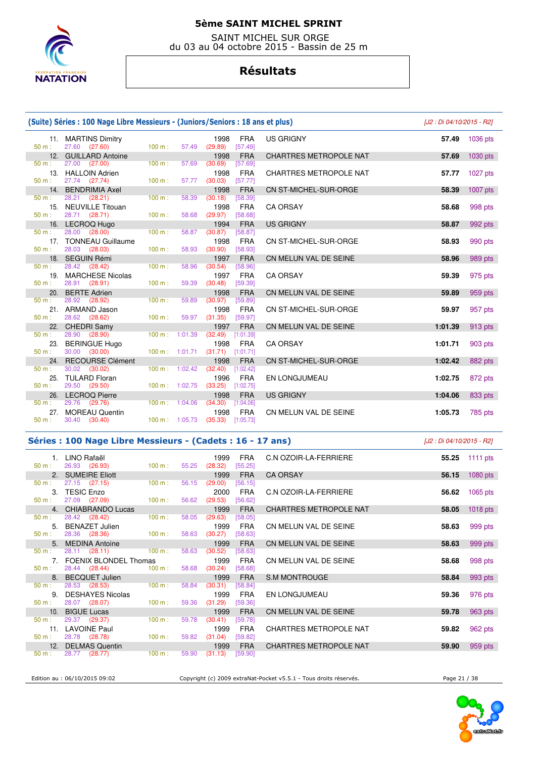# 5ème SAINT MICHEL SPRINT

SAINT MICHEL SUR ORGE
du 03 au 04 octobre 2015 - Bassin de 25 m

## Résultats

### (Suite) Séries : 100 Nage Libre Messieurs - (Juniors/Seniors : 18 ans et plus)

*[J2 : Di 04/10/2015 - R2]*

| Rang | Nom | Année | Nat. | Club | Temps | Points | 50 m | 100 m |
|---|---|---|---|---|---|---|---|---|
| 11. | MARTINS Dimitry | 1998 | FRA | US GRIGNY | 57.49 | 1036 pts | 27.60 (27.60) | 57.49 (29.89) [57.49] |
| 12. | GUILLARD Antoine | 1998 | FRA | CHARTRES METROPOLE NAT | 57.69 | 1030 pts | 27.00 (27.00) | 57.69 (30.69) [57.69] |
| 13. | HALLOIN Adrien | 1998 | FRA | CHARTRES METROPOLE NAT | 57.77 | 1027 pts | 27.74 (27.74) | 57.77 (30.03) [57.77] |
| 14. | BENDRIMIA Axel | 1998 | FRA | CN ST-MICHEL-SUR-ORGE | 58.39 | 1007 pts | 28.21 (28.21) | 58.39 (30.18) [58.39] |
| 15. | NEUVILLE Titouan | 1998 | FRA | CA ORSAY | 58.68 | 998 pts | 28.71 (28.71) | 58.68 (29.97) [58.68] |
| 16. | LECROQ Hugo | 1994 | FRA | US GRIGNY | 58.87 | 992 pts | 28.00 (28.00) | 58.87 (30.87) [58.87] |
| 17. | TONNEAU Guillaume | 1998 | FRA | CN ST-MICHEL-SUR-ORGE | 58.93 | 990 pts | 28.03 (28.03) | 58.93 (30.90) [58.93] |
| 18. | SEGUIN Rémi | 1997 | FRA | CN MELUN VAL DE SEINE | 58.96 | 989 pts | 28.42 (28.42) | 58.96 (30.54) [58.96] |
| 19. | MARCHESE Nicolas | 1997 | FRA | CA ORSAY | 59.39 | 975 pts | 28.91 (28.91) | 59.39 (30.48) [59.39] |
| 20. | BERTE Adrien | 1998 | FRA | CN MELUN VAL DE SEINE | 59.89 | 959 pts | 28.92 (28.92) | 59.89 (30.97) [59.89] |
| 21. | ARMAND Jason | 1998 | FRA | CN ST-MICHEL-SUR-ORGE | 59.97 | 957 pts | 28.62 (28.62) | 59.97 (31.35) [59.97] |
| 22. | CHEDRI Samy | 1997 | FRA | CN MELUN VAL DE SEINE | 1:01.39 | 913 pts | 28.90 (28.90) | 1:01.39 (32.49) [1:01.39] |
| 23. | BERINGUE Hugo | 1998 | FRA | CA ORSAY | 1:01.71 | 903 pts | 30.00 (30.00) | 1:01.71 (31.71) [1:01.71] |
| 24. | RECOURSE Clément | 1998 | FRA | CN ST-MICHEL-SUR-ORGE | 1:02.42 | 882 pts | 30.02 (30.02) | 1:02.42 (32.40) [1:02.42] |
| 25. | TULARD Floran | 1996 | FRA | EN LONGJUMEAU | 1:02.75 | 872 pts | 29.50 (29.50) | 1:02.75 (33.25) [1:02.75] |
| 26. | LECROQ Pierre | 1998 | FRA | US GRIGNY | 1:04.06 | 833 pts | 29.76 (29.76) | 1:04.06 (34.30) [1:04.06] |
| 27. | MOREAU Quentin | 1998 | FRA | CN MELUN VAL DE SEINE | 1:05.73 | 785 pts | 30.40 (30.40) | 1:05.73 (35.33) [1:05.73] |

### Séries : 100 Nage Libre Messieurs - (Cadets : 16 - 17 ans)

*[J2 : Di 04/10/2015 - R2]*

| Rang | Nom | Année | Nat. | Club | Temps | Points | 50 m | 100 m |
|---|---|---|---|---|---|---|---|---|
| 1. | LINO Rafaël | 1999 | FRA | C.N OZOIR-LA-FERRIERE | 55.25 | 1111 pts | 26.93 (26.93) | 55.25 (28.32) [55.25] |
| 2. | SUMEIRE Eliott | 1999 | FRA | CA ORSAY | 56.15 | 1080 pts | 27.15 (27.15) | 56.15 (29.00) [56.15] |
| 3. | TESIC Enzo | 2000 | FRA | C.N OZOIR-LA-FERRIERE | 56.62 | 1065 pts | 27.09 (27.09) | 56.62 (29.53) [56.62] |
| 4. | CHIABRANDO Lucas | 1999 | FRA | CHARTRES METROPOLE NAT | 58.05 | 1018 pts | 28.42 (28.42) | 58.05 (29.63) [58.05] |
| 5. | BENAZET Julien | 1999 | FRA | CN MELUN VAL DE SEINE | 58.63 | 999 pts | 28.36 (28.36) | 58.63 (30.27) [58.63] |
| 5. | MEDINA Antoine | 1999 | FRA | CN MELUN VAL DE SEINE | 58.63 | 999 pts | 28.11 (28.11) | 58.63 (30.52) [58.63] |
| 7. | FOENIX BLONDEL Thomas | 1999 | FRA | CN MELUN VAL DE SEINE | 58.68 | 998 pts | 28.44 (28.44) | 58.68 (30.24) [58.68] |
| 8. | BECQUET Julien | 1999 | FRA | S.M MONTROUGE | 58.84 | 993 pts | 28.53 (28.53) | 58.84 (30.31) [58.84] |
| 9. | DESHAYES Nicolas | 1999 | FRA | EN LONGJUMEAU | 59.36 | 976 pts | 28.07 (28.07) | 59.36 (31.29) [59.36] |
| 10. | BIGUE Lucas | 1999 | FRA | CN MELUN VAL DE SEINE | 59.78 | 963 pts | 29.37 (29.37) | 59.78 (30.41) [59.78] |
| 11. | LAVOINE Paul | 1999 | FRA | CHARTRES METROPOLE NAT | 59.82 | 962 pts | 28.78 (28.78) | 59.82 (31.04) [59.82] |
| 12. | DELMAS Quentin | 1999 | FRA | CHARTRES METROPOLE NAT | 59.90 | 959 pts | 28.77 (28.77) | 59.90 (31.13) [59.90] |

Edition au : 06/10/2015 09:02 — Copyright (c) 2009 extraNat-Pocket v5.5.1 - Tous droits réservés.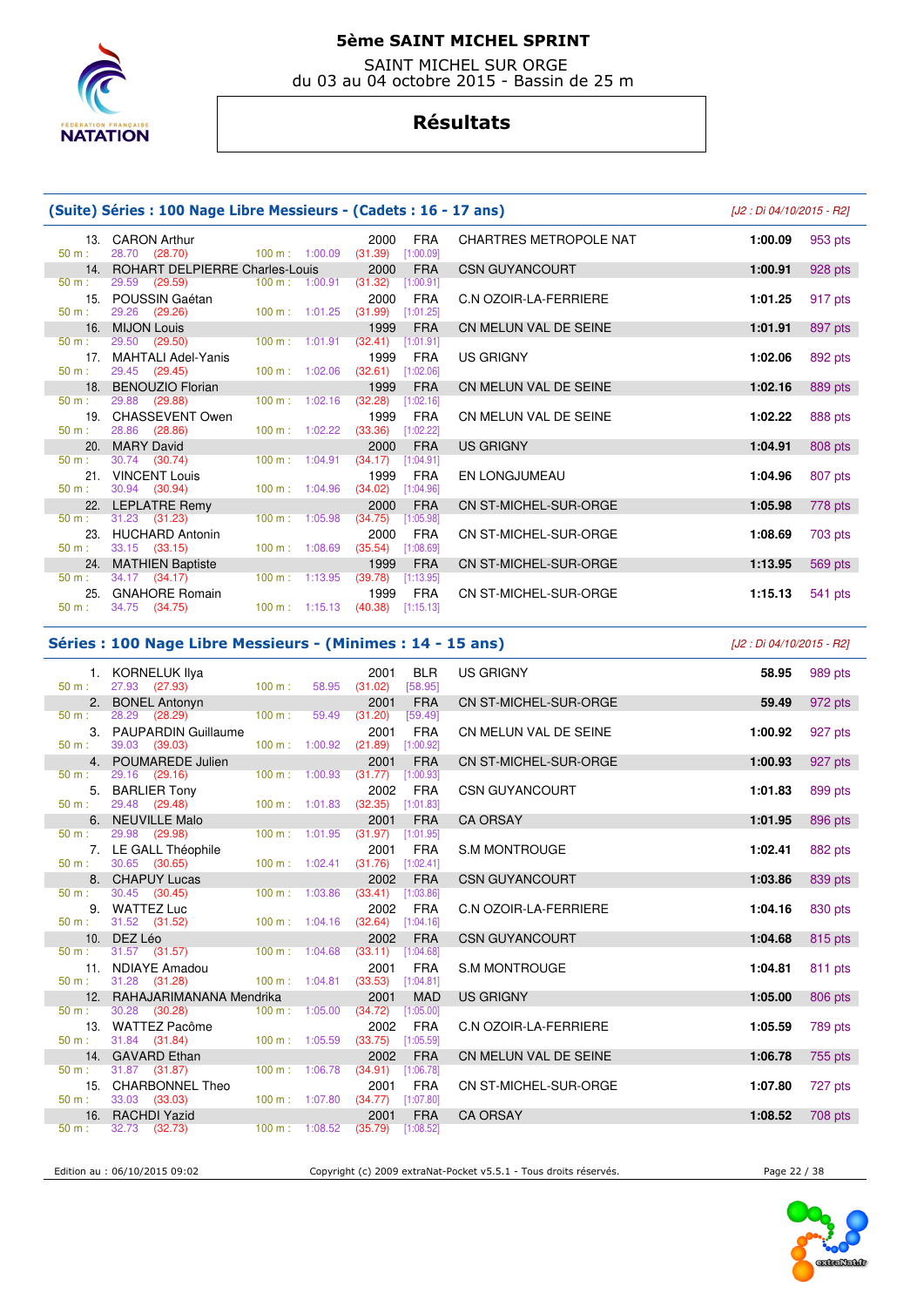# 5ème SAINT MICHEL SPRINT

SAINT MICHEL SUR ORGE
du 03 au 04 octobre 2015 - Bassin de 25 m

## Résultats

### (Suite) Séries : 100 Nage Libre Messieurs - (Cadets : 16 - 17 ans)

*[J2 : Di 04/10/2015 - R2]*

| Rang | Nom | Année | Nat. | Club | Temps | Points |
|---|---|---|---|---|---|---|
| 13. | CARON Arthur | 2000 | FRA | CHARTRES METROPOLE NAT | **1:00.09** | 953 pts |
| | 50 m : 28.70 (28.70) — 100 m : 1:00.09 (31.39) [1:00.09] | | | | | |
| 14. | ROHART DELPIERRE Charles-Louis | 2000 | FRA | CSN GUYANCOURT | **1:00.91** | 928 pts |
| | 50 m : 29.59 (29.59) — 100 m : 1:00.91 (31.32) [1:00.91] | | | | | |
| 15. | POUSSIN Gaétan | 2000 | FRA | C.N OZOIR-LA-FERRIERE | **1:01.25** | 917 pts |
| | 50 m : 29.26 (29.26) — 100 m : 1:01.25 (31.99) [1:01.25] | | | | | |
| 16. | MIJON Louis | 1999 | FRA | CN MELUN VAL DE SEINE | **1:01.91** | 897 pts |
| | 50 m : 29.50 (29.50) — 100 m : 1:01.91 (32.41) [1:01.91] | | | | | |
| 17. | MAHTALI Adel-Yanis | 1999 | FRA | US GRIGNY | **1:02.06** | 892 pts |
| | 50 m : 29.45 (29.45) — 100 m : 1:02.06 (32.61) [1:02.06] | | | | | |
| 18. | BENOUZIO Florian | 1999 | FRA | CN MELUN VAL DE SEINE | **1:02.16** | 889 pts |
| | 50 m : 29.88 (29.88) — 100 m : 1:02.16 (32.28) [1:02.16] | | | | | |
| 19. | CHASSEVENT Owen | 1999 | FRA | CN MELUN VAL DE SEINE | **1:02.22** | 888 pts |
| | 50 m : 28.86 (28.86) — 100 m : 1:02.22 (33.36) [1:02.22] | | | | | |
| 20. | MARY David | 2000 | FRA | US GRIGNY | **1:04.91** | 808 pts |
| | 50 m : 30.74 (30.74) — 100 m : 1:04.91 (34.17) [1:04.91] | | | | | |
| 21. | VINCENT Louis | 1999 | FRA | EN LONGJUMEAU | **1:04.96** | 807 pts |
| | 50 m : 30.94 (30.94) — 100 m : 1:04.96 (34.02) [1:04.96] | | | | | |
| 22. | LEPLATRE Remy | 2000 | FRA | CN ST-MICHEL-SUR-ORGE | **1:05.98** | 778 pts |
| | 50 m : 31.23 (31.23) — 100 m : 1:05.98 (34.75) [1:05.98] | | | | | |
| 23. | HUCHARD Antonin | 2000 | FRA | CN ST-MICHEL-SUR-ORGE | **1:08.69** | 703 pts |
| | 50 m : 33.15 (33.15) — 100 m : 1:08.69 (35.54) [1:08.69] | | | | | |
| 24. | MATHIEN Baptiste | 1999 | FRA | CN ST-MICHEL-SUR-ORGE | **1:13.95** | 569 pts |
| | 50 m : 34.17 (34.17) — 100 m : 1:13.95 (39.78) [1:13.95] | | | | | |
| 25. | GNAHORE Romain | 1999 | FRA | CN ST-MICHEL-SUR-ORGE | **1:15.13** | 541 pts |
| | 50 m : 34.75 (34.75) — 100 m : 1:15.13 (40.38) [1:15.13] | | | | | |

### Séries : 100 Nage Libre Messieurs - (Minimes : 14 - 15 ans)

*[J2 : Di 04/10/2015 - R2]*

| Rang | Nom | Année | Nat. | Club | Temps | Points |
|---|---|---|---|---|---|---|
| 1. | KORNELUK Ilya | 2001 | BLR | US GRIGNY | **58.95** | 989 pts |
| | 50 m : 27.93 (27.93) — 100 m : 58.95 (31.02) [58.95] | | | | | |
| 2. | BONEL Antonyn | 2001 | FRA | CN ST-MICHEL-SUR-ORGE | **59.49** | 972 pts |
| | 50 m : 28.29 (28.29) — 100 m : 59.49 (31.20) [59.49] | | | | | |
| 3. | PAUPARDIN Guillaume | 2001 | FRA | CN MELUN VAL DE SEINE | **1:00.92** | 927 pts |
| | 50 m : 39.03 (39.03) — 100 m : 1:00.92 (21.89) [1:00.92] | | | | | |
| 4. | POUMAREDE Julien | 2001 | FRA | CN ST-MICHEL-SUR-ORGE | **1:00.93** | 927 pts |
| | 50 m : 29.16 (29.16) — 100 m : 1:00.93 (31.77) [1:00.93] | | | | | |
| 5. | BARLIER Tony | 2002 | FRA | CSN GUYANCOURT | **1:01.83** | 899 pts |
| | 50 m : 29.48 (29.48) — 100 m : 1:01.83 (32.35) [1:01.83] | | | | | |
| 6. | NEUVILLE Malo | 2001 | FRA | CA ORSAY | **1:01.95** | 896 pts |
| | 50 m : 29.98 (29.98) — 100 m : 1:01.95 (31.97) [1:01.95] | | | | | |
| 7. | LE GALL Théophile | 2001 | FRA | S.M MONTROUGE | **1:02.41** | 882 pts |
| | 50 m : 30.65 (30.65) — 100 m : 1:02.41 (31.76) [1:02.41] | | | | | |
| 8. | CHAPUY Lucas | 2002 | FRA | CSN GUYANCOURT | **1:03.86** | 839 pts |
| | 50 m : 30.45 (30.45) — 100 m : 1:03.86 (33.41) [1:03.86] | | | | | |
| 9. | WATTEZ Luc | 2002 | FRA | C.N OZOIR-LA-FERRIERE | **1:04.16** | 830 pts |
| | 50 m : 31.52 (31.52) — 100 m : 1:04.16 (32.64) [1:04.16] | | | | | |
| 10. | DEZ Léo | 2002 | FRA | CSN GUYANCOURT | **1:04.68** | 815 pts |
| | 50 m : 31.57 (31.57) — 100 m : 1:04.68 (33.11) [1:04.68] | | | | | |
| 11. | NDIAYE Amadou | 2001 | FRA | S.M MONTROUGE | **1:04.81** | 811 pts |
| | 50 m : 31.28 (31.28) — 100 m : 1:04.81 (33.53) [1:04.81] | | | | | |
| 12. | RAHAJARIMANANA Mendrika | 2001 | MAD | US GRIGNY | **1:05.00** | 806 pts |
| | 50 m : 30.28 (30.28) — 100 m : 1:05.00 (34.72) [1:05.00] | | | | | |
| 13. | WATTEZ Pacôme | 2002 | FRA | C.N OZOIR-LA-FERRIERE | **1:05.59** | 789 pts |
| | 50 m : 31.84 (31.84) — 100 m : 1:05.59 (33.75) [1:05.59] | | | | | |
| 14. | GAVARD Ethan | 2002 | FRA | CN MELUN VAL DE SEINE | **1:06.78** | 755 pts |
| | 50 m : 31.87 (31.87) — 100 m : 1:06.78 (34.91) [1:06.78] | | | | | |
| 15. | CHARBONNEL Theo | 2001 | FRA | CN ST-MICHEL-SUR-ORGE | **1:07.80** | 727 pts |
| | 50 m : 33.03 (33.03) — 100 m : 1:07.80 (34.77) [1:07.80] | | | | | |
| 16. | RACHDI Yazid | 2001 | FRA | CA ORSAY | **1:08.52** | 708 pts |
| | 50 m : 32.73 (32.73) — 100 m : 1:08.52 (35.79) [1:08.52] | | | | | |

Edition au : 06/10/2015 09:02 — Copyright (c) 2009 extraNat-Pocket v5.5.1 - Tous droits réservés.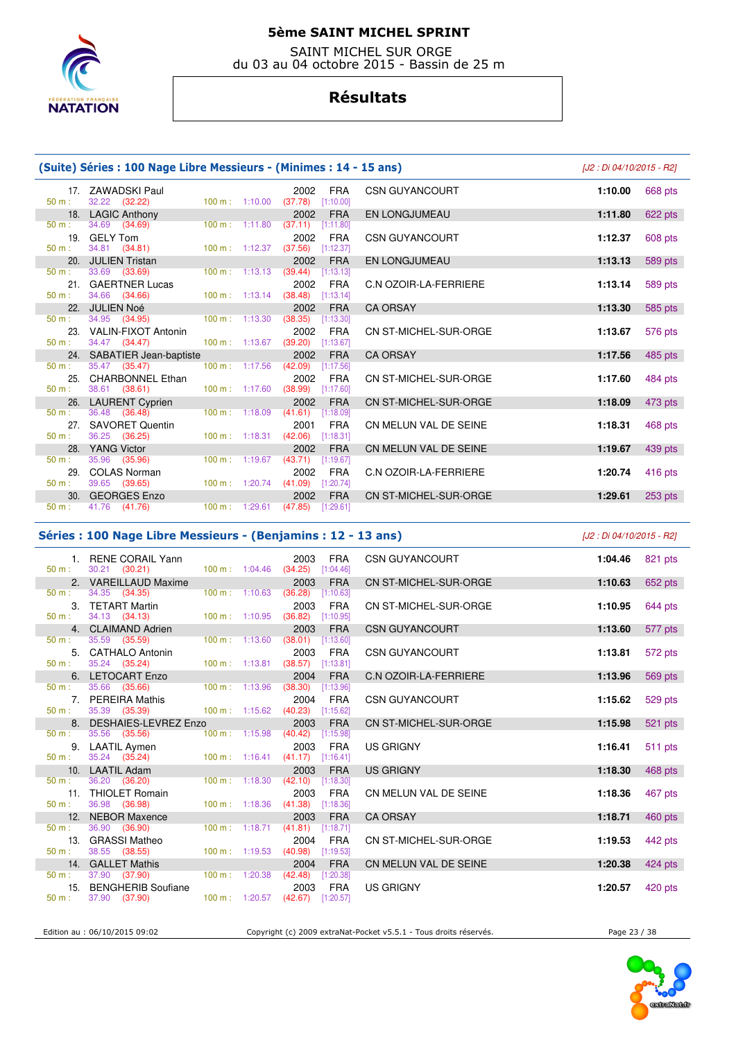# 5ème SAINT MICHEL SPRINT

SAINT MICHEL SUR ORGE
du 03 au 04 octobre 2015 - Bassin de 25 m

## Résultats

### (Suite) Séries : 100 Nage Libre Messieurs - (Minimes : 14 - 15 ans)

*[J2 : Di 04/10/2015 - R2]*

| Rang | Nom | Année | Nat. | Club | Temps | Points |
|---|---|---|---|---|---|---|
| 17. | ZAWADSKI Paul | 2002 | FRA | CSN GUYANCOURT | 1:10.00 | 668 pts |
| | 50 m : 32.22 (32.22) 100 m : 1:10.00 (37.78) [1:10.00] | | | | | |
| 18. | LAGIC Anthony | 2002 | FRA | EN LONGJUMEAU | 1:11.80 | 622 pts |
| | 50 m : 34.69 (34.69) 100 m : 1:11.80 (37.11) [1:11.80] | | | | | |
| 19. | GELY Tom | 2002 | FRA | CSN GUYANCOURT | 1:12.37 | 608 pts |
| | 50 m : 34.81 (34.81) 100 m : 1:12.37 (37.56) [1:12.37] | | | | | |
| 20. | JULIEN Tristan | 2002 | FRA | EN LONGJUMEAU | 1:13.13 | 589 pts |
| | 50 m : 33.69 (33.69) 100 m : 1:13.13 (39.44) [1:13.13] | | | | | |
| 21. | GAERTNER Lucas | 2002 | FRA | C.N OZOIR-LA-FERRIERE | 1:13.14 | 589 pts |
| | 50 m : 34.66 (34.66) 100 m : 1:13.14 (38.48) [1:13.14] | | | | | |
| 22. | JULIEN Noé | 2002 | FRA | CA ORSAY | 1:13.30 | 585 pts |
| | 50 m : 34.95 (34.95) 100 m : 1:13.30 (38.35) [1:13.30] | | | | | |
| 23. | VALIN-FIXOT Antonin | 2002 | FRA | CN ST-MICHEL-SUR-ORGE | 1:13.67 | 576 pts |
| | 50 m : 34.47 (34.47) 100 m : 1:13.67 (39.20) [1:13.67] | | | | | |
| 24. | SABATIER Jean-baptiste | 2002 | FRA | CA ORSAY | 1:17.56 | 485 pts |
| | 50 m : 35.47 (35.47) 100 m : 1:17.56 (42.09) [1:17.56] | | | | | |
| 25. | CHARBONNEL Ethan | 2002 | FRA | CN ST-MICHEL-SUR-ORGE | 1:17.60 | 484 pts |
| | 50 m : 38.61 (38.61) 100 m : 1:17.60 (38.99) [1:17.60] | | | | | |
| 26. | LAURENT Cyprien | 2002 | FRA | CN ST-MICHEL-SUR-ORGE | 1:18.09 | 473 pts |
| | 50 m : 36.48 (36.48) 100 m : 1:18.09 (41.61) [1:18.09] | | | | | |
| 27. | SAVORET Quentin | 2001 | FRA | CN MELUN VAL DE SEINE | 1:18.31 | 468 pts |
| | 50 m : 36.25 (36.25) 100 m : 1:18.31 (42.06) [1:18.31] | | | | | |
| 28. | YANG Victor | 2002 | FRA | CN MELUN VAL DE SEINE | 1:19.67 | 439 pts |
| | 50 m : 35.96 (35.96) 100 m : 1:19.67 (43.71) [1:19.67] | | | | | |
| 29. | COLAS Norman | 2002 | FRA | C.N OZOIR-LA-FERRIERE | 1:20.74 | 416 pts |
| | 50 m : 39.65 (39.65) 100 m : 1:20.74 (41.09) [1:20.74] | | | | | |
| 30. | GEORGES Enzo | 2002 | FRA | CN ST-MICHEL-SUR-ORGE | 1:29.61 | 253 pts |
| | 50 m : 41.76 (41.76) 100 m : 1:29.61 (47.85) [1:29.61] | | | | | |

### Séries : 100 Nage Libre Messieurs - (Benjamins : 12 - 13 ans)

*[J2 : Di 04/10/2015 - R2]*

| Rang | Nom | Année | Nat. | Club | Temps | Points |
|---|---|---|---|---|---|---|
| 1. | RENE CORAIL Yann | 2003 | FRA | CSN GUYANCOURT | 1:04.46 | 821 pts |
| | 50 m : 30.21 (30.21) 100 m : 1:04.46 (34.25) [1:04.46] | | | | | |
| 2. | VAREILLAUD Maxime | 2003 | FRA | CN ST-MICHEL-SUR-ORGE | 1:10.63 | 652 pts |
| | 50 m : 34.35 (34.35) 100 m : 1:10.63 (36.28) [1:10.63] | | | | | |
| 3. | TETART Martin | 2003 | FRA | CN ST-MICHEL-SUR-ORGE | 1:10.95 | 644 pts |
| | 50 m : 34.13 (34.13) 100 m : 1:10.95 (36.82) [1:10.95] | | | | | |
| 4. | CLAIMAND Adrien | 2003 | FRA | CSN GUYANCOURT | 1:13.60 | 577 pts |
| | 50 m : 35.59 (35.59) 100 m : 1:13.60 (38.01) [1:13.60] | | | | | |
| 5. | CATHALO Antonin | 2003 | FRA | CSN GUYANCOURT | 1:13.81 | 572 pts |
| | 50 m : 35.24 (35.24) 100 m : 1:13.81 (38.57) [1:13.81] | | | | | |
| 6. | LETOCART Enzo | 2004 | FRA | C.N OZOIR-LA-FERRIERE | 1:13.96 | 569 pts |
| | 50 m : 35.66 (35.66) 100 m : 1:13.96 (38.30) [1:13.96] | | | | | |
| 7. | PEREIRA Mathis | 2004 | FRA | CSN GUYANCOURT | 1:15.62 | 529 pts |
| | 50 m : 35.39 (35.39) 100 m : 1:15.62 (40.23) [1:15.62] | | | | | |
| 8. | DESHAIES-LEVREZ Enzo | 2003 | FRA | CN ST-MICHEL-SUR-ORGE | 1:15.98 | 521 pts |
| | 50 m : 35.56 (35.56) 100 m : 1:15.98 (40.42) [1:15.98] | | | | | |
| 9. | LAATIL Aymen | 2003 | FRA | US GRIGNY | 1:16.41 | 511 pts |
| | 50 m : 35.24 (35.24) 100 m : 1:16.41 (41.17) [1:16.41] | | | | | |
| 10. | LAATIL Adam | 2003 | FRA | US GRIGNY | 1:18.30 | 468 pts |
| | 50 m : 36.20 (36.20) 100 m : 1:18.30 (42.10) [1:18.30] | | | | | |
| 11. | THIOLET Romain | 2003 | FRA | CN MELUN VAL DE SEINE | 1:18.36 | 467 pts |
| | 50 m : 36.98 (36.98) 100 m : 1:18.36 (41.38) [1:18.36] | | | | | |
| 12. | NEBOR Maxence | 2003 | FRA | CA ORSAY | 1:18.71 | 460 pts |
| | 50 m : 36.90 (36.90) 100 m : 1:18.71 (41.81) [1:18.71] | | | | | |
| 13. | GRASSI Matheo | 2004 | FRA | CN ST-MICHEL-SUR-ORGE | 1:19.53 | 442 pts |
| | 50 m : 38.55 (38.55) 100 m : 1:19.53 (40.98) [1:19.53] | | | | | |
| 14. | GALLET Mathis | 2004 | FRA | CN MELUN VAL DE SEINE | 1:20.38 | 424 pts |
| | 50 m : 37.90 (37.90) 100 m : 1:20.38 (42.48) [1:20.38] | | | | | |
| 15. | BENGHERIB Soufiane | 2003 | FRA | US GRIGNY | 1:20.57 | 420 pts |
| | 50 m : 37.90 (37.90) 100 m : 1:20.57 (42.67) [1:20.57] | | | | | |

Edition au : 06/10/2015 09:02 — Copyright (c) 2009 extraNat-Pocket v5.5.1 - Tous droits réservés.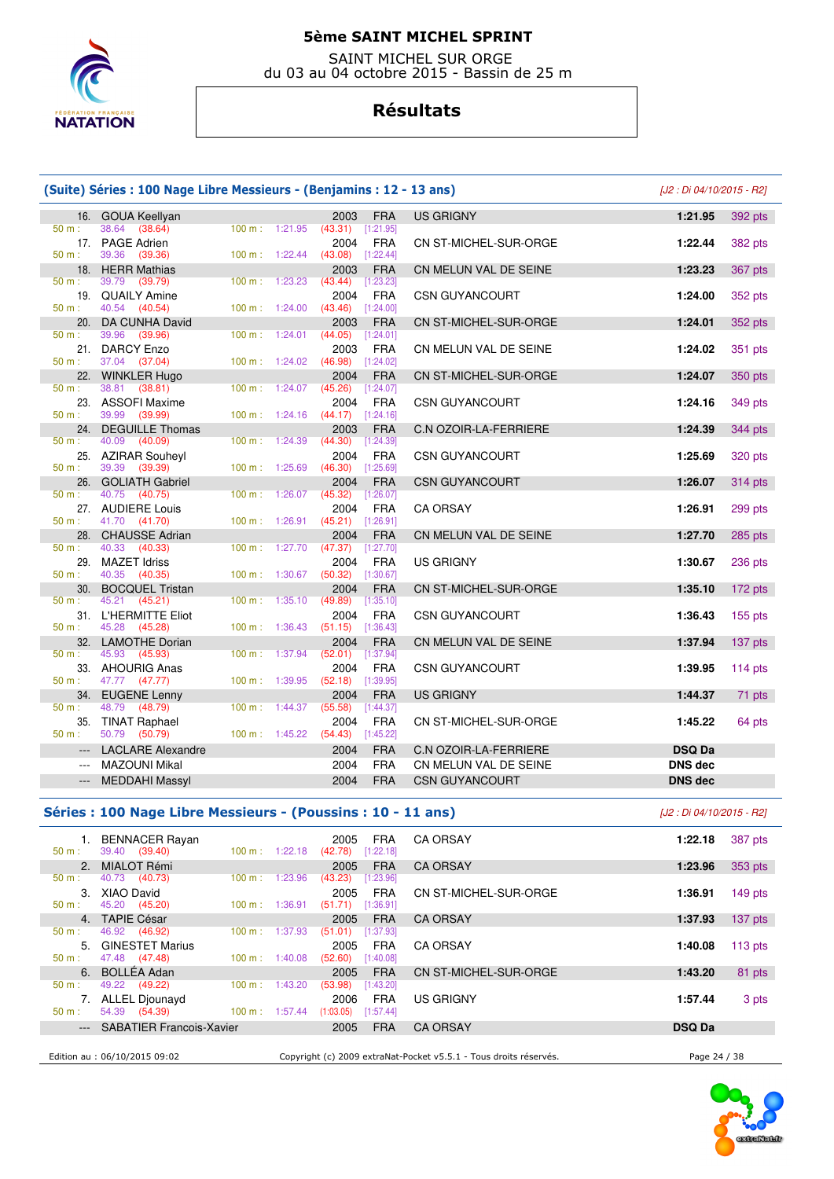# 5ème SAINT MICHEL SPRINT

SAINT MICHEL SUR ORGE
du 03 au 04 octobre 2015 - Bassin de 25 m

## Résultats

### (Suite) Séries : 100 Nage Libre Messieurs - (Benjamins : 12 - 13 ans)

*[J2 : Di 04/10/2015 - R2]*

| Rang | Nom | Année | Nat. | Club | Temps | Points |
|---|---|---|---|---|---|---|
| 16. | GOUA Keellyan | 2003 | FRA | US GRIGNY | 1:21.95 | 392 pts |
| | 50 m : 38.64 (38.64) 100 m : 1:21.95 (43.31) [1:21.95] | | | | | |
| 17. | PAGE Adrien | 2004 | FRA | CN ST-MICHEL-SUR-ORGE | 1:22.44 | 382 pts |
| | 50 m : 39.36 (39.36) 100 m : 1:22.44 (43.08) [1:22.44] | | | | | |
| 18. | HERR Mathias | 2003 | FRA | CN MELUN VAL DE SEINE | 1:23.23 | 367 pts |
| | 50 m : 39.79 (39.79) 100 m : 1:23.23 (43.44) [1:23.23] | | | | | |
| 19. | QUAILY Amine | 2004 | FRA | CSN GUYANCOURT | 1:24.00 | 352 pts |
| | 50 m : 40.54 (40.54) 100 m : 1:24.00 (43.46) [1:24.00] | | | | | |
| 20. | DA CUNHA David | 2003 | FRA | CN ST-MICHEL-SUR-ORGE | 1:24.01 | 352 pts |
| | 50 m : 39.96 (39.96) 100 m : 1:24.01 (44.05) [1:24.01] | | | | | |
| 21. | DARCY Enzo | 2003 | FRA | CN MELUN VAL DE SEINE | 1:24.02 | 351 pts |
| | 50 m : 37.04 (37.04) 100 m : 1:24.02 (46.98) [1:24.02] | | | | | |
| 22. | WINKLER Hugo | 2004 | FRA | CN ST-MICHEL-SUR-ORGE | 1:24.07 | 350 pts |
| | 50 m : 38.81 (38.81) 100 m : 1:24.07 (45.26) [1:24.07] | | | | | |
| 23. | ASSOFI Maxime | 2004 | FRA | CSN GUYANCOURT | 1:24.16 | 349 pts |
| | 50 m : 39.99 (39.99) 100 m : 1:24.16 (44.17) [1:24.16] | | | | | |
| 24. | DEGUILLE Thomas | 2003 | FRA | C.N OZOIR-LA-FERRIERE | 1:24.39 | 344 pts |
| | 50 m : 40.09 (40.09) 100 m : 1:24.39 (44.30) [1:24.39] | | | | | |
| 25. | AZIRAR Souheyl | 2004 | FRA | CSN GUYANCOURT | 1:25.69 | 320 pts |
| | 50 m : 39.39 (39.39) 100 m : 1:25.69 (46.30) [1:25.69] | | | | | |
| 26. | GOLIATH Gabriel | 2004 | FRA | CSN GUYANCOURT | 1:26.07 | 314 pts |
| | 50 m : 40.75 (40.75) 100 m : 1:26.07 (45.32) [1:26.07] | | | | | |
| 27. | AUDIERE Louis | 2004 | FRA | CA ORSAY | 1:26.91 | 299 pts |
| | 50 m : 41.70 (41.70) 100 m : 1:26.91 (45.21) [1:26.91] | | | | | |
| 28. | CHAUSSE Adrian | 2004 | FRA | CN MELUN VAL DE SEINE | 1:27.70 | 285 pts |
| | 50 m : 40.33 (40.33) 100 m : 1:27.70 (47.37) [1:27.70] | | | | | |
| 29. | MAZET Idriss | 2004 | FRA | US GRIGNY | 1:30.67 | 236 pts |
| | 50 m : 40.35 (40.35) 100 m : 1:30.67 (50.32) [1:30.67] | | | | | |
| 30. | BOCQUEL Tristan | 2004 | FRA | CN ST-MICHEL-SUR-ORGE | 1:35.10 | 172 pts |
| | 50 m : 45.21 (45.21) 100 m : 1:35.10 (49.89) [1:35.10] | | | | | |
| 31. | L'HERMITTE Eliot | 2004 | FRA | CSN GUYANCOURT | 1:36.43 | 155 pts |
| | 50 m : 45.28 (45.28) 100 m : 1:36.43 (51.15) [1:36.43] | | | | | |
| 32. | LAMOTHE Dorian | 2004 | FRA | CN MELUN VAL DE SEINE | 1:37.94 | 137 pts |
| | 50 m : 45.93 (45.93) 100 m : 1:37.94 (52.01) [1:37.94] | | | | | |
| 33. | AHOURIG Anas | 2004 | FRA | CSN GUYANCOURT | 1:39.95 | 114 pts |
| | 50 m : 47.77 (47.77) 100 m : 1:39.95 (52.18) [1:39.95] | | | | | |
| 34. | EUGENE Lenny | 2004 | FRA | US GRIGNY | 1:44.37 | 71 pts |
| | 50 m : 48.79 (48.79) 100 m : 1:44.37 (55.58) [1:44.37] | | | | | |
| 35. | TINAT Raphael | 2004 | FRA | CN ST-MICHEL-SUR-ORGE | 1:45.22 | 64 pts |
| | 50 m : 50.79 (50.79) 100 m : 1:45.22 (54.43) [1:45.22] | | | | | |
| --- | LACLARE Alexandre | 2004 | FRA | C.N OZOIR-LA-FERRIERE | DSQ Da | |
| --- | MAZOUNI Mikal | 2004 | FRA | CN MELUN VAL DE SEINE | DNS dec | |
| --- | MEDDAHI Massyl | 2004 | FRA | CSN GUYANCOURT | DNS dec | |

### Séries : 100 Nage Libre Messieurs - (Poussins : 10 - 11 ans)

*[J2 : Di 04/10/2015 - R2]*

| Rang | Nom | Année | Nat. | Club | Temps | Points |
|---|---|---|---|---|---|---|
| 1. | BENNACER Rayan | 2005 | FRA | CA ORSAY | 1:22.18 | 387 pts |
| | 50 m : 39.40 (39.40) 100 m : 1:22.18 (42.78) [1:22.18] | | | | | |
| 2. | MIALOT Rémi | 2005 | FRA | CA ORSAY | 1:23.96 | 353 pts |
| | 50 m : 40.73 (40.73) 100 m : 1:23.96 (43.23) [1:23.96] | | | | | |
| 3. | XIAO David | 2005 | FRA | CN ST-MICHEL-SUR-ORGE | 1:36.91 | 149 pts |
| | 50 m : 45.20 (45.20) 100 m : 1:36.91 (51.71) [1:36.91] | | | | | |
| 4. | TAPIE César | 2005 | FRA | CA ORSAY | 1:37.93 | 137 pts |
| | 50 m : 46.92 (46.92) 100 m : 1:37.93 (51.01) [1:37.93] | | | | | |
| 5. | GINESTET Marius | 2005 | FRA | CA ORSAY | 1:40.08 | 113 pts |
| | 50 m : 47.48 (47.48) 100 m : 1:40.08 (52.60) [1:40.08] | | | | | |
| 6. | BOLLÉA Adan | 2005 | FRA | CN ST-MICHEL-SUR-ORGE | 1:43.20 | 81 pts |
| | 50 m : 49.22 (49.22) 100 m : 1:43.20 (53.98) [1:43.20] | | | | | |
| 7. | ALLEL Djounayd | 2006 | FRA | US GRIGNY | 1:57.44 | 3 pts |
| | 50 m : 54.39 (54.39) 100 m : 1:57.44 (1:03.05) [1:57.44] | | | | | |
| --- | SABATIER Francois-Xavier | 2005 | FRA | CA ORSAY | DSQ Da | |

Edition au : 06/10/2015 09:02 — Copyright (c) 2009 extraNat-Pocket v5.5.1 - Tous droits réservés.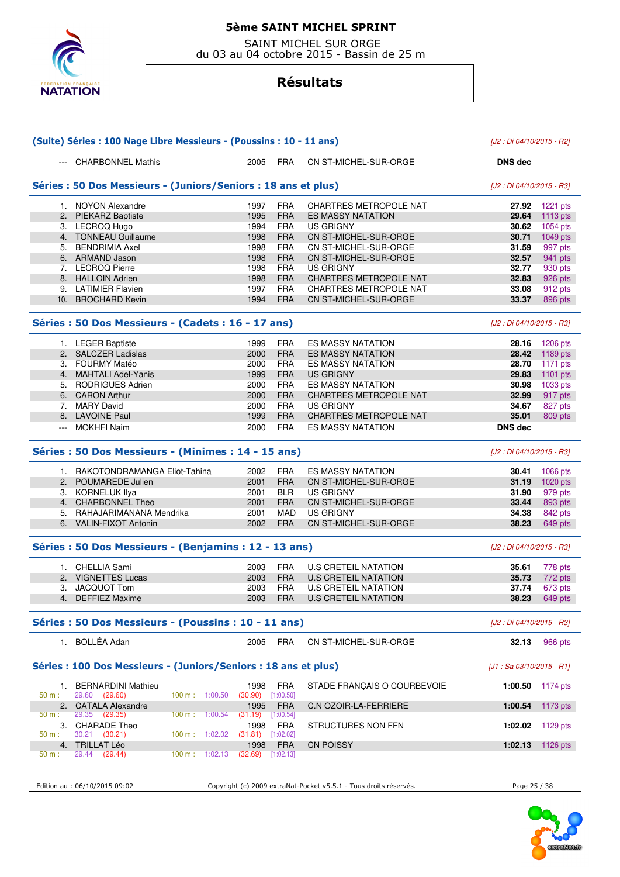# 5ème SAINT MICHEL SPRINT

SAINT MICHEL SUR ORGE
du 03 au 04 octobre 2015 - Bassin de 25 m

## Résultats

### (Suite) Séries : 100 Nage Libre Messieurs - (Poussins : 10 - 11 ans)

*[J2 : Di 04/10/2015 - R2]*

| Rang | Nom | Année | Nat. | Club | Temps | Points |
|---|---|---|---|---|---|---|
| --- | CHARBONNEL Mathis | 2005 | FRA | CN ST-MICHEL-SUR-ORGE | **DNS dec** | |

### Séries : 50 Dos Messieurs - (Juniors/Seniors : 18 ans et plus)

*[J2 : Di 04/10/2015 - R3]*

| Rang | Nom | Année | Nat. | Club | Temps | Points |
|---|---|---|---|---|---|---|
| 1. | NOYON Alexandre | 1997 | FRA | CHARTRES METROPOLE NAT | **27.92** | 1221 pts |
| 2. | PIEKARZ Baptiste | 1995 | FRA | ES MASSY NATATION | **29.64** | 1113 pts |
| 3. | LECROQ Hugo | 1994 | FRA | US GRIGNY | **30.62** | 1054 pts |
| 4. | TONNEAU Guillaume | 1998 | FRA | CN ST-MICHEL-SUR-ORGE | **30.71** | 1049 pts |
| 5. | BENDRIMIA Axel | 1998 | FRA | CN ST-MICHEL-SUR-ORGE | **31.59** | 997 pts |
| 6. | ARMAND Jason | 1998 | FRA | CN ST-MICHEL-SUR-ORGE | **32.57** | 941 pts |
| 7. | LECROQ Pierre | 1998 | FRA | US GRIGNY | **32.77** | 930 pts |
| 8. | HALLOIN Adrien | 1998 | FRA | CHARTRES METROPOLE NAT | **32.83** | 926 pts |
| 9. | LATIMIER Flavien | 1997 | FRA | CHARTRES METROPOLE NAT | **33.08** | 912 pts |
| 10. | BROCHARD Kevin | 1994 | FRA | CN ST-MICHEL-SUR-ORGE | **33.37** | 896 pts |

### Séries : 50 Dos Messieurs - (Cadets : 16 - 17 ans)

*[J2 : Di 04/10/2015 - R3]*

| Rang | Nom | Année | Nat. | Club | Temps | Points |
|---|---|---|---|---|---|---|
| 1. | LEGER Baptiste | 1999 | FRA | ES MASSY NATATION | **28.16** | 1206 pts |
| 2. | SALCZER Ladislas | 2000 | FRA | ES MASSY NATATION | **28.42** | 1189 pts |
| 3. | FOURMY Matéo | 2000 | FRA | ES MASSY NATATION | **28.70** | 1171 pts |
| 4. | MAHTALI Adel-Yanis | 1999 | FRA | US GRIGNY | **29.83** | 1101 pts |
| 5. | RODRIGUES Adrien | 2000 | FRA | ES MASSY NATATION | **30.98** | 1033 pts |
| 6. | CARON Arthur | 2000 | FRA | CHARTRES METROPOLE NAT | **32.99** | 917 pts |
| 7. | MARY David | 2000 | FRA | US GRIGNY | **34.67** | 827 pts |
| 8. | LAVOINE Paul | 1999 | FRA | CHARTRES METROPOLE NAT | **35.01** | 809 pts |
| --- | MOKHFI Naim | 2000 | FRA | ES MASSY NATATION | **DNS dec** | |

### Séries : 50 Dos Messieurs - (Minimes : 14 - 15 ans)

*[J2 : Di 04/10/2015 - R3]*

| Rang | Nom | Année | Nat. | Club | Temps | Points |
|---|---|---|---|---|---|---|
| 1. | RAKOTONDRAMANGA Eliot-Tahina | 2002 | FRA | ES MASSY NATATION | **30.41** | 1066 pts |
| 2. | POUMAREDE Julien | 2001 | FRA | CN ST-MICHEL-SUR-ORGE | **31.19** | 1020 pts |
| 3. | KORNELUK Ilya | 2001 | BLR | US GRIGNY | **31.90** | 979 pts |
| 4. | CHARBONNEL Theo | 2001 | FRA | CN ST-MICHEL-SUR-ORGE | **33.44** | 893 pts |
| 5. | RAHAJARIMANANA Mendrika | 2001 | MAD | US GRIGNY | **34.38** | 842 pts |
| 6. | VALIN-FIXOT Antonin | 2002 | FRA | CN ST-MICHEL-SUR-ORGE | **38.23** | 649 pts |

### Séries : 50 Dos Messieurs - (Benjamins : 12 - 13 ans)

*[J2 : Di 04/10/2015 - R3]*

| Rang | Nom | Année | Nat. | Club | Temps | Points |
|---|---|---|---|---|---|---|
| 1. | CHELLIA Sami | 2003 | FRA | U.S CRETEIL NATATION | **35.61** | 778 pts |
| 2. | VIGNETTES Lucas | 2003 | FRA | U.S CRETEIL NATATION | **35.73** | 772 pts |
| 3. | JACQUOT Tom | 2003 | FRA | U.S CRETEIL NATATION | **37.74** | 673 pts |
| 4. | DEFFIEZ Maxime | 2003 | FRA | U.S CRETEIL NATATION | **38.23** | 649 pts |

### Séries : 50 Dos Messieurs - (Poussins : 10 - 11 ans)

*[J2 : Di 04/10/2015 - R3]*

| Rang | Nom | Année | Nat. | Club | Temps | Points |
|---|---|---|---|---|---|---|
| 1. | BOLLÉA Adan | 2005 | FRA | CN ST-MICHEL-SUR-ORGE | **32.13** | 966 pts |

### Séries : 100 Dos Messieurs - (Juniors/Seniors : 18 ans et plus)

*[J1 : Sa 03/10/2015 - R1]*

| Rang | Nom | Année | Nat. | Club | Temps | Points |
|---|---|---|---|---|---|---|
| 1. | BERNARDINI Mathieu | 1998 | FRA | STADE FRANÇAIS O COURBEVOIE | **1:00.50** | 1174 pts |
| | 50 m : 29.60 (29.60) / 100 m : 1:00.50 (30.90) [1:00.50] | | | | | |
| 2. | CATALA Alexandre | 1995 | FRA | C.N OZOIR-LA-FERRIERE | **1:00.54** | 1173 pts |
| | 50 m : 29.35 (29.35) / 100 m : 1:00.54 (31.19) [1:00.54] | | | | | |
| 3. | CHARADE Theo | 1998 | FRA | STRUCTURES NON FFN | **1:02.02** | 1129 pts |
| | 50 m : 30.21 (30.21) / 100 m : 1:02.02 (31.81) [1:02.02] | | | | | |
| 4. | TRILLAT Léo | 1998 | FRA | CN POISSY | **1:02.13** | 1126 pts |
| | 50 m : 29.44 (29.44) / 100 m : 1:02.13 (32.69) [1:02.13] | | | | | |

Edition au : 06/10/2015 09:02 — Copyright (c) 2009 extraNat-Pocket v5.5.1 - Tous droits réservés.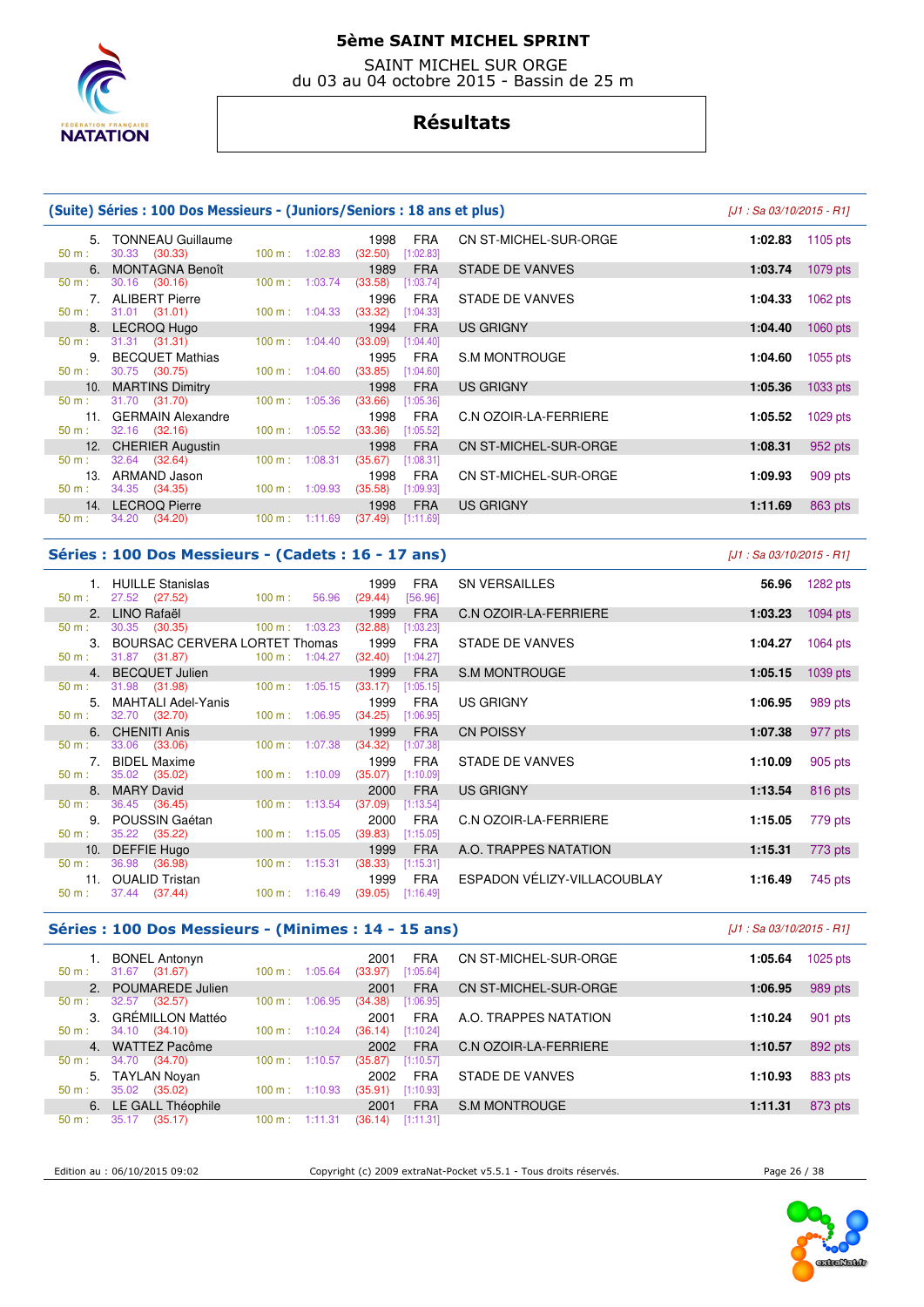# 5ème SAINT MICHEL SPRINT

SAINT MICHEL SUR ORGE
du 03 au 04 octobre 2015 - Bassin de 25 m

## Résultats

### (Suite) Séries : 100 Dos Messieurs - (Juniors/Seniors : 18 ans et plus)

*[J1 : Sa 03/10/2015 - R1]*

| Rang | Nom | Année | Nat. | Club | Temps | Points |
|---|---|---|---|---|---|---|
| 5. | TONNEAU Guillaume | 1998 | FRA | CN ST-MICHEL-SUR-ORGE | 1:02.83 | 1105 pts |
| | 50 m : 30.33 (30.33) — 100 m : 1:02.83 (32.50) [1:02.83] | | | | | |
| 6. | MONTAGNA Benoît | 1989 | FRA | STADE DE VANVES | 1:03.74 | 1079 pts |
| | 50 m : 30.16 (30.16) — 100 m : 1:03.74 (33.58) [1:03.74] | | | | | |
| 7. | ALIBERT Pierre | 1996 | FRA | STADE DE VANVES | 1:04.33 | 1062 pts |
| | 50 m : 31.01 (31.01) — 100 m : 1:04.33 (33.32) [1:04.33] | | | | | |
| 8. | LECROQ Hugo | 1994 | FRA | US GRIGNY | 1:04.40 | 1060 pts |
| | 50 m : 31.31 (31.31) — 100 m : 1:04.40 (33.09) [1:04.40] | | | | | |
| 9. | BECQUET Mathias | 1995 | FRA | S.M MONTROUGE | 1:04.60 | 1055 pts |
| | 50 m : 30.75 (30.75) — 100 m : 1:04.60 (33.85) [1:04.60] | | | | | |
| 10. | MARTINS Dimitry | 1998 | FRA | US GRIGNY | 1:05.36 | 1033 pts |
| | 50 m : 31.70 (31.70) — 100 m : 1:05.36 (33.66) [1:05.36] | | | | | |
| 11. | GERMAIN Alexandre | 1998 | FRA | C.N OZOIR-LA-FERRIERE | 1:05.52 | 1029 pts |
| | 50 m : 32.16 (32.16) — 100 m : 1:05.52 (33.36) [1:05.52] | | | | | |
| 12. | CHERIER Augustin | 1998 | FRA | CN ST-MICHEL-SUR-ORGE | 1:08.31 | 952 pts |
| | 50 m : 32.64 (32.64) — 100 m : 1:08.31 (35.67) [1:08.31] | | | | | |
| 13. | ARMAND Jason | 1998 | FRA | CN ST-MICHEL-SUR-ORGE | 1:09.93 | 909 pts |
| | 50 m : 34.35 (34.35) — 100 m : 1:09.93 (35.58) [1:09.93] | | | | | |
| 14. | LECROQ Pierre | 1998 | FRA | US GRIGNY | 1:11.69 | 863 pts |
| | 50 m : 34.20 (34.20) — 100 m : 1:11.69 (37.49) [1:11.69] | | | | | |

### Séries : 100 Dos Messieurs - (Cadets : 16 - 17 ans)

*[J1 : Sa 03/10/2015 - R1]*

| Rang | Nom | Année | Nat. | Club | Temps | Points |
|---|---|---|---|---|---|---|
| 1. | HUILLE Stanislas | 1999 | FRA | SN VERSAILLES | 56.96 | 1282 pts |
| | 50 m : 27.52 (27.52) — 100 m : 56.96 (29.44) [56.96] | | | | | |
| 2. | LINO Rafaël | 1999 | FRA | C.N OZOIR-LA-FERRIERE | 1:03.23 | 1094 pts |
| | 50 m : 30.35 (30.35) — 100 m : 1:03.23 (32.88) [1:03.23] | | | | | |
| 3. | BOURSAC CERVERA LORTET Thomas | 1999 | FRA | STADE DE VANVES | 1:04.27 | 1064 pts |
| | 50 m : 31.87 (31.87) — 100 m : 1:04.27 (32.40) [1:04.27] | | | | | |
| 4. | BECQUET Julien | 1999 | FRA | S.M MONTROUGE | 1:05.15 | 1039 pts |
| | 50 m : 31.98 (31.98) — 100 m : 1:05.15 (33.17) [1:05.15] | | | | | |
| 5. | MAHTALI Adel-Yanis | 1999 | FRA | US GRIGNY | 1:06.95 | 989 pts |
| | 50 m : 32.70 (32.70) — 100 m : 1:06.95 (34.25) [1:06.95] | | | | | |
| 6. | CHENITI Anis | 1999 | FRA | CN POISSY | 1:07.38 | 977 pts |
| | 50 m : 33.06 (33.06) — 100 m : 1:07.38 (34.32) [1:07.38] | | | | | |
| 7. | BIDEL Maxime | 1999 | FRA | STADE DE VANVES | 1:10.09 | 905 pts |
| | 50 m : 35.02 (35.02) — 100 m : 1:10.09 (35.07) [1:10.09] | | | | | |
| 8. | MARY David | 2000 | FRA | US GRIGNY | 1:13.54 | 816 pts |
| | 50 m : 36.45 (36.45) — 100 m : 1:13.54 (37.09) [1:13.54] | | | | | |
| 9. | POUSSIN Gaétan | 2000 | FRA | C.N OZOIR-LA-FERRIERE | 1:15.05 | 779 pts |
| | 50 m : 35.22 (35.22) — 100 m : 1:15.05 (39.83) [1:15.05] | | | | | |
| 10. | DEFFIE Hugo | 1999 | FRA | A.O. TRAPPES NATATION | 1:15.31 | 773 pts |
| | 50 m : 36.98 (36.98) — 100 m : 1:15.31 (38.33) [1:15.31] | | | | | |
| 11. | OUALID Tristan | 1999 | FRA | ESPADON VÉLIZY-VILLACOUBLAY | 1:16.49 | 745 pts |
| | 50 m : 37.44 (37.44) — 100 m : 1:16.49 (39.05) [1:16.49] | | | | | |

### Séries : 100 Dos Messieurs - (Minimes : 14 - 15 ans)

*[J1 : Sa 03/10/2015 - R1]*

| Rang | Nom | Année | Nat. | Club | Temps | Points |
|---|---|---|---|---|---|---|
| 1. | BONEL Antonyn | 2001 | FRA | CN ST-MICHEL-SUR-ORGE | 1:05.64 | 1025 pts |
| | 50 m : 31.67 (31.67) — 100 m : 1:05.64 (33.97) [1:05.64] | | | | | |
| 2. | POUMAREDE Julien | 2001 | FRA | CN ST-MICHEL-SUR-ORGE | 1:06.95 | 989 pts |
| | 50 m : 32.57 (32.57) — 100 m : 1:06.95 (34.38) [1:06.95] | | | | | |
| 3. | GRÉMILLON Mattéo | 2001 | FRA | A.O. TRAPPES NATATION | 1:10.24 | 901 pts |
| | 50 m : 34.10 (34.10) — 100 m : 1:10.24 (36.14) [1:10.24] | | | | | |
| 4. | WATTEZ Pacôme | 2002 | FRA | C.N OZOIR-LA-FERRIERE | 1:10.57 | 892 pts |
| | 50 m : 34.70 (34.70) — 100 m : 1:10.57 (35.87) [1:10.57] | | | | | |
| 5. | TAYLAN Noyan | 2002 | FRA | STADE DE VANVES | 1:10.93 | 883 pts |
| | 50 m : 35.02 (35.02) — 100 m : 1:10.93 (35.91) [1:10.93] | | | | | |
| 6. | LE GALL Théophile | 2001 | FRA | S.M MONTROUGE | 1:11.31 | 873 pts |
| | 50 m : 35.17 (35.17) — 100 m : 1:11.31 (36.14) [1:11.31] | | | | | |

Edition au : 06/10/2015 09:02 — Copyright (c) 2009 extraNat-Pocket v5.5.1 - Tous droits réservés.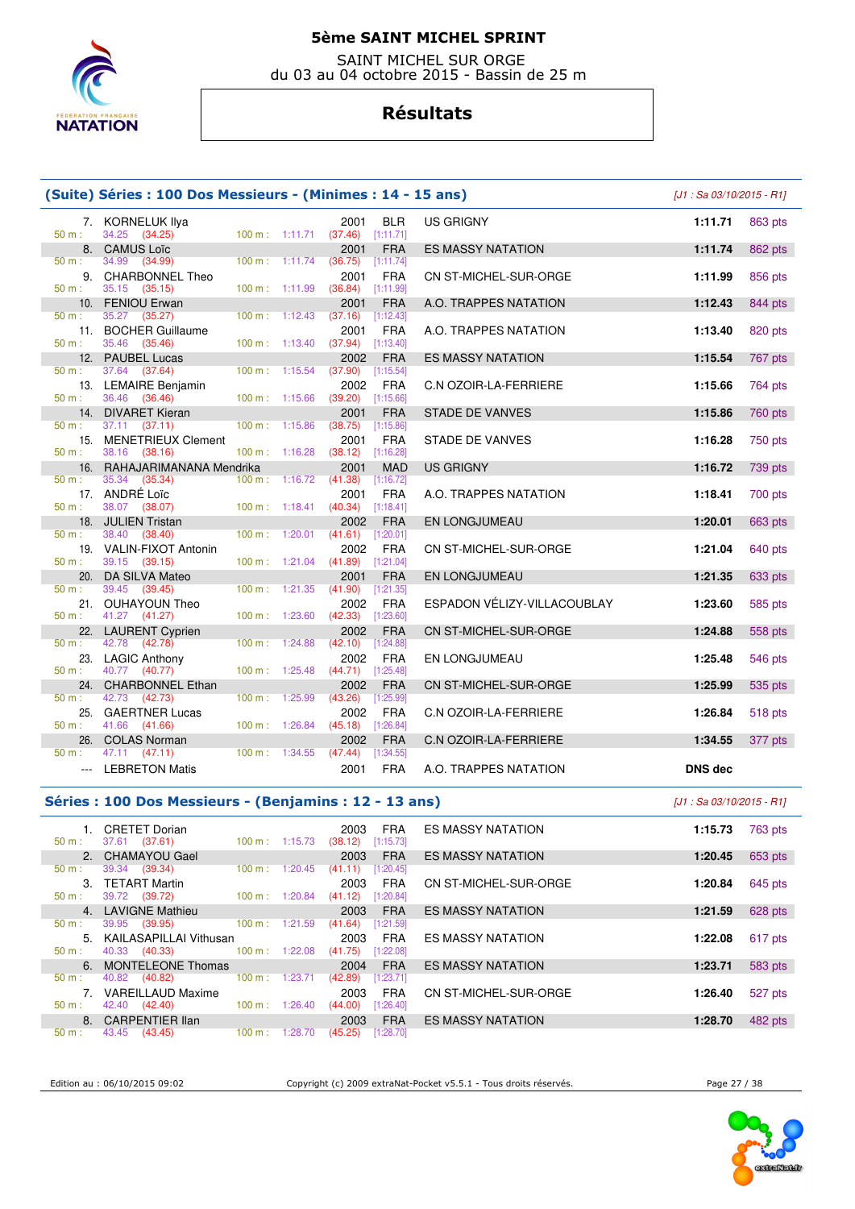# 5ème SAINT MICHEL SPRINT

SAINT MICHEL SUR ORGE
du 03 au 04 octobre 2015 - Bassin de 25 m

## Résultats

### (Suite) Séries : 100 Dos Messieurs - (Minimes : 14 - 15 ans)

*[J1 : Sa 03/10/2015 - R1]*

| Rang | Nom | Année | Nat. | Club | Temps | Points |
|---|---|---|---|---|---|---|
| 7. | KORNELUK Ilya | 2001 | BLR | US GRIGNY | 1:11.71 | 863 pts |
| | 50 m : 34.25 (34.25) 100 m : 1:11.71 (37.46) [1:11.71] | | | | | |
| 8. | CAMUS Loïc | 2001 | FRA | ES MASSY NATATION | 1:11.74 | 862 pts |
| | 50 m : 34.99 (34.99) 100 m : 1:11.74 (36.75) [1:11.74] | | | | | |
| 9. | CHARBONNEL Theo | 2001 | FRA | CN ST-MICHEL-SUR-ORGE | 1:11.99 | 856 pts |
| | 50 m : 35.15 (35.15) 100 m : 1:11.99 (36.84) [1:11.99] | | | | | |
| 10. | FENIOU Erwan | 2001 | FRA | A.O. TRAPPES NATATION | 1:12.43 | 844 pts |
| | 50 m : 35.27 (35.27) 100 m : 1:12.43 (37.16) [1:12.43] | | | | | |
| 11. | BOCHER Guillaume | 2001 | FRA | A.O. TRAPPES NATATION | 1:13.40 | 820 pts |
| | 50 m : 35.46 (35.46) 100 m : 1:13.40 (37.94) [1:13.40] | | | | | |
| 12. | PAUBEL Lucas | 2002 | FRA | ES MASSY NATATION | 1:15.54 | 767 pts |
| | 50 m : 37.64 (37.64) 100 m : 1:15.54 (37.90) [1:15.54] | | | | | |
| 13. | LEMAIRE Benjamin | 2002 | FRA | C.N OZOIR-LA-FERRIERE | 1:15.66 | 764 pts |
| | 50 m : 36.46 (36.46) 100 m : 1:15.66 (39.20) [1:15.66] | | | | | |
| 14. | DIVARET Kieran | 2001 | FRA | STADE DE VANVES | 1:15.86 | 760 pts |
| | 50 m : 37.11 (37.11) 100 m : 1:15.86 (38.75) [1:15.86] | | | | | |
| 15. | MENETRIEUX Clement | 2001 | FRA | STADE DE VANVES | 1:16.28 | 750 pts |
| | 50 m : 38.16 (38.16) 100 m : 1:16.28 (38.12) [1:16.28] | | | | | |
| 16. | RAHAJARIMANANA Mendrika | 2001 | MAD | US GRIGNY | 1:16.72 | 739 pts |
| | 50 m : 35.34 (35.34) 100 m : 1:16.72 (41.38) [1:16.72] | | | | | |
| 17. | ANDRÉ Loïc | 2001 | FRA | A.O. TRAPPES NATATION | 1:18.41 | 700 pts |
| | 50 m : 38.07 (38.07) 100 m : 1:18.41 (40.34) [1:18.41] | | | | | |
| 18. | JULIEN Tristan | 2002 | FRA | EN LONGJUMEAU | 1:20.01 | 663 pts |
| | 50 m : 38.40 (38.40) 100 m : 1:20.01 (41.61) [1:20.01] | | | | | |
| 19. | VALIN-FIXOT Antonin | 2002 | FRA | CN ST-MICHEL-SUR-ORGE | 1:21.04 | 640 pts |
| | 50 m : 39.15 (39.15) 100 m : 1:21.04 (41.89) [1:21.04] | | | | | |
| 20. | DA SILVA Mateo | 2001 | FRA | EN LONGJUMEAU | 1:21.35 | 633 pts |
| | 50 m : 39.45 (39.45) 100 m : 1:21.35 (41.90) [1:21.35] | | | | | |
| 21. | OUHAYOUN Theo | 2002 | FRA | ESPADON VÉLIZY-VILLACOUBLAY | 1:23.60 | 585 pts |
| | 50 m : 41.27 (41.27) 100 m : 1:23.60 (42.33) [1:23.60] | | | | | |
| 22. | LAURENT Cyprien | 2002 | FRA | CN ST-MICHEL-SUR-ORGE | 1:24.88 | 558 pts |
| | 50 m : 42.78 (42.78) 100 m : 1:24.88 (42.10) [1:24.88] | | | | | |
| 23. | LAGIC Anthony | 2002 | FRA | EN LONGJUMEAU | 1:25.48 | 546 pts |
| | 50 m : 40.77 (40.77) 100 m : 1:25.48 (44.71) [1:25.48] | | | | | |
| 24. | CHARBONNEL Ethan | 2002 | FRA | CN ST-MICHEL-SUR-ORGE | 1:25.99 | 535 pts |
| | 50 m : 42.73 (42.73) 100 m : 1:25.99 (43.26) [1:25.99] | | | | | |
| 25. | GAERTNER Lucas | 2002 | FRA | C.N OZOIR-LA-FERRIERE | 1:26.84 | 518 pts |
| | 50 m : 41.66 (41.66) 100 m : 1:26.84 (45.18) [1:26.84] | | | | | |
| 26. | COLAS Norman | 2002 | FRA | C.N OZOIR-LA-FERRIERE | 1:34.55 | 377 pts |
| | 50 m : 47.11 (47.11) 100 m : 1:34.55 (47.44) [1:34.55] | | | | | |
| --- | LEBRETON Matis | 2001 | FRA | A.O. TRAPPES NATATION | DNS dec | |

### Séries : 100 Dos Messieurs - (Benjamins : 12 - 13 ans)

*[J1 : Sa 03/10/2015 - R1]*

| Rang | Nom | Année | Nat. | Club | Temps | Points |
|---|---|---|---|---|---|---|
| 1. | CRETET Dorian | 2003 | FRA | ES MASSY NATATION | 1:15.73 | 763 pts |
| | 50 m : 37.61 (37.61) 100 m : 1:15.73 (38.12) [1:15.73] | | | | | |
| 2. | CHAMAYOU Gael | 2003 | FRA | ES MASSY NATATION | 1:20.45 | 653 pts |
| | 50 m : 39.34 (39.34) 100 m : 1:20.45 (41.11) [1:20.45] | | | | | |
| 3. | TETART Martin | 2003 | FRA | CN ST-MICHEL-SUR-ORGE | 1:20.84 | 645 pts |
| | 50 m : 39.72 (39.72) 100 m : 1:20.84 (41.12) [1:20.84] | | | | | |
| 4. | LAVIGNE Mathieu | 2003 | FRA | ES MASSY NATATION | 1:21.59 | 628 pts |
| | 50 m : 39.95 (39.95) 100 m : 1:21.59 (41.64) [1:21.59] | | | | | |
| 5. | KAILASAPILLAI Vithusan | 2003 | FRA | ES MASSY NATATION | 1:22.08 | 617 pts |
| | 50 m : 40.33 (40.33) 100 m : 1:22.08 (41.75) [1:22.08] | | | | | |
| 6. | MONTELEONE Thomas | 2004 | FRA | ES MASSY NATATION | 1:23.71 | 583 pts |
| | 50 m : 40.82 (40.82) 100 m : 1:23.71 (42.89) [1:23.71] | | | | | |
| 7. | VAREILLAUD Maxime | 2003 | FRA | CN ST-MICHEL-SUR-ORGE | 1:26.40 | 527 pts |
| | 50 m : 42.40 (42.40) 100 m : 1:26.40 (44.00) [1:26.40] | | | | | |
| 8. | CARPENTIER Ilan | 2003 | FRA | ES MASSY NATATION | 1:28.70 | 482 pts |
| | 50 m : 43.45 (43.45) 100 m : 1:28.70 (45.25) [1:28.70] | | | | | |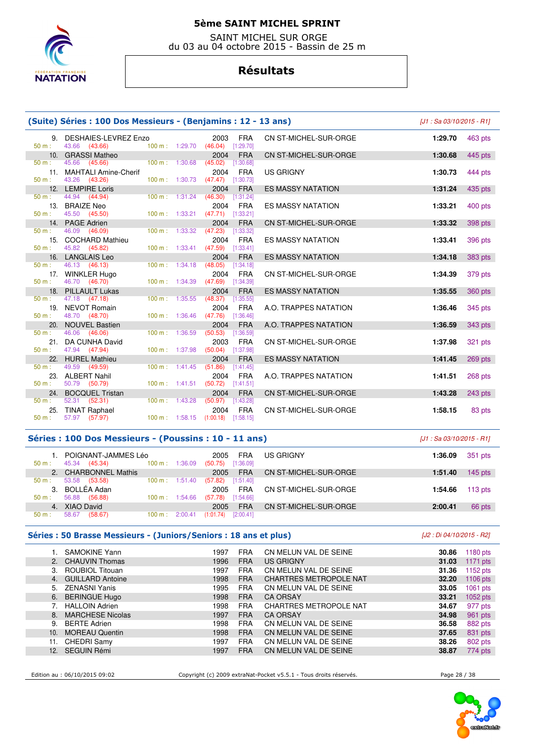# 5ème SAINT MICHEL SPRINT

SAINT MICHEL SUR ORGE
du 03 au 04 octobre 2015 - Bassin de 25 m

## Résultats

### (Suite) Séries : 100 Dos Messieurs - (Benjamins : 12 - 13 ans)

*[J1 : Sa 03/10/2015 - R1]*

| Rang | Nom | Année | Nat. | Club | Temps | Points |
|---|---|---|---|---|---|---|
| 9. | DESHAIES-LEVREZ Enzo | 2003 | FRA | CN ST-MICHEL-SUR-ORGE | 1:29.70 | 463 pts |
| | 50 m : 43.66 (43.66) — 100 m : 1:29.70 (46.04) [1:29.70] | | | | | |
| 10. | GRASSI Matheo | 2004 | FRA | CN ST-MICHEL-SUR-ORGE | 1:30.68 | 445 pts |
| | 50 m : 45.66 (45.66) — 100 m : 1:30.68 (45.02) [1:30.68] | | | | | |
| 11. | MAHTALI Amine-Cherif | 2004 | FRA | US GRIGNY | 1:30.73 | 444 pts |
| | 50 m : 43.26 (43.26) — 100 m : 1:30.73 (47.47) [1:30.73] | | | | | |
| 12. | LEMPIRE Loris | 2004 | FRA | ES MASSY NATATION | 1:31.24 | 435 pts |
| | 50 m : 44.94 (44.94) — 100 m : 1:31.24 (46.30) [1:31.24] | | | | | |
| 13. | BRAIZE Neo | 2004 | FRA | ES MASSY NATATION | 1:33.21 | 400 pts |
| | 50 m : 45.50 (45.50) — 100 m : 1:33.21 (47.71) [1:33.21] | | | | | |
| 14. | PAGE Adrien | 2004 | FRA | CN ST-MICHEL-SUR-ORGE | 1:33.32 | 398 pts |
| | 50 m : 46.09 (46.09) — 100 m : 1:33.32 (47.23) [1:33.32] | | | | | |
| 15. | COCHARD Mathieu | 2004 | FRA | ES MASSY NATATION | 1:33.41 | 396 pts |
| | 50 m : 45.82 (45.82) — 100 m : 1:33.41 (47.59) [1:33.41] | | | | | |
| 16. | LANGLAIS Leo | 2004 | FRA | ES MASSY NATATION | 1:34.18 | 383 pts |
| | 50 m : 46.13 (46.13) — 100 m : 1:34.18 (48.05) [1:34.18] | | | | | |
| 17. | WINKLER Hugo | 2004 | FRA | CN ST-MICHEL-SUR-ORGE | 1:34.39 | 379 pts |
| | 50 m : 46.70 (46.70) — 100 m : 1:34.39 (47.69) [1:34.39] | | | | | |
| 18. | PILLAULT Lukas | 2004 | FRA | ES MASSY NATATION | 1:35.55 | 360 pts |
| | 50 m : 47.18 (47.18) — 100 m : 1:35.55 (48.37) [1:35.55] | | | | | |
| 19. | NEVOT Romain | 2004 | FRA | A.O. TRAPPES NATATION | 1:36.46 | 345 pts |
| | 50 m : 48.70 (48.70) — 100 m : 1:36.46 (47.76) [1:36.46] | | | | | |
| 20. | NOUVEL Bastien | 2004 | FRA | A.O. TRAPPES NATATION | 1:36.59 | 343 pts |
| | 50 m : 46.06 (46.06) — 100 m : 1:36.59 (50.53) [1:36.59] | | | | | |
| 21. | DA CUNHA David | 2003 | FRA | CN ST-MICHEL-SUR-ORGE | 1:37.98 | 321 pts |
| | 50 m : 47.94 (47.94) — 100 m : 1:37.98 (50.04) [1:37.98] | | | | | |
| 22. | HUREL Mathieu | 2004 | FRA | ES MASSY NATATION | 1:41.45 | 269 pts |
| | 50 m : 49.59 (49.59) — 100 m : 1:41.45 (51.86) [1:41.45] | | | | | |
| 23. | ALBERT Nahil | 2004 | FRA | A.O. TRAPPES NATATION | 1:41.51 | 268 pts |
| | 50 m : 50.79 (50.79) — 100 m : 1:41.51 (50.72) [1:41.51] | | | | | |
| 24. | BOCQUEL Tristan | 2004 | FRA | CN ST-MICHEL-SUR-ORGE | 1:43.28 | 243 pts |
| | 50 m : 52.31 (52.31) — 100 m : 1:43.28 (50.97) [1:43.28] | | | | | |
| 25. | TINAT Raphael | 2004 | FRA | CN ST-MICHEL-SUR-ORGE | 1:58.15 | 83 pts |
| | 50 m : 57.97 (57.97) — 100 m : 1:58.15 (1:00.18) [1:58.15] | | | | | |

### Séries : 100 Dos Messieurs - (Poussins : 10 - 11 ans)

*[J1 : Sa 03/10/2015 - R1]*

| Rang | Nom | Année | Nat. | Club | Temps | Points |
|---|---|---|---|---|---|---|
| 1. | POIGNANT-JAMMES Léo | 2005 | FRA | US GRIGNY | 1:36.09 | 351 pts |
| | 50 m : 45.34 (45.34) — 100 m : 1:36.09 (50.75) [1:36.09] | | | | | |
| 2. | CHARBONNEL Mathis | 2005 | FRA | CN ST-MICHEL-SUR-ORGE | 1:51.40 | 145 pts |
| | 50 m : 53.58 (53.58) — 100 m : 1:51.40 (57.82) [1:51.40] | | | | | |
| 3. | BOLLÉA Adan | 2005 | FRA | CN ST-MICHEL-SUR-ORGE | 1:54.66 | 113 pts |
| | 50 m : 56.88 (56.88) — 100 m : 1:54.66 (57.78) [1:54.66] | | | | | |
| 4. | XIAO David | 2005 | FRA | CN ST-MICHEL-SUR-ORGE | 2:00.41 | 66 pts |
| | 50 m : 58.67 (58.67) — 100 m : 2:00.41 (1:01.74) [2:00.41] | | | | | |

### Séries : 50 Brasse Messieurs - (Juniors/Seniors : 18 ans et plus)

*[J2 : Di 04/10/2015 - R2]*

| Rang | Nom | Année | Nat. | Club | Temps | Points |
|---|---|---|---|---|---|---|
| 1. | SAMOKINE Yann | 1997 | FRA | CN MELUN VAL DE SEINE | 30.86 | 1180 pts |
| 2. | CHAUVIN Thomas | 1996 | FRA | US GRIGNY | 31.03 | 1171 pts |
| 3. | ROUBIOL Titouan | 1997 | FRA | CN MELUN VAL DE SEINE | 31.36 | 1152 pts |
| 4. | GUILLARD Antoine | 1998 | FRA | CHARTRES METROPOLE NAT | 32.20 | 1106 pts |
| 5. | ZENASNI Yanis | 1995 | FRA | CN MELUN VAL DE SEINE | 33.05 | 1061 pts |
| 6. | BERINGUE Hugo | 1998 | FRA | CA ORSAY | 33.21 | 1052 pts |
| 7. | HALLOIN Adrien | 1998 | FRA | CHARTRES METROPOLE NAT | 34.67 | 977 pts |
| 8. | MARCHESE Nicolas | 1997 | FRA | CA ORSAY | 34.98 | 961 pts |
| 9. | BERTE Adrien | 1998 | FRA | CN MELUN VAL DE SEINE | 36.58 | 882 pts |
| 10. | MOREAU Quentin | 1998 | FRA | CN MELUN VAL DE SEINE | 37.65 | 831 pts |
| 11. | CHEDRI Samy | 1997 | FRA | CN MELUN VAL DE SEINE | 38.26 | 802 pts |
| 12. | SEGUIN Rémi | 1997 | FRA | CN MELUN VAL DE SEINE | 38.87 | 774 pts |

Edition au : 06/10/2015 09:02 — Copyright (c) 2009 extraNat-Pocket v5.5.1 - Tous droits réservés.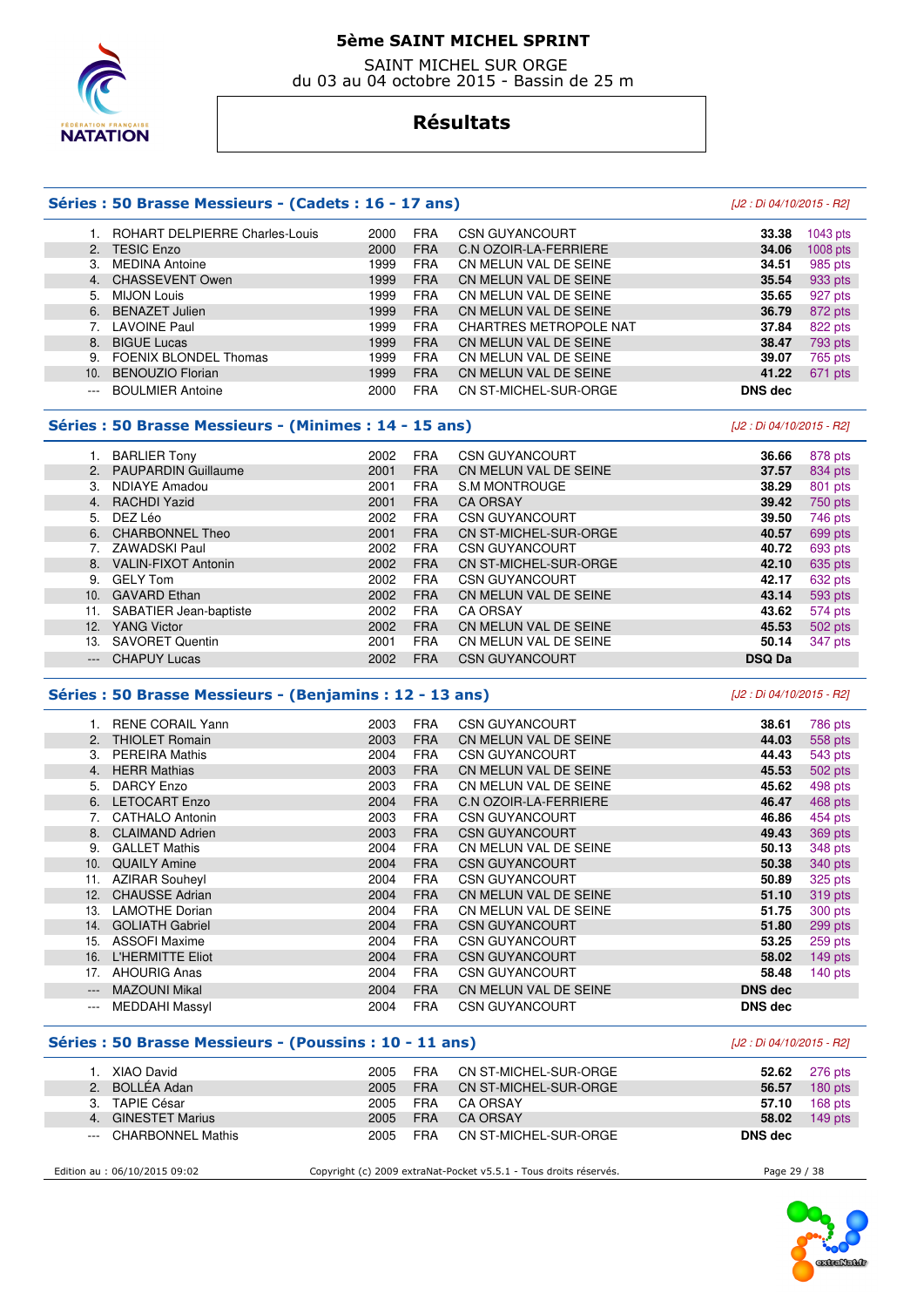# 5ème SAINT MICHEL SPRINT

SAINT MICHEL SUR ORGE
du 03 au 04 octobre 2015 - Bassin de 25 m

## Résultats

### Séries : 50 Brasse Messieurs - (Cadets : 16 - 17 ans)

*[J2 : Di 04/10/2015 - R2]*

| | Nom | Année | Nat. | Club | Temps | Points |
|---|---|---|---|---|---|---|
| 1. | ROHART DELPIERRE Charles-Louis | 2000 | FRA | CSN GUYANCOURT | 33.38 | 1043 pts |
| 2. | TESIC Enzo | 2000 | FRA | C.N OZOIR-LA-FERRIERE | 34.06 | 1008 pts |
| 3. | MEDINA Antoine | 1999 | FRA | CN MELUN VAL DE SEINE | 34.51 | 985 pts |
| 4. | CHASSEVENT Owen | 1999 | FRA | CN MELUN VAL DE SEINE | 35.54 | 933 pts |
| 5. | MIJON Louis | 1999 | FRA | CN MELUN VAL DE SEINE | 35.65 | 927 pts |
| 6. | BENAZET Julien | 1999 | FRA | CN MELUN VAL DE SEINE | 36.79 | 872 pts |
| 7. | LAVOINE Paul | 1999 | FRA | CHARTRES METROPOLE NAT | 37.84 | 822 pts |
| 8. | BIGUE Lucas | 1999 | FRA | CN MELUN VAL DE SEINE | 38.47 | 793 pts |
| 9. | FOENIX BLONDEL Thomas | 1999 | FRA | CN MELUN VAL DE SEINE | 39.07 | 765 pts |
| 10. | BENOUZIO Florian | 1999 | FRA | CN MELUN VAL DE SEINE | 41.22 | 671 pts |
| --- | BOULMIER Antoine | 2000 | FRA | CN ST-MICHEL-SUR-ORGE | DNS dec | |

### Séries : 50 Brasse Messieurs - (Minimes : 14 - 15 ans)

*[J2 : Di 04/10/2015 - R2]*

| | Nom | Année | Nat. | Club | Temps | Points |
|---|---|---|---|---|---|---|
| 1. | BARLIER Tony | 2002 | FRA | CSN GUYANCOURT | 36.66 | 878 pts |
| 2. | PAUPARDIN Guillaume | 2001 | FRA | CN MELUN VAL DE SEINE | 37.57 | 834 pts |
| 3. | NDIAYE Amadou | 2001 | FRA | S.M MONTROUGE | 38.29 | 801 pts |
| 4. | RACHDI Yazid | 2001 | FRA | CA ORSAY | 39.42 | 750 pts |
| 5. | DEZ Léo | 2002 | FRA | CSN GUYANCOURT | 39.50 | 746 pts |
| 6. | CHARBONNEL Theo | 2001 | FRA | CN ST-MICHEL-SUR-ORGE | 40.57 | 699 pts |
| 7. | ZAWADSKI Paul | 2002 | FRA | CSN GUYANCOURT | 40.72 | 693 pts |
| 8. | VALIN-FIXOT Antonin | 2002 | FRA | CN ST-MICHEL-SUR-ORGE | 42.10 | 635 pts |
| 9. | GELY Tom | 2002 | FRA | CSN GUYANCOURT | 42.17 | 632 pts |
| 10. | GAVARD Ethan | 2002 | FRA | CN MELUN VAL DE SEINE | 43.14 | 593 pts |
| 11. | SABATIER Jean-baptiste | 2002 | FRA | CA ORSAY | 43.62 | 574 pts |
| 12. | YANG Victor | 2002 | FRA | CN MELUN VAL DE SEINE | 45.53 | 502 pts |
| 13. | SAVORET Quentin | 2001 | FRA | CN MELUN VAL DE SEINE | 50.14 | 347 pts |
| --- | CHAPUY Lucas | 2002 | FRA | CSN GUYANCOURT | DSQ Da | |

### Séries : 50 Brasse Messieurs - (Benjamins : 12 - 13 ans)

*[J2 : Di 04/10/2015 - R2]*

| | Nom | Année | Nat. | Club | Temps | Points |
|---|---|---|---|---|---|---|
| 1. | RENE CORAIL Yann | 2003 | FRA | CSN GUYANCOURT | 38.61 | 786 pts |
| 2. | THIOLET Romain | 2003 | FRA | CN MELUN VAL DE SEINE | 44.03 | 558 pts |
| 3. | PEREIRA Mathis | 2004 | FRA | CSN GUYANCOURT | 44.43 | 543 pts |
| 4. | HERR Mathias | 2003 | FRA | CN MELUN VAL DE SEINE | 45.53 | 502 pts |
| 5. | DARCY Enzo | 2003 | FRA | CN MELUN VAL DE SEINE | 45.62 | 498 pts |
| 6. | LETOCART Enzo | 2004 | FRA | C.N OZOIR-LA-FERRIERE | 46.47 | 468 pts |
| 7. | CATHALO Antonin | 2003 | FRA | CSN GUYANCOURT | 46.86 | 454 pts |
| 8. | CLAIMAND Adrien | 2003 | FRA | CSN GUYANCOURT | 49.43 | 369 pts |
| 9. | GALLET Mathis | 2004 | FRA | CN MELUN VAL DE SEINE | 50.13 | 348 pts |
| 10. | QUAILY Amine | 2004 | FRA | CSN GUYANCOURT | 50.38 | 340 pts |
| 11. | AZIRAR Souheyl | 2004 | FRA | CSN GUYANCOURT | 50.89 | 325 pts |
| 12. | CHAUSSE Adrian | 2004 | FRA | CN MELUN VAL DE SEINE | 51.10 | 319 pts |
| 13. | LAMOTHE Dorian | 2004 | FRA | CN MELUN VAL DE SEINE | 51.75 | 300 pts |
| 14. | GOLIATH Gabriel | 2004 | FRA | CSN GUYANCOURT | 51.80 | 299 pts |
| 15. | ASSOFI Maxime | 2004 | FRA | CSN GUYANCOURT | 53.25 | 259 pts |
| 16. | L'HERMITTE Eliot | 2004 | FRA | CSN GUYANCOURT | 58.02 | 149 pts |
| 17. | AHOURIG Anas | 2004 | FRA | CSN GUYANCOURT | 58.48 | 140 pts |
| --- | MAZOUNI Mikal | 2004 | FRA | CN MELUN VAL DE SEINE | DNS dec | |
| --- | MEDDAHI Massyl | 2004 | FRA | CSN GUYANCOURT | DNS dec | |

### Séries : 50 Brasse Messieurs - (Poussins : 10 - 11 ans)

*[J2 : Di 04/10/2015 - R2]*

| | Nom | Année | Nat. | Club | Temps | Points |
|---|---|---|---|---|---|---|
| 1. | XIAO David | 2005 | FRA | CN ST-MICHEL-SUR-ORGE | 52.62 | 276 pts |
| 2. | BOLLÉA Adan | 2005 | FRA | CN ST-MICHEL-SUR-ORGE | 56.57 | 180 pts |
| 3. | TAPIE César | 2005 | FRA | CA ORSAY | 57.10 | 168 pts |
| 4. | GINESTET Marius | 2005 | FRA | CA ORSAY | 58.02 | 149 pts |
| --- | CHARBONNEL Mathis | 2005 | FRA | CN ST-MICHEL-SUR-ORGE | DNS dec | |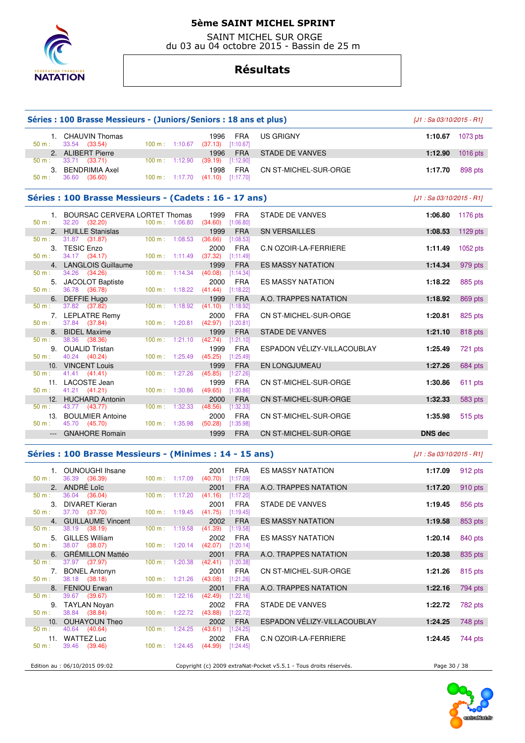# 5ème SAINT MICHEL SPRINT

SAINT MICHEL SUR ORGE
du 03 au 04 octobre 2015 - Bassin de 25 m

## Résultats

### Séries : 100 Brasse Messieurs - (Juniors/Seniors : 18 ans et plus)

*[J1 : Sa 03/10/2015 - R1]*

| Rang | Nom | Année | Nat. | Club | Temps | Points |
|---|---|---|---|---|---|---|
| 1. | CHAUVIN Thomas | 1996 | FRA | US GRIGNY | 1:10.67 | 1073 pts |
| | 50 m : 33.54 (33.54) 100 m : 1:10.67 (37.13) [1:10.67] | | | | | |
| 2. | ALIBERT Pierre | 1996 | FRA | STADE DE VANVES | 1:12.90 | 1016 pts |
| | 50 m : 33.71 (33.71) 100 m : 1:12.90 (39.19) [1:12.90] | | | | | |
| 3. | BENDRIMIA Axel | 1998 | FRA | CN ST-MICHEL-SUR-ORGE | 1:17.70 | 898 pts |
| | 50 m : 36.60 (36.60) 100 m : 1:17.70 (41.10) [1:17.70] | | | | | |

### Séries : 100 Brasse Messieurs - (Cadets : 16 - 17 ans)

*[J1 : Sa 03/10/2015 - R1]*

| Rang | Nom | Année | Nat. | Club | Temps | Points |
|---|---|---|---|---|---|---|
| 1. | BOURSAC CERVERA LORTET Thomas | 1999 | FRA | STADE DE VANVES | 1:06.80 | 1176 pts |
| | 50 m : 32.20 (32.20) 100 m : 1:06.80 (34.60) [1:06.80] | | | | | |
| 2. | HUILLE Stanislas | 1999 | FRA | SN VERSAILLES | 1:08.53 | 1129 pts |
| | 50 m : 31.87 (31.87) 100 m : 1:08.53 (36.66) [1:08.53] | | | | | |
| 3. | TESIC Enzo | 2000 | FRA | C.N OZOIR-LA-FERRIERE | 1:11.49 | 1052 pts |
| | 50 m : 34.17 (34.17) 100 m : 1:11.49 (37.32) [1:11.49] | | | | | |
| 4. | LANGLOIS Guillaume | 1999 | FRA | ES MASSY NATATION | 1:14.34 | 979 pts |
| | 50 m : 34.26 (34.26) 100 m : 1:14.34 (40.08) [1:14.34] | | | | | |
| 5. | JACOLOT Baptiste | 2000 | FRA | ES MASSY NATATION | 1:18.22 | 885 pts |
| | 50 m : 36.78 (36.78) 100 m : 1:18.22 (41.44) [1:18.22] | | | | | |
| 6. | DEFFIE Hugo | 1999 | FRA | A.O. TRAPPES NATATION | 1:18.92 | 869 pts |
| | 50 m : 37.82 (37.82) 100 m : 1:18.92 (41.10) [1:18.92] | | | | | |
| 7. | LEPLATRE Remy | 2000 | FRA | CN ST-MICHEL-SUR-ORGE | 1:20.81 | 825 pts |
| | 50 m : 37.84 (37.84) 100 m : 1:20.81 (42.97) [1:20.81] | | | | | |
| 8. | BIDEL Maxime | 1999 | FRA | STADE DE VANVES | 1:21.10 | 818 pts |
| | 50 m : 38.36 (38.36) 100 m : 1:21.10 (42.74) [1:21.10] | | | | | |
| 9. | OUALID Tristan | 1999 | FRA | ESPADON VÉLIZY-VILLACOUBLAY | 1:25.49 | 721 pts |
| | 50 m : 40.24 (40.24) 100 m : 1:25.49 (45.25) [1:25.49] | | | | | |
| 10. | VINCENT Louis | 1999 | FRA | EN LONGJUMEAU | 1:27.26 | 684 pts |
| | 50 m : 41.41 (41.41) 100 m : 1:27.26 (45.85) [1:27.26] | | | | | |
| 11. | LACOSTE Jean | 1999 | FRA | CN ST-MICHEL-SUR-ORGE | 1:30.86 | 611 pts |
| | 50 m : 41.21 (41.21) 100 m : 1:30.86 (49.65) [1:30.86] | | | | | |
| 12. | HUCHARD Antonin | 2000 | FRA | CN ST-MICHEL-SUR-ORGE | 1:32.33 | 583 pts |
| | 50 m : 43.77 (43.77) 100 m : 1:32.33 (48.56) [1:32.33] | | | | | |
| 13. | BOULMIER Antoine | 2000 | FRA | CN ST-MICHEL-SUR-ORGE | 1:35.98 | 515 pts |
| | 50 m : 45.70 (45.70) 100 m : 1:35.98 (50.28) [1:35.98] | | | | | |
| --- | GNAHORE Romain | 1999 | FRA | CN ST-MICHEL-SUR-ORGE | DNS dec | |

### Séries : 100 Brasse Messieurs - (Minimes : 14 - 15 ans)

*[J1 : Sa 03/10/2015 - R1]*

| Rang | Nom | Année | Nat. | Club | Temps | Points |
|---|---|---|---|---|---|---|
| 1. | OUNOUGHI Ihsane | 2001 | FRA | ES MASSY NATATION | 1:17.09 | 912 pts |
| | 50 m : 36.39 (36.39) 100 m : 1:17.09 (40.70) [1:17.09] | | | | | |
| 2. | ANDRÉ Loïc | 2001 | FRA | A.O. TRAPPES NATATION | 1:17.20 | 910 pts |
| | 50 m : 36.04 (36.04) 100 m : 1:17.20 (41.16) [1:17.20] | | | | | |
| 3. | DIVARET Kieran | 2001 | FRA | STADE DE VANVES | 1:19.45 | 856 pts |
| | 50 m : 37.70 (37.70) 100 m : 1:19.45 (41.75) [1:19.45] | | | | | |
| 4. | GUILLAUME Vincent | 2002 | FRA | ES MASSY NATATION | 1:19.58 | 853 pts |
| | 50 m : 38.19 (38.19) 100 m : 1:19.58 (41.39) [1:19.58] | | | | | |
| 5. | GILLES William | 2002 | FRA | ES MASSY NATATION | 1:20.14 | 840 pts |
| | 50 m : 38.07 (38.07) 100 m : 1:20.14 (42.07) [1:20.14] | | | | | |
| 6. | GRÉMILLON Mattéo | 2001 | FRA | A.O. TRAPPES NATATION | 1:20.38 | 835 pts |
| | 50 m : 37.97 (37.97) 100 m : 1:20.38 (42.41) [1:20.38] | | | | | |
| 7. | BONEL Antonyn | 2001 | FRA | CN ST-MICHEL-SUR-ORGE | 1:21.26 | 815 pts |
| | 50 m : 38.18 (38.18) 100 m : 1:21.26 (43.08) [1:21.26] | | | | | |
| 8. | FENIOU Erwan | 2001 | FRA | A.O. TRAPPES NATATION | 1:22.16 | 794 pts |
| | 50 m : 39.67 (39.67) 100 m : 1:22.16 (42.49) [1:22.16] | | | | | |
| 9. | TAYLAN Noyan | 2002 | FRA | STADE DE VANVES | 1:22.72 | 782 pts |
| | 50 m : 38.84 (38.84) 100 m : 1:22.72 (43.88) [1:22.72] | | | | | |
| 10. | OUHAYOUN Theo | 2002 | FRA | ESPADON VÉLIZY-VILLACOUBLAY | 1:24.25 | 748 pts |
| | 50 m : 40.64 (40.64) 100 m : 1:24.25 (43.61) [1:24.25] | | | | | |
| 11. | WATTEZ Luc | 2002 | FRA | C.N OZOIR-LA-FERRIERE | 1:24.45 | 744 pts |
| | 50 m : 39.46 (39.46) 100 m : 1:24.45 (44.99) [1:24.45] | | | | | |

Edition au : 06/10/2015 09:02 — Copyright (c) 2009 extraNat-Pocket v5.5.1 - Tous droits réservés.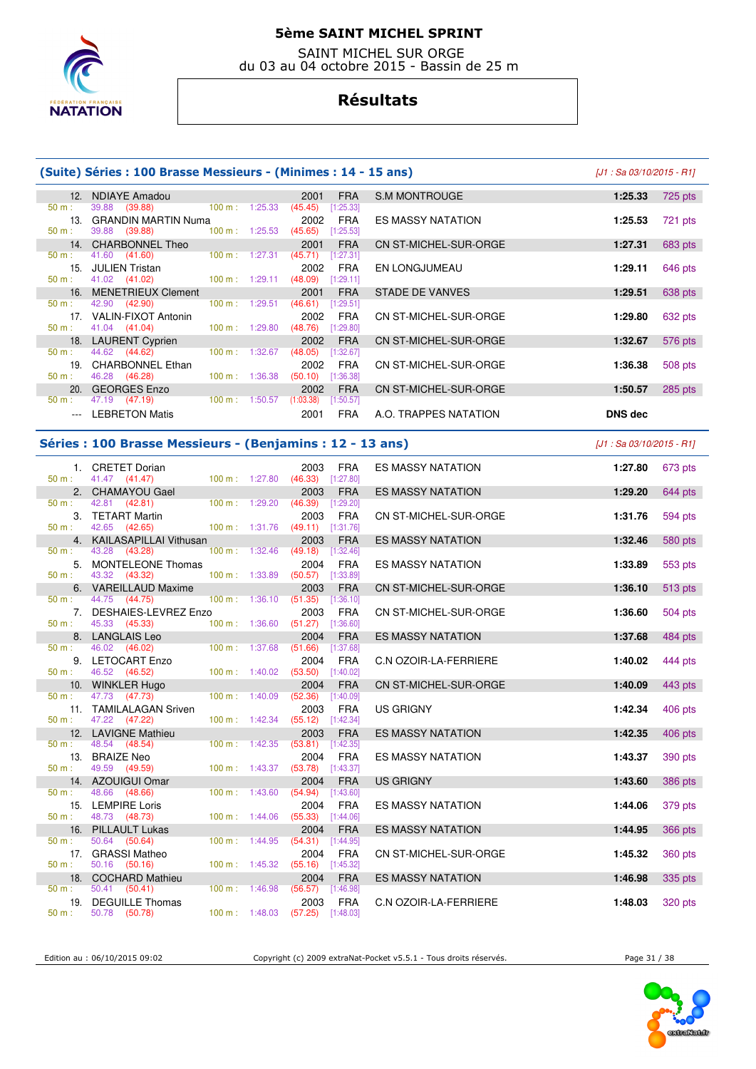# 5ème SAINT MICHEL SPRINT

SAINT MICHEL SUR ORGE
du 03 au 04 octobre 2015 - Bassin de 25 m

## Résultats

### (Suite) Séries : 100 Brasse Messieurs - (Minimes : 14 - 15 ans)

*[J1 : Sa 03/10/2015 - R1]*

| Rang | Nom | Année | Nat. | Club | Temps | Points |
|---|---|---|---|---|---|---|
| 12. | NDIAYE Amadou | 2001 | FRA | S.M MONTROUGE | 1:25.33 | 725 pts |
| | 50 m : 39.88 (39.88) — 100 m : 1:25.33 (45.45) [1:25.33] | | | | | |
| 13. | GRANDIN MARTIN Numa | 2002 | FRA | ES MASSY NATATION | 1:25.53 | 721 pts |
| | 50 m : 39.88 (39.88) — 100 m : 1:25.53 (45.65) [1:25.53] | | | | | |
| 14. | CHARBONNEL Theo | 2001 | FRA | CN ST-MICHEL-SUR-ORGE | 1:27.31 | 683 pts |
| | 50 m : 41.60 (41.60) — 100 m : 1:27.31 (45.71) [1:27.31] | | | | | |
| 15. | JULIEN Tristan | 2002 | FRA | EN LONGJUMEAU | 1:29.11 | 646 pts |
| | 50 m : 41.02 (41.02) — 100 m : 1:29.11 (48.09) [1:29.11] | | | | | |
| 16. | MENETRIEUX Clement | 2001 | FRA | STADE DE VANVES | 1:29.51 | 638 pts |
| | 50 m : 42.90 (42.90) — 100 m : 1:29.51 (46.61) [1:29.51] | | | | | |
| 17. | VALIN-FIXOT Antonin | 2002 | FRA | CN ST-MICHEL-SUR-ORGE | 1:29.80 | 632 pts |
| | 50 m : 41.04 (41.04) — 100 m : 1:29.80 (48.76) [1:29.80] | | | | | |
| 18. | LAURENT Cyprien | 2002 | FRA | CN ST-MICHEL-SUR-ORGE | 1:32.67 | 576 pts |
| | 50 m : 44.62 (44.62) — 100 m : 1:32.67 (48.05) [1:32.67] | | | | | |
| 19. | CHARBONNEL Ethan | 2002 | FRA | CN ST-MICHEL-SUR-ORGE | 1:36.38 | 508 pts |
| | 50 m : 46.28 (46.28) — 100 m : 1:36.38 (50.10) [1:36.38] | | | | | |
| 20. | GEORGES Enzo | 2002 | FRA | CN ST-MICHEL-SUR-ORGE | 1:50.57 | 285 pts |
| | 50 m : 47.19 (47.19) — 100 m : 1:50.57 (1:03.38) [1:50.57] | | | | | |
| --- | LEBRETON Matis | 2001 | FRA | A.O. TRAPPES NATATION | DNS dec | |

### Séries : 100 Brasse Messieurs - (Benjamins : 12 - 13 ans)

*[J1 : Sa 03/10/2015 - R1]*

| Rang | Nom | Année | Nat. | Club | Temps | Points |
|---|---|---|---|---|---|---|
| 1. | CRETET Dorian | 2003 | FRA | ES MASSY NATATION | 1:27.80 | 673 pts |
| | 50 m : 41.47 (41.47) — 100 m : 1:27.80 (46.33) [1:27.80] | | | | | |
| 2. | CHAMAYOU Gael | 2003 | FRA | ES MASSY NATATION | 1:29.20 | 644 pts |
| | 50 m : 42.81 (42.81) — 100 m : 1:29.20 (46.39) [1:29.20] | | | | | |
| 3. | TETART Martin | 2003 | FRA | CN ST-MICHEL-SUR-ORGE | 1:31.76 | 594 pts |
| | 50 m : 42.65 (42.65) — 100 m : 1:31.76 (49.11) [1:31.76] | | | | | |
| 4. | KAILASAPILLAI Vithusan | 2003 | FRA | ES MASSY NATATION | 1:32.46 | 580 pts |
| | 50 m : 43.28 (43.28) — 100 m : 1:32.46 (49.18) [1:32.46] | | | | | |
| 5. | MONTELEONE Thomas | 2004 | FRA | ES MASSY NATATION | 1:33.89 | 553 pts |
| | 50 m : 43.32 (43.32) — 100 m : 1:33.89 (50.57) [1:33.89] | | | | | |
| 6. | VAREILLAUD Maxime | 2003 | FRA | CN ST-MICHEL-SUR-ORGE | 1:36.10 | 513 pts |
| | 50 m : 44.75 (44.75) — 100 m : 1:36.10 (51.35) [1:36.10] | | | | | |
| 7. | DESHAIES-LEVREZ Enzo | 2003 | FRA | CN ST-MICHEL-SUR-ORGE | 1:36.60 | 504 pts |
| | 50 m : 45.33 (45.33) — 100 m : 1:36.60 (51.27) [1:36.60] | | | | | |
| 8. | LANGLAIS Leo | 2004 | FRA | ES MASSY NATATION | 1:37.68 | 484 pts |
| | 50 m : 46.02 (46.02) — 100 m : 1:37.68 (51.66) [1:37.68] | | | | | |
| 9. | LETOCART Enzo | 2004 | FRA | C.N OZOIR-LA-FERRIERE | 1:40.02 | 444 pts |
| | 50 m : 46.52 (46.52) — 100 m : 1:40.02 (53.50) [1:40.02] | | | | | |
| 10. | WINKLER Hugo | 2004 | FRA | CN ST-MICHEL-SUR-ORGE | 1:40.09 | 443 pts |
| | 50 m : 47.73 (47.73) — 100 m : 1:40.09 (52.36) [1:40.09] | | | | | |
| 11. | TAMILALAGAN Sriven | 2003 | FRA | US GRIGNY | 1:42.34 | 406 pts |
| | 50 m : 47.22 (47.22) — 100 m : 1:42.34 (55.12) [1:42.34] | | | | | |
| 12. | LAVIGNE Mathieu | 2003 | FRA | ES MASSY NATATION | 1:42.35 | 406 pts |
| | 50 m : 48.54 (48.54) — 100 m : 1:42.35 (53.81) [1:42.35] | | | | | |
| 13. | BRAIZE Neo | 2004 | FRA | ES MASSY NATATION | 1:43.37 | 390 pts |
| | 50 m : 49.59 (49.59) — 100 m : 1:43.37 (53.78) [1:43.37] | | | | | |
| 14. | AZOUIGUI Omar | 2004 | FRA | US GRIGNY | 1:43.60 | 386 pts |
| | 50 m : 48.66 (48.66) — 100 m : 1:43.60 (54.94) [1:43.60] | | | | | |
| 15. | LEMPIRE Loris | 2004 | FRA | ES MASSY NATATION | 1:44.06 | 379 pts |
| | 50 m : 48.73 (48.73) — 100 m : 1:44.06 (55.33) [1:44.06] | | | | | |
| 16. | PILLAULT Lukas | 2004 | FRA | ES MASSY NATATION | 1:44.95 | 366 pts |
| | 50 m : 50.64 (50.64) — 100 m : 1:44.95 (54.31) [1:44.95] | | | | | |
| 17. | GRASSI Matheo | 2004 | FRA | CN ST-MICHEL-SUR-ORGE | 1:45.32 | 360 pts |
| | 50 m : 50.16 (50.16) — 100 m : 1:45.32 (55.16) [1:45.32] | | | | | |
| 18. | COCHARD Mathieu | 2004 | FRA | ES MASSY NATATION | 1:46.98 | 335 pts |
| | 50 m : 50.41 (50.41) — 100 m : 1:46.98 (56.57) [1:46.98] | | | | | |
| 19. | DEGUILLE Thomas | 2003 | FRA | C.N OZOIR-LA-FERRIERE | 1:48.03 | 320 pts |
| | 50 m : 50.78 (50.78) — 100 m : 1:48.03 (57.25) [1:48.03] | | | | | |

Edition au : 06/10/2015 09:02 — Copyright (c) 2009 extraNat-Pocket v5.5.1 - Tous droits réservés.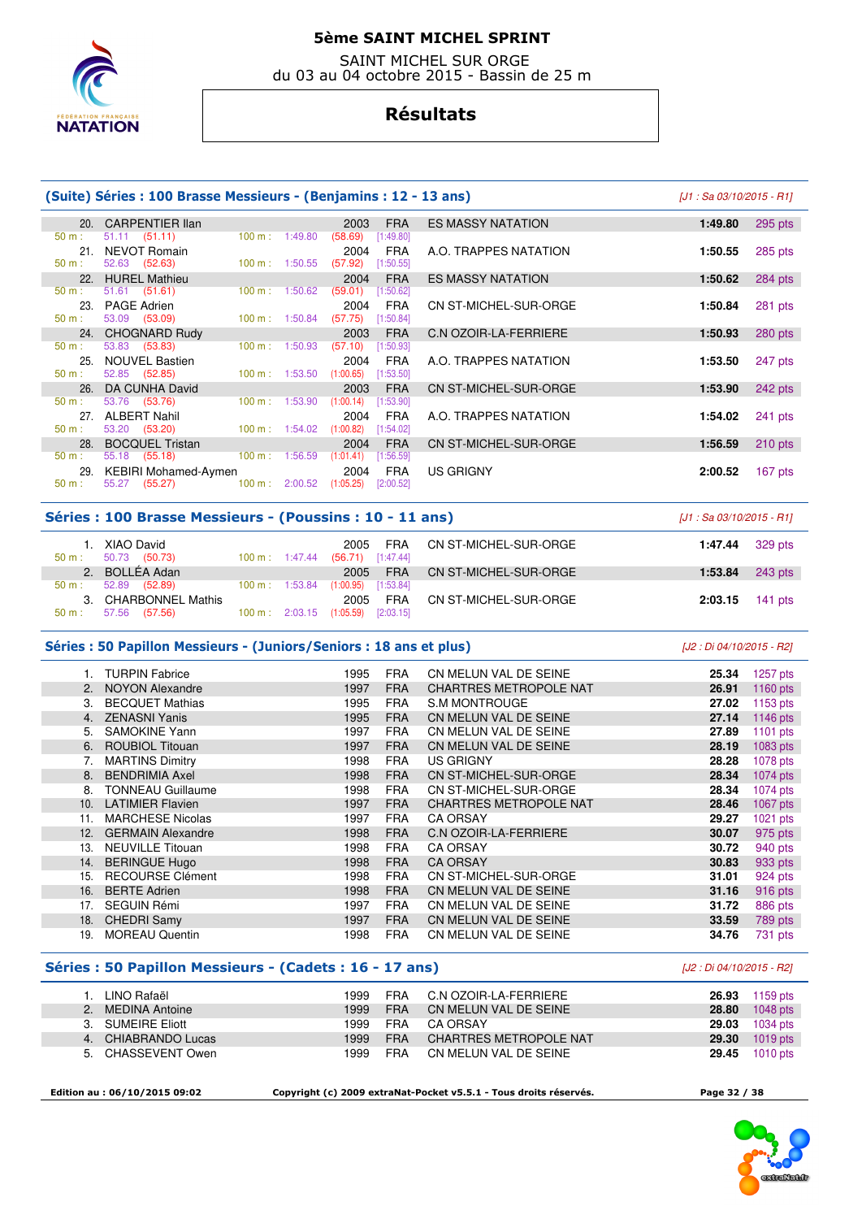# 5ème SAINT MICHEL SPRINT

SAINT MICHEL SUR ORGE
du 03 au 04 octobre 2015 - Bassin de 25 m

## Résultats

### (Suite) Séries : 100 Brasse Messieurs - (Benjamins : 12 - 13 ans)

*[J1 : Sa 03/10/2015 - R1]*

| Rang | Nom | Année | Nat. | Club | Temps | Points |
|---|---|---|---|---|---|---|
| 20. | CARPENTIER Ilan | 2003 | FRA | ES MASSY NATATION | **1:49.80** | 295 pts |
| | 50 m : 51.11 (51.11) | 100 m : 1:49.80 (58.69) [1:49.80] | | | | |
| 21. | NEVOT Romain | 2004 | FRA | A.O. TRAPPES NATATION | **1:50.55** | 285 pts |
| | 50 m : 52.63 (52.63) | 100 m : 1:50.55 (57.92) [1:50.55] | | | | |
| 22. | HUREL Mathieu | 2004 | FRA | ES MASSY NATATION | **1:50.62** | 284 pts |
| | 50 m : 51.61 (51.61) | 100 m : 1:50.62 (59.01) [1:50.62] | | | | |
| 23. | PAGE Adrien | 2004 | FRA | CN ST-MICHEL-SUR-ORGE | **1:50.84** | 281 pts |
| | 50 m : 53.09 (53.09) | 100 m : 1:50.84 (57.75) [1:50.84] | | | | |
| 24. | CHOGNARD Rudy | 2003 | FRA | C.N OZOIR-LA-FERRIERE | **1:50.93** | 280 pts |
| | 50 m : 53.83 (53.83) | 100 m : 1:50.93 (57.10) [1:50.93] | | | | |
| 25. | NOUVEL Bastien | 2004 | FRA | A.O. TRAPPES NATATION | **1:53.50** | 247 pts |
| | 50 m : 52.85 (52.85) | 100 m : 1:53.50 (1:00.65) [1:53.50] | | | | |
| 26. | DA CUNHA David | 2003 | FRA | CN ST-MICHEL-SUR-ORGE | **1:53.90** | 242 pts |
| | 50 m : 53.76 (53.76) | 100 m : 1:53.90 (1:00.14) [1:53.90] | | | | |
| 27. | ALBERT Nahil | 2004 | FRA | A.O. TRAPPES NATATION | **1:54.02** | 241 pts |
| | 50 m : 53.20 (53.20) | 100 m : 1:54.02 (1:00.82) [1:54.02] | | | | |
| 28. | BOCQUEL Tristan | 2004 | FRA | CN ST-MICHEL-SUR-ORGE | **1:56.59** | 210 pts |
| | 50 m : 55.18 (55.18) | 100 m : 1:56.59 (1:01.41) [1:56.59] | | | | |
| 29. | KEBIRI Mohamed-Aymen | 2004 | FRA | US GRIGNY | **2:00.52** | 167 pts |
| | 50 m : 55.27 (55.27) | 100 m : 2:00.52 (1:05.25) [2:00.52] | | | | |

### Séries : 100 Brasse Messieurs - (Poussins : 10 - 11 ans)

*[J1 : Sa 03/10/2015 - R1]*

| Rang | Nom | Année | Nat. | Club | Temps | Points |
|---|---|---|---|---|---|---|
| 1. | XIAO David | 2005 | FRA | CN ST-MICHEL-SUR-ORGE | **1:47.44** | 329 pts |
| | 50 m : 50.73 (50.73) | 100 m : 1:47.44 (56.71) [1:47.44] | | | | |
| 2. | BOLLÉA Adan | 2005 | FRA | CN ST-MICHEL-SUR-ORGE | **1:53.84** | 243 pts |
| | 50 m : 52.89 (52.89) | 100 m : 1:53.84 (1:00.95) [1:53.84] | | | | |
| 3. | CHARBONNEL Mathis | 2005 | FRA | CN ST-MICHEL-SUR-ORGE | **2:03.15** | 141 pts |
| | 50 m : 57.56 (57.56) | 100 m : 2:03.15 (1:05.59) [2:03.15] | | | | |

### Séries : 50 Papillon Messieurs - (Juniors/Seniors : 18 ans et plus)

*[J2 : Di 04/10/2015 - R2]*

| Rang | Nom | Année | Nat. | Club | Temps | Points |
|---|---|---|---|---|---|---|
| 1. | TURPIN Fabrice | 1995 | FRA | CN MELUN VAL DE SEINE | **25.34** | 1257 pts |
| 2. | NOYON Alexandre | 1997 | FRA | CHARTRES METROPOLE NAT | **26.91** | 1160 pts |
| 3. | BECQUET Mathias | 1995 | FRA | S.M MONTROUGE | **27.02** | 1153 pts |
| 4. | ZENASNI Yanis | 1995 | FRA | CN MELUN VAL DE SEINE | **27.14** | 1146 pts |
| 5. | SAMOKINE Yann | 1997 | FRA | CN MELUN VAL DE SEINE | **27.89** | 1101 pts |
| 6. | ROUBIOL Titouan | 1997 | FRA | CN MELUN VAL DE SEINE | **28.19** | 1083 pts |
| 7. | MARTINS Dimitry | 1998 | FRA | US GRIGNY | **28.28** | 1078 pts |
| 8. | BENDRIMIA Axel | 1998 | FRA | CN ST-MICHEL-SUR-ORGE | **28.34** | 1074 pts |
| 8. | TONNEAU Guillaume | 1998 | FRA | CN ST-MICHEL-SUR-ORGE | **28.34** | 1074 pts |
| 10. | LATIMIER Flavien | 1997 | FRA | CHARTRES METROPOLE NAT | **28.46** | 1067 pts |
| 11. | MARCHESE Nicolas | 1997 | FRA | CA ORSAY | **29.27** | 1021 pts |
| 12. | GERMAIN Alexandre | 1998 | FRA | C.N OZOIR-LA-FERRIERE | **30.07** | 975 pts |
| 13. | NEUVILLE Titouan | 1998 | FRA | CA ORSAY | **30.72** | 940 pts |
| 14. | BERINGUE Hugo | 1998 | FRA | CA ORSAY | **30.83** | 933 pts |
| 15. | RECOURSE Clément | 1998 | FRA | CN ST-MICHEL-SUR-ORGE | **31.01** | 924 pts |
| 16. | BERTE Adrien | 1998 | FRA | CN MELUN VAL DE SEINE | **31.16** | 916 pts |
| 17. | SEGUIN Rémi | 1997 | FRA | CN MELUN VAL DE SEINE | **31.72** | 886 pts |
| 18. | CHEDRI Samy | 1997 | FRA | CN MELUN VAL DE SEINE | **33.59** | 789 pts |
| 19. | MOREAU Quentin | 1998 | FRA | CN MELUN VAL DE SEINE | **34.76** | 731 pts |

### Séries : 50 Papillon Messieurs - (Cadets : 16 - 17 ans)

*[J2 : Di 04/10/2015 - R2]*

| Rang | Nom | Année | Nat. | Club | Temps | Points |
|---|---|---|---|---|---|---|
| 1. | LINO Rafaël | 1999 | FRA | C.N OZOIR-LA-FERRIERE | **26.93** | 1159 pts |
| 2. | MEDINA Antoine | 1999 | FRA | CN MELUN VAL DE SEINE | **28.80** | 1048 pts |
| 3. | SUMEIRE Eliott | 1999 | FRA | CA ORSAY | **29.03** | 1034 pts |
| 4. | CHIABRANDO Lucas | 1999 | FRA | CHARTRES METROPOLE NAT | **29.30** | 1019 pts |
| 5. | CHASSEVENT Owen | 1999 | FRA | CN MELUN VAL DE SEINE | **29.45** | 1010 pts |

Edition au : 06/10/2015 09:02 — Copyright (c) 2009 extraNat-Pocket v5.5.1 - Tous droits réservés.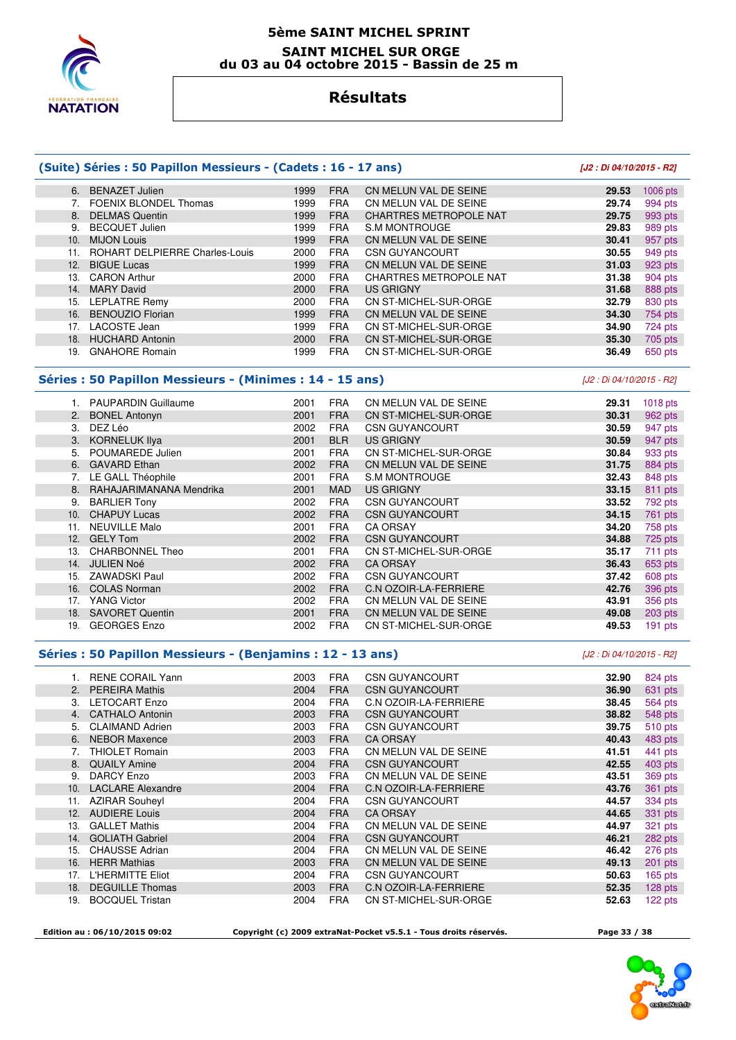# 5ème SAINT MICHEL SPRINT

## SAINT MICHEL SUR ORGE
## du 03 au 04 octobre 2015 - Bassin de 25 m

# Résultats

### (Suite) Séries : 50 Papillon Messieurs - (Cadets : 16 - 17 ans)

*[J2 : Di 04/10/2015 - R2]*

| | | | | | | |
|---|---|---|---|---|---|---|
| 6. | BENAZET Julien | 1999 | FRA | CN MELUN VAL DE SEINE | 29.53 | 1006 pts |
| 7. | FOENIX BLONDEL Thomas | 1999 | FRA | CN MELUN VAL DE SEINE | 29.74 | 994 pts |
| 8. | DELMAS Quentin | 1999 | FRA | CHARTRES METROPOLE NAT | 29.75 | 993 pts |
| 9. | BECQUET Julien | 1999 | FRA | S.M MONTROUGE | 29.83 | 989 pts |
| 10. | MIJON Louis | 1999 | FRA | CN MELUN VAL DE SEINE | 30.41 | 957 pts |
| 11. | ROHART DELPIERRE Charles-Louis | 2000 | FRA | CSN GUYANCOURT | 30.55 | 949 pts |
| 12. | BIGUE Lucas | 1999 | FRA | CN MELUN VAL DE SEINE | 31.03 | 923 pts |
| 13. | CARON Arthur | 2000 | FRA | CHARTRES METROPOLE NAT | 31.38 | 904 pts |
| 14. | MARY David | 2000 | FRA | US GRIGNY | 31.68 | 888 pts |
| 15. | LEPLATRE Remy | 2000 | FRA | CN ST-MICHEL-SUR-ORGE | 32.79 | 830 pts |
| 16. | BENOUZIO Florian | 1999 | FRA | CN MELUN VAL DE SEINE | 34.30 | 754 pts |
| 17. | LACOSTE Jean | 1999 | FRA | CN ST-MICHEL-SUR-ORGE | 34.90 | 724 pts |
| 18. | HUCHARD Antonin | 2000 | FRA | CN ST-MICHEL-SUR-ORGE | 35.30 | 705 pts |
| 19. | GNAHORE Romain | 1999 | FRA | CN ST-MICHEL-SUR-ORGE | 36.49 | 650 pts |

### Séries : 50 Papillon Messieurs - (Minimes : 14 - 15 ans)

*[J2 : Di 04/10/2015 - R2]*

| | | | | | | |
|---|---|---|---|---|---|---|
| 1. | PAUPARDIN Guillaume | 2001 | FRA | CN MELUN VAL DE SEINE | 29.31 | 1018 pts |
| 2. | BONEL Antonyn | 2001 | FRA | CN ST-MICHEL-SUR-ORGE | 30.31 | 962 pts |
| 3. | DEZ Léo | 2002 | FRA | CSN GUYANCOURT | 30.59 | 947 pts |
| 3. | KORNELUK Ilya | 2001 | BLR | US GRIGNY | 30.59 | 947 pts |
| 5. | POUMAREDE Julien | 2001 | FRA | CN ST-MICHEL-SUR-ORGE | 30.84 | 933 pts |
| 6. | GAVARD Ethan | 2002 | FRA | CN MELUN VAL DE SEINE | 31.75 | 884 pts |
| 7. | LE GALL Théophile | 2001 | FRA | S.M MONTROUGE | 32.43 | 848 pts |
| 8. | RAHAJARIMANANA Mendrika | 2001 | MAD | US GRIGNY | 33.15 | 811 pts |
| 9. | BARLIER Tony | 2002 | FRA | CSN GUYANCOURT | 33.52 | 792 pts |
| 10. | CHAPUY Lucas | 2002 | FRA | CSN GUYANCOURT | 34.15 | 761 pts |
| 11. | NEUVILLE Malo | 2001 | FRA | CA ORSAY | 34.20 | 758 pts |
| 12. | GELY Tom | 2002 | FRA | CSN GUYANCOURT | 34.88 | 725 pts |
| 13. | CHARBONNEL Theo | 2001 | FRA | CN ST-MICHEL-SUR-ORGE | 35.17 | 711 pts |
| 14. | JULIEN Noé | 2002 | FRA | CA ORSAY | 36.43 | 653 pts |
| 15. | ZAWADSKI Paul | 2002 | FRA | CSN GUYANCOURT | 37.42 | 608 pts |
| 16. | COLAS Norman | 2002 | FRA | C.N OZOIR-LA-FERRIERE | 42.76 | 396 pts |
| 17. | YANG Victor | 2002 | FRA | CN MELUN VAL DE SEINE | 43.91 | 356 pts |
| 18. | SAVORET Quentin | 2001 | FRA | CN MELUN VAL DE SEINE | 49.08 | 203 pts |
| 19. | GEORGES Enzo | 2002 | FRA | CN ST-MICHEL-SUR-ORGE | 49.53 | 191 pts |

### Séries : 50 Papillon Messieurs - (Benjamins : 12 - 13 ans)

*[J2 : Di 04/10/2015 - R2]*

| | | | | | | |
|---|---|---|---|---|---|---|
| 1. | RENE CORAIL Yann | 2003 | FRA | CSN GUYANCOURT | 32.90 | 824 pts |
| 2. | PEREIRA Mathis | 2004 | FRA | CSN GUYANCOURT | 36.90 | 631 pts |
| 3. | LETOCART Enzo | 2004 | FRA | C.N OZOIR-LA-FERRIERE | 38.45 | 564 pts |
| 4. | CATHALO Antonin | 2003 | FRA | CSN GUYANCOURT | 38.82 | 548 pts |
| 5. | CLAIMAND Adrien | 2003 | FRA | CSN GUYANCOURT | 39.75 | 510 pts |
| 6. | NEBOR Maxence | 2003 | FRA | CA ORSAY | 40.43 | 483 pts |
| 7. | THIOLET Romain | 2003 | FRA | CN MELUN VAL DE SEINE | 41.51 | 441 pts |
| 8. | QUAILY Amine | 2004 | FRA | CSN GUYANCOURT | 42.55 | 403 pts |
| 9. | DARCY Enzo | 2003 | FRA | CN MELUN VAL DE SEINE | 43.51 | 369 pts |
| 10. | LACLARE Alexandre | 2004 | FRA | C.N OZOIR-LA-FERRIERE | 43.76 | 361 pts |
| 11. | AZIRAR Souheyl | 2004 | FRA | CSN GUYANCOURT | 44.57 | 334 pts |
| 12. | AUDIERE Louis | 2004 | FRA | CA ORSAY | 44.65 | 331 pts |
| 13. | GALLET Mathis | 2004 | FRA | CN MELUN VAL DE SEINE | 44.97 | 321 pts |
| 14. | GOLIATH Gabriel | 2004 | FRA | CSN GUYANCOURT | 46.21 | 282 pts |
| 15. | CHAUSSE Adrian | 2004 | FRA | CN MELUN VAL DE SEINE | 46.42 | 276 pts |
| 16. | HERR Mathias | 2003 | FRA | CN MELUN VAL DE SEINE | 49.13 | 201 pts |
| 17. | L'HERMITTE Eliot | 2004 | FRA | CSN GUYANCOURT | 50.63 | 165 pts |
| 18. | DEGUILLE Thomas | 2003 | FRA | C.N OZOIR-LA-FERRIERE | 52.35 | 128 pts |
| 19. | BOCQUEL Tristan | 2004 | FRA | CN ST-MICHEL-SUR-ORGE | 52.63 | 122 pts |

Edition au : 06/10/2015 09:02 — Copyright (c) 2009 extraNat-Pocket v5.5.1 - Tous droits réservés.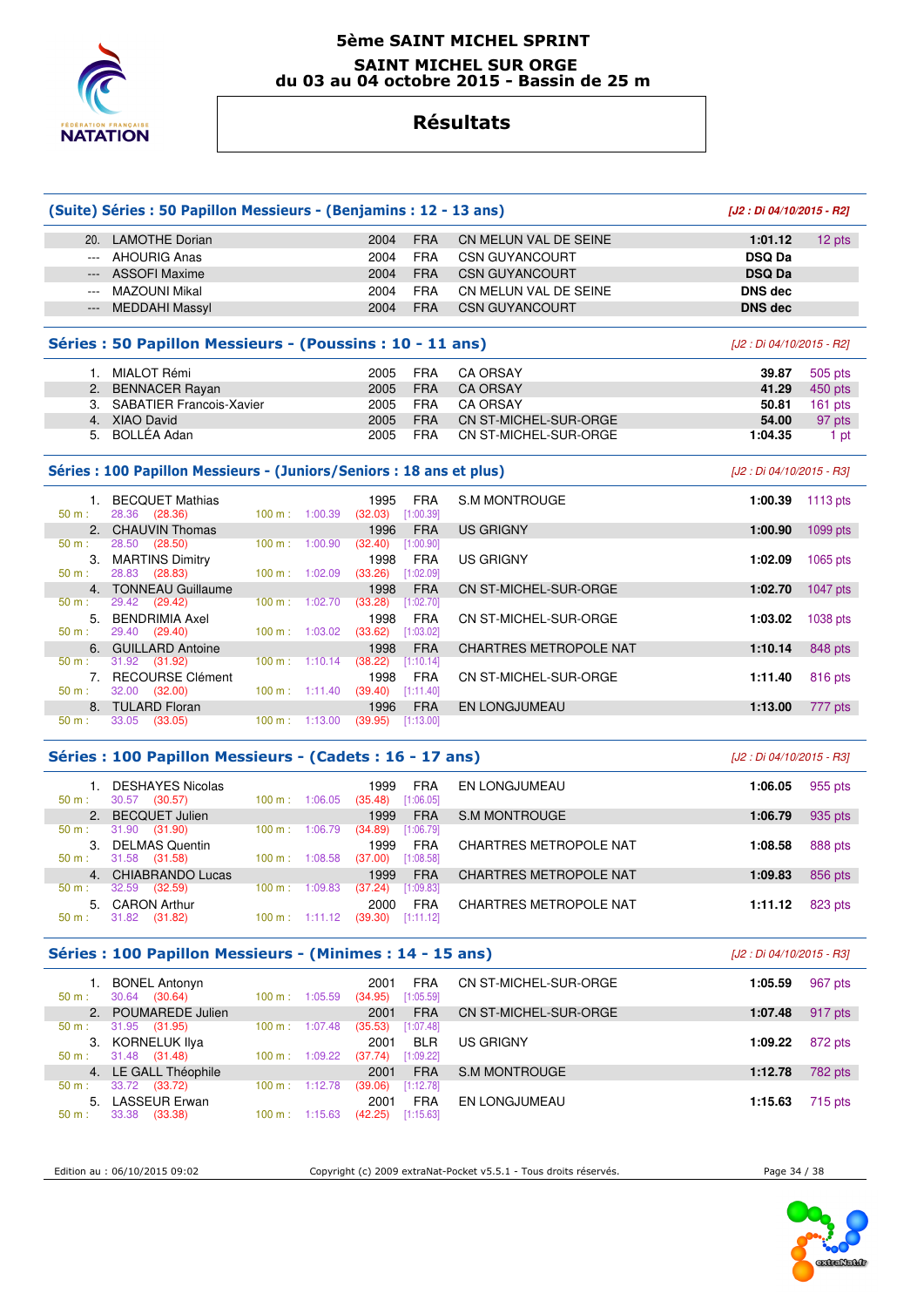# 5ème SAINT MICHEL SPRINT

## SAINT MICHEL SUR ORGE
## du 03 au 04 octobre 2015 - Bassin de 25 m

# Résultats

### (Suite) Séries : 50 Papillon Messieurs - (Benjamins : 12 - 13 ans)

*[J2 : Di 04/10/2015 - R2]*

| | Nom | Année | Nat. | Club | Temps | Points |
|---|---|---|---|---|---|---|
| 20. | LAMOTHE Dorian | 2004 | FRA | CN MELUN VAL DE SEINE | 1:01.12 | 12 pts |
| --- | AHOURIG Anas | 2004 | FRA | CSN GUYANCOURT | DSQ Da | |
| --- | ASSOFI Maxime | 2004 | FRA | CSN GUYANCOURT | DSQ Da | |
| --- | MAZOUNI Mikal | 2004 | FRA | CN MELUN VAL DE SEINE | DNS dec | |
| --- | MEDDAHI Massyl | 2004 | FRA | CSN GUYANCOURT | DNS dec | |

### Séries : 50 Papillon Messieurs - (Poussins : 10 - 11 ans)

*[J2 : Di 04/10/2015 - R2]*

| | Nom | Année | Nat. | Club | Temps | Points |
|---|---|---|---|---|---|---|
| 1. | MIALOT Rémi | 2005 | FRA | CA ORSAY | 39.87 | 505 pts |
| 2. | BENNACER Rayan | 2005 | FRA | CA ORSAY | 41.29 | 450 pts |
| 3. | SABATIER Francois-Xavier | 2005 | FRA | CA ORSAY | 50.81 | 161 pts |
| 4. | XIAO David | 2005 | FRA | CN ST-MICHEL-SUR-ORGE | 54.00 | 97 pts |
| 5. | BOLLÉA Adan | 2005 | FRA | CN ST-MICHEL-SUR-ORGE | 1:04.35 | 1 pt |

### Séries : 100 Papillon Messieurs - (Juniors/Seniors : 18 ans et plus)

*[J2 : Di 04/10/2015 - R3]*

| | Nom | Année | Nat. | Club | Temps | Points |
|---|---|---|---|---|---|---|
| 1. | BECQUET Mathias | 1995 | FRA | S.M MONTROUGE | 1:00.39 | 1113 pts |
| | 50 m : 28.36 (28.36) — 100 m : 1:00.39 (32.03) [1:00.39] | | | | | |
| 2. | CHAUVIN Thomas | 1996 | FRA | US GRIGNY | 1:00.90 | 1099 pts |
| | 50 m : 28.50 (28.50) — 100 m : 1:00.90 (32.40) [1:00.90] | | | | | |
| 3. | MARTINS Dimitry | 1998 | FRA | US GRIGNY | 1:02.09 | 1065 pts |
| | 50 m : 28.83 (28.83) — 100 m : 1:02.09 (33.26) [1:02.09] | | | | | |
| 4. | TONNEAU Guillaume | 1998 | FRA | CN ST-MICHEL-SUR-ORGE | 1:02.70 | 1047 pts |
| | 50 m : 29.42 (29.42) — 100 m : 1:02.70 (33.28) [1:02.70] | | | | | |
| 5. | BENDRIMIA Axel | 1998 | FRA | CN ST-MICHEL-SUR-ORGE | 1:03.02 | 1038 pts |
| | 50 m : 29.40 (29.40) — 100 m : 1:03.02 (33.62) [1:03.02] | | | | | |
| 6. | GUILLARD Antoine | 1998 | FRA | CHARTRES METROPOLE NAT | 1:10.14 | 848 pts |
| | 50 m : 31.92 (31.92) — 100 m : 1:10.14 (38.22) [1:10.14] | | | | | |
| 7. | RECOURSE Clément | 1998 | FRA | CN ST-MICHEL-SUR-ORGE | 1:11.40 | 816 pts |
| | 50 m : 32.00 (32.00) — 100 m : 1:11.40 (39.40) [1:11.40] | | | | | |
| 8. | TULARD Floran | 1996 | FRA | EN LONGJUMEAU | 1:13.00 | 777 pts |
| | 50 m : 33.05 (33.05) — 100 m : 1:13.00 (39.95) [1:13.00] | | | | | |

### Séries : 100 Papillon Messieurs - (Cadets : 16 - 17 ans)

*[J2 : Di 04/10/2015 - R3]*

| | Nom | Année | Nat. | Club | Temps | Points |
|---|---|---|---|---|---|---|
| 1. | DESHAYES Nicolas | 1999 | FRA | EN LONGJUMEAU | 1:06.05 | 955 pts |
| | 50 m : 30.57 (30.57) — 100 m : 1:06.05 (35.48) [1:06.05] | | | | | |
| 2. | BECQUET Julien | 1999 | FRA | S.M MONTROUGE | 1:06.79 | 935 pts |
| | 50 m : 31.90 (31.90) — 100 m : 1:06.79 (34.89) [1:06.79] | | | | | |
| 3. | DELMAS Quentin | 1999 | FRA | CHARTRES METROPOLE NAT | 1:08.58 | 888 pts |
| | 50 m : 31.58 (31.58) — 100 m : 1:08.58 (37.00) [1:08.58] | | | | | |
| 4. | CHIABRANDO Lucas | 1999 | FRA | CHARTRES METROPOLE NAT | 1:09.83 | 856 pts |
| | 50 m : 32.59 (32.59) — 100 m : 1:09.83 (37.24) [1:09.83] | | | | | |
| 5. | CARON Arthur | 2000 | FRA | CHARTRES METROPOLE NAT | 1:11.12 | 823 pts |
| | 50 m : 31.82 (31.82) — 100 m : 1:11.12 (39.30) [1:11.12] | | | | | |

### Séries : 100 Papillon Messieurs - (Minimes : 14 - 15 ans)

*[J2 : Di 04/10/2015 - R3]*

| | Nom | Année | Nat. | Club | Temps | Points |
|---|---|---|---|---|---|---|
| 1. | BONEL Antonyn | 2001 | FRA | CN ST-MICHEL-SUR-ORGE | 1:05.59 | 967 pts |
| | 50 m : 30.64 (30.64) — 100 m : 1:05.59 (34.95) [1:05.59] | | | | | |
| 2. | POUMAREDE Julien | 2001 | FRA | CN ST-MICHEL-SUR-ORGE | 1:07.48 | 917 pts |
| | 50 m : 31.95 (31.95) — 100 m : 1:07.48 (35.53) [1:07.48] | | | | | |
| 3. | KORNELUK Ilya | 2001 | BLR | US GRIGNY | 1:09.22 | 872 pts |
| | 50 m : 31.48 (31.48) — 100 m : 1:09.22 (37.74) [1:09.22] | | | | | |
| 4. | LE GALL Théophile | 2001 | FRA | S.M MONTROUGE | 1:12.78 | 782 pts |
| | 50 m : 33.72 (33.72) — 100 m : 1:12.78 (39.06) [1:12.78] | | | | | |
| 5. | LASSEUR Erwan | 2001 | FRA | EN LONGJUMEAU | 1:15.63 | 715 pts |
| | 50 m : 33.38 (33.38) — 100 m : 1:15.63 (42.25) [1:15.63] | | | | | |

Edition au : 06/10/2015 09:02 — Copyright (c) 2009 extraNat-Pocket v5.5.1 - Tous droits réservés.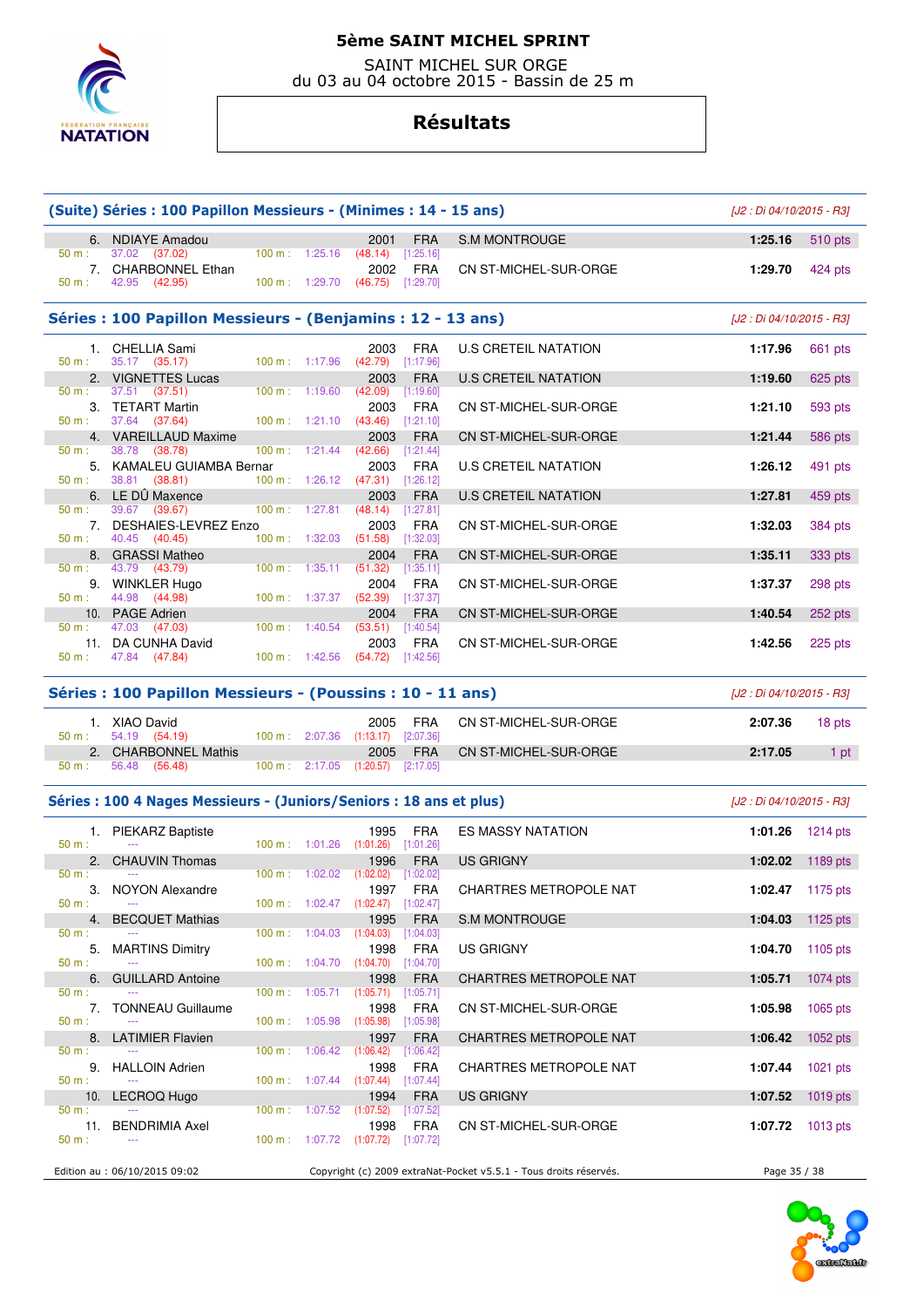# 5ème SAINT MICHEL SPRINT

SAINT MICHEL SUR ORGE
du 03 au 04 octobre 2015 - Bassin de 25 m

## Résultats

### (Suite) Séries : 100 Papillon Messieurs - (Minimes : 14 - 15 ans)

[J2 : Di 04/10/2015 - R3]

| Rang | Nom | Année | Nat. | Club | Temps | Points |
|---|---|---|---|---|---|---|
| 6. | NDIAYE Amadou | 2001 | FRA | S.M MONTROUGE | 1:25.16 | 510 pts |
| | 50 m : 37.02 (37.02) — 100 m : 1:25.16 (48.14) [1:25.16] | | | | | |
| 7. | CHARBONNEL Ethan | 2002 | FRA | CN ST-MICHEL-SUR-ORGE | 1:29.70 | 424 pts |
| | 50 m : 42.95 (42.95) — 100 m : 1:29.70 (46.75) [1:29.70] | | | | | |

### Séries : 100 Papillon Messieurs - (Benjamins : 12 - 13 ans)

[J2 : Di 04/10/2015 - R3]

| Rang | Nom | Année | Nat. | Club | Temps | Points |
|---|---|---|---|---|---|---|
| 1. | CHELLIA Sami | 2003 | FRA | U.S CRETEIL NATATION | 1:17.96 | 661 pts |
| | 50 m : 35.17 (35.17) — 100 m : 1:17.96 (42.79) [1:17.96] | | | | | |
| 2. | VIGNETTES Lucas | 2003 | FRA | U.S CRETEIL NATATION | 1:19.60 | 625 pts |
| | 50 m : 37.51 (37.51) — 100 m : 1:19.60 (42.09) [1:19.60] | | | | | |
| 3. | TETART Martin | 2003 | FRA | CN ST-MICHEL-SUR-ORGE | 1:21.10 | 593 pts |
| | 50 m : 37.64 (37.64) — 100 m : 1:21.10 (43.46) [1:21.10] | | | | | |
| 4. | VAREILLAUD Maxime | 2003 | FRA | CN ST-MICHEL-SUR-ORGE | 1:21.44 | 586 pts |
| | 50 m : 38.78 (38.78) — 100 m : 1:21.44 (42.66) [1:21.44] | | | | | |
| 5. | KAMALEU GUIAMBA Bernar | 2003 | FRA | U.S CRETEIL NATATION | 1:26.12 | 491 pts |
| | 50 m : 38.81 (38.81) — 100 m : 1:26.12 (47.31) [1:26.12] | | | | | |
| 6. | LE DÛ Maxence | 2003 | FRA | U.S CRETEIL NATATION | 1:27.81 | 459 pts |
| | 50 m : 39.67 (39.67) — 100 m : 1:27.81 (48.14) [1:27.81] | | | | | |
| 7. | DESHAIES-LEVREZ Enzo | 2003 | FRA | CN ST-MICHEL-SUR-ORGE | 1:32.03 | 384 pts |
| | 50 m : 40.45 (40.45) — 100 m : 1:32.03 (51.58) [1:32.03] | | | | | |
| 8. | GRASSI Matheo | 2004 | FRA | CN ST-MICHEL-SUR-ORGE | 1:35.11 | 333 pts |
| | 50 m : 43.79 (43.79) — 100 m : 1:35.11 (51.32) [1:35.11] | | | | | |
| 9. | WINKLER Hugo | 2004 | FRA | CN ST-MICHEL-SUR-ORGE | 1:37.37 | 298 pts |
| | 50 m : 44.98 (44.98) — 100 m : 1:37.37 (52.39) [1:37.37] | | | | | |
| 10. | PAGE Adrien | 2004 | FRA | CN ST-MICHEL-SUR-ORGE | 1:40.54 | 252 pts |
| | 50 m : 47.03 (47.03) — 100 m : 1:40.54 (53.51) [1:40.54] | | | | | |
| 11. | DA CUNHA David | 2003 | FRA | CN ST-MICHEL-SUR-ORGE | 1:42.56 | 225 pts |
| | 50 m : 47.84 (47.84) — 100 m : 1:42.56 (54.72) [1:42.56] | | | | | |

### Séries : 100 Papillon Messieurs - (Poussins : 10 - 11 ans)

[J2 : Di 04/10/2015 - R3]

| Rang | Nom | Année | Nat. | Club | Temps | Points |
|---|---|---|---|---|---|---|
| 1. | XIAO David | 2005 | FRA | CN ST-MICHEL-SUR-ORGE | 2:07.36 | 18 pts |
| | 50 m : 54.19 (54.19) — 100 m : 2:07.36 (1:13.17) [2:07.36] | | | | | |
| 2. | CHARBONNEL Mathis | 2005 | FRA | CN ST-MICHEL-SUR-ORGE | 2:17.05 | 1 pt |
| | 50 m : 56.48 (56.48) — 100 m : 2:17.05 (1:20.57) [2:17.05] | | | | | |

### Séries : 100 4 Nages Messieurs - (Juniors/Seniors : 18 ans et plus)

[J2 : Di 04/10/2015 - R3]

| Rang | Nom | Année | Nat. | Club | Temps | Points |
|---|---|---|---|---|---|---|
| 1. | PIEKARZ Baptiste | 1995 | FRA | ES MASSY NATATION | 1:01.26 | 1214 pts |
| | 50 m : --- — 100 m : 1:01.26 (1:01.26) [1:01.26] | | | | | |
| 2. | CHAUVIN Thomas | 1996 | FRA | US GRIGNY | 1:02.02 | 1189 pts |
| | 50 m : --- — 100 m : 1:02.02 (1:02.02) [1:02.02] | | | | | |
| 3. | NOYON Alexandre | 1997 | FRA | CHARTRES METROPOLE NAT | 1:02.47 | 1175 pts |
| | 50 m : --- — 100 m : 1:02.47 (1:02.47) [1:02.47] | | | | | |
| 4. | BECQUET Mathias | 1995 | FRA | S.M MONTROUGE | 1:04.03 | 1125 pts |
| | 50 m : --- — 100 m : 1:04.03 (1:04.03) [1:04.03] | | | | | |
| 5. | MARTINS Dimitry | 1998 | FRA | US GRIGNY | 1:04.70 | 1105 pts |
| | 50 m : --- — 100 m : 1:04.70 (1:04.70) [1:04.70] | | | | | |
| 6. | GUILLARD Antoine | 1998 | FRA | CHARTRES METROPOLE NAT | 1:05.71 | 1074 pts |
| | 50 m : --- — 100 m : 1:05.71 (1:05.71) [1:05.71] | | | | | |
| 7. | TONNEAU Guillaume | 1998 | FRA | CN ST-MICHEL-SUR-ORGE | 1:05.98 | 1065 pts |
| | 50 m : --- — 100 m : 1:05.98 (1:05.98) [1:05.98] | | | | | |
| 8. | LATIMIER Flavien | 1997 | FRA | CHARTRES METROPOLE NAT | 1:06.42 | 1052 pts |
| | 50 m : --- — 100 m : 1:06.42 (1:06.42) [1:06.42] | | | | | |
| 9. | HALLOIN Adrien | 1998 | FRA | CHARTRES METROPOLE NAT | 1:07.44 | 1021 pts |
| | 50 m : --- — 100 m : 1:07.44 (1:07.44) [1:07.44] | | | | | |
| 10. | LECROQ Hugo | 1994 | FRA | US GRIGNY | 1:07.52 | 1019 pts |
| | 50 m : --- — 100 m : 1:07.52 (1:07.52) [1:07.52] | | | | | |
| 11. | BENDRIMIA Axel | 1998 | FRA | CN ST-MICHEL-SUR-ORGE | 1:07.72 | 1013 pts |
| | 50 m : --- — 100 m : 1:07.72 (1:07.72) [1:07.72] | | | | | |

Edition au : 06/10/2015 09:02 — Copyright (c) 2009 extraNat-Pocket v5.5.1 - Tous droits réservés.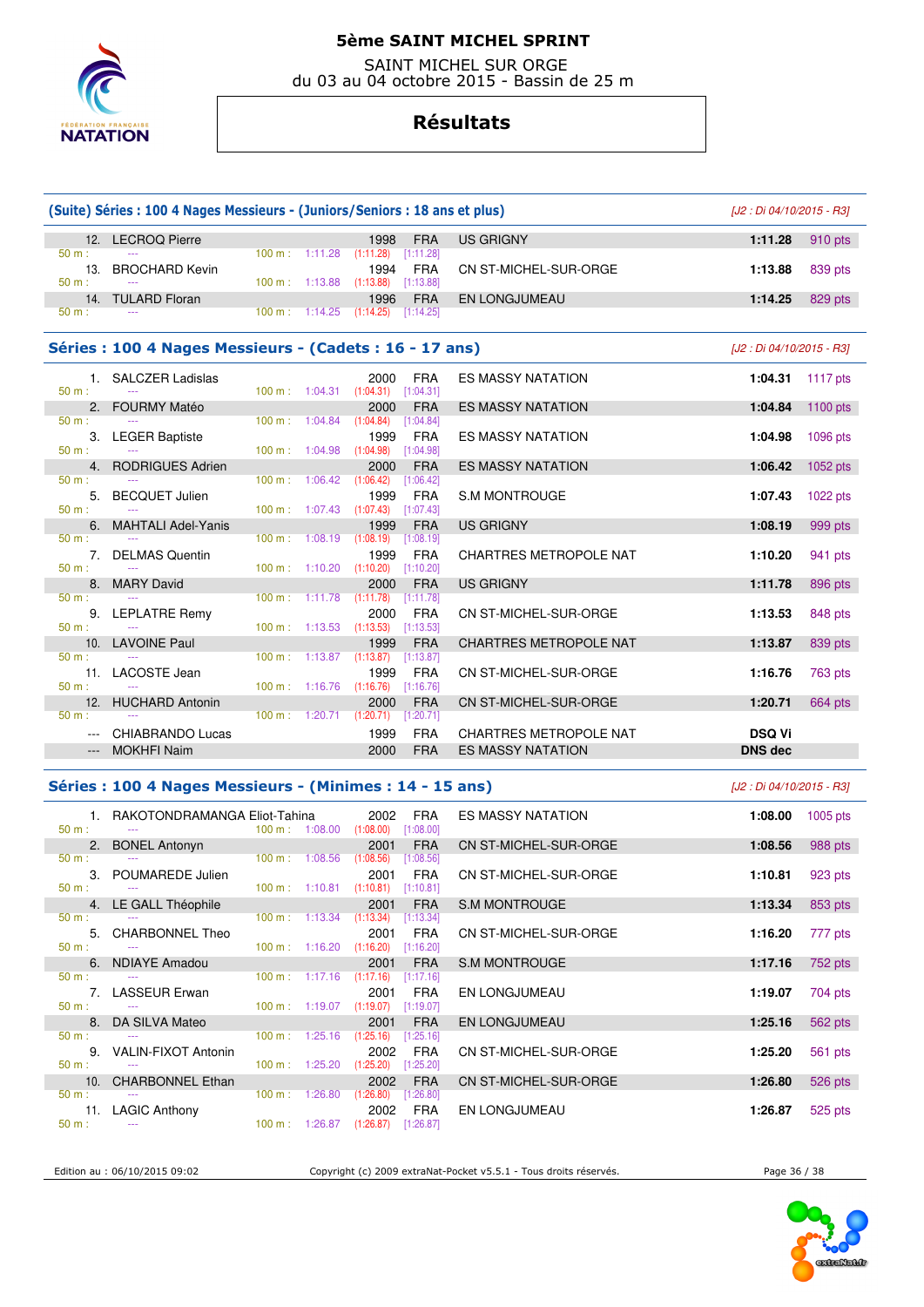# 5ème SAINT MICHEL SPRINT

SAINT MICHEL SUR ORGE
du 03 au 04 octobre 2015 - Bassin de 25 m

## Résultats

### (Suite) Séries : 100 4 Nages Messieurs - (Juniors/Seniors : 18 ans et plus)

*[J2 : Di 04/10/2015 - R3]*

| Rang | Nom | Année | Nat. | Club | Temps | Points |
|---|---|---|---|---|---|---|
| 12. | LECROQ Pierre | 1998 | FRA | US GRIGNY | 1:11.28 | 910 pts |
| | 50 m : --- 100 m : 1:11.28 (1:11.28) [1:11.28] | | | | | |
| 13. | BROCHARD Kevin | 1994 | FRA | CN ST-MICHEL-SUR-ORGE | 1:13.88 | 839 pts |
| | 50 m : --- 100 m : 1:13.88 (1:13.88) [1:13.88] | | | | | |
| 14. | TULARD Floran | 1996 | FRA | EN LONGJUMEAU | 1:14.25 | 829 pts |
| | 50 m : --- 100 m : 1:14.25 (1:14.25) [1:14.25] | | | | | |

### Séries : 100 4 Nages Messieurs - (Cadets : 16 - 17 ans)

*[J2 : Di 04/10/2015 - R3]*

| Rang | Nom | Année | Nat. | Club | Temps | Points |
|---|---|---|---|---|---|---|
| 1. | SALCZER Ladislas | 2000 | FRA | ES MASSY NATATION | 1:04.31 | 1117 pts |
| | 50 m : --- 100 m : 1:04.31 (1:04.31) [1:04.31] | | | | | |
| 2. | FOURMY Matéo | 2000 | FRA | ES MASSY NATATION | 1:04.84 | 1100 pts |
| | 50 m : --- 100 m : 1:04.84 (1:04.84) [1:04.84] | | | | | |
| 3. | LEGER Baptiste | 1999 | FRA | ES MASSY NATATION | 1:04.98 | 1096 pts |
| | 50 m : --- 100 m : 1:04.98 (1:04.98) [1:04.98] | | | | | |
| 4. | RODRIGUES Adrien | 2000 | FRA | ES MASSY NATATION | 1:06.42 | 1052 pts |
| | 50 m : --- 100 m : 1:06.42 (1:06.42) [1:06.42] | | | | | |
| 5. | BECQUET Julien | 1999 | FRA | S.M MONTROUGE | 1:07.43 | 1022 pts |
| | 50 m : --- 100 m : 1:07.43 (1:07.43) [1:07.43] | | | | | |
| 6. | MAHTALI Adel-Yanis | 1999 | FRA | US GRIGNY | 1:08.19 | 999 pts |
| | 50 m : --- 100 m : 1:08.19 (1:08.19) [1:08.19] | | | | | |
| 7. | DELMAS Quentin | 1999 | FRA | CHARTRES METROPOLE NAT | 1:10.20 | 941 pts |
| | 50 m : --- 100 m : 1:10.20 (1:10.20) [1:10.20] | | | | | |
| 8. | MARY David | 2000 | FRA | US GRIGNY | 1:11.78 | 896 pts |
| | 50 m : --- 100 m : 1:11.78 (1:11.78) [1:11.78] | | | | | |
| 9. | LEPLATRE Remy | 2000 | FRA | CN ST-MICHEL-SUR-ORGE | 1:13.53 | 848 pts |
| | 50 m : --- 100 m : 1:13.53 (1:13.53) [1:13.53] | | | | | |
| 10. | LAVOINE Paul | 1999 | FRA | CHARTRES METROPOLE NAT | 1:13.87 | 839 pts |
| | 50 m : --- 100 m : 1:13.87 (1:13.87) [1:13.87] | | | | | |
| 11. | LACOSTE Jean | 1999 | FRA | CN ST-MICHEL-SUR-ORGE | 1:16.76 | 763 pts |
| | 50 m : --- 100 m : 1:16.76 (1:16.76) [1:16.76] | | | | | |
| 12. | HUCHARD Antonin | 2000 | FRA | CN ST-MICHEL-SUR-ORGE | 1:20.71 | 664 pts |
| | 50 m : --- 100 m : 1:20.71 (1:20.71) [1:20.71] | | | | | |
| --- | CHIABRANDO Lucas | 1999 | FRA | CHARTRES METROPOLE NAT | DSQ Vi | |
| --- | MOKHFI Naim | 2000 | FRA | ES MASSY NATATION | DNS dec | |

### Séries : 100 4 Nages Messieurs - (Minimes : 14 - 15 ans)

*[J2 : Di 04/10/2015 - R3]*

| Rang | Nom | Année | Nat. | Club | Temps | Points |
|---|---|---|---|---|---|---|
| 1. | RAKOTONDRAMANGA Eliot-Tahina | 2002 | FRA | ES MASSY NATATION | 1:08.00 | 1005 pts |
| | 50 m : --- 100 m : 1:08.00 (1:08.00) [1:08.00] | | | | | |
| 2. | BONEL Antonyn | 2001 | FRA | CN ST-MICHEL-SUR-ORGE | 1:08.56 | 988 pts |
| | 50 m : --- 100 m : 1:08.56 (1:08.56) [1:08.56] | | | | | |
| 3. | POUMAREDE Julien | 2001 | FRA | CN ST-MICHEL-SUR-ORGE | 1:10.81 | 923 pts |
| | 50 m : --- 100 m : 1:10.81 (1:10.81) [1:10.81] | | | | | |
| 4. | LE GALL Théophile | 2001 | FRA | S.M MONTROUGE | 1:13.34 | 853 pts |
| | 50 m : --- 100 m : 1:13.34 (1:13.34) [1:13.34] | | | | | |
| 5. | CHARBONNEL Theo | 2001 | FRA | CN ST-MICHEL-SUR-ORGE | 1:16.20 | 777 pts |
| | 50 m : --- 100 m : 1:16.20 (1:16.20) [1:16.20] | | | | | |
| 6. | NDIAYE Amadou | 2001 | FRA | S.M MONTROUGE | 1:17.16 | 752 pts |
| | 50 m : --- 100 m : 1:17.16 (1:17.16) [1:17.16] | | | | | |
| 7. | LASSEUR Erwan | 2001 | FRA | EN LONGJUMEAU | 1:19.07 | 704 pts |
| | 50 m : --- 100 m : 1:19.07 (1:19.07) [1:19.07] | | | | | |
| 8. | DA SILVA Mateo | 2001 | FRA | EN LONGJUMEAU | 1:25.16 | 562 pts |
| | 50 m : --- 100 m : 1:25.16 (1:25.16) [1:25.16] | | | | | |
| 9. | VALIN-FIXOT Antonin | 2002 | FRA | CN ST-MICHEL-SUR-ORGE | 1:25.20 | 561 pts |
| | 50 m : --- 100 m : 1:25.20 (1:25.20) [1:25.20] | | | | | |
| 10. | CHARBONNEL Ethan | 2002 | FRA | CN ST-MICHEL-SUR-ORGE | 1:26.80 | 526 pts |
| | 50 m : --- 100 m : 1:26.80 (1:26.80) [1:26.80] | | | | | |
| 11. | LAGIC Anthony | 2002 | FRA | EN LONGJUMEAU | 1:26.87 | 525 pts |
| | 50 m : --- 100 m : 1:26.87 (1:26.87) [1:26.87] | | | | | |

Edition au : 06/10/2015 09:02 — Copyright (c) 2009 extraNat-Pocket v5.5.1 - Tous droits réservés.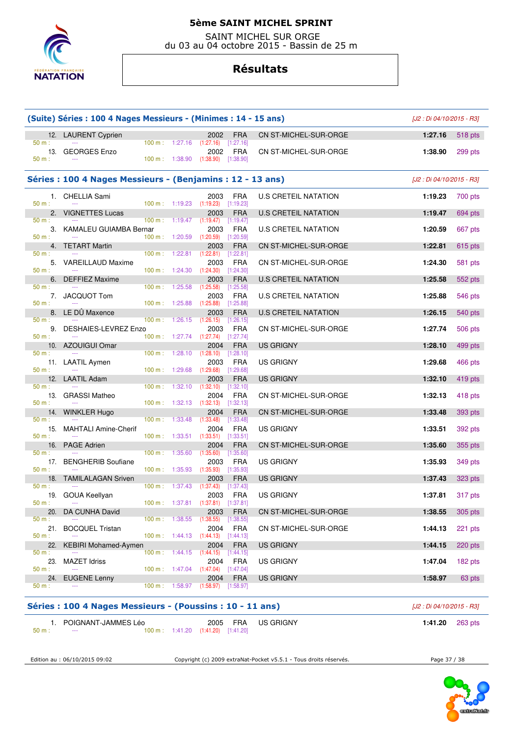# 5ème SAINT MICHEL SPRINT

SAINT MICHEL SUR ORGE
du 03 au 04 octobre 2015 - Bassin de 25 m

## Résultats

### (Suite) Séries : 100 4 Nages Messieurs - (Minimes : 14 - 15 ans)

*[J2 : Di 04/10/2015 - R3]*

| Rang | Nom | Année | Nat. | Club | Temps | Points |
|---|---|---|---|---|---|---|
| 12. | LAURENT Cyprien | 2002 | FRA | CN ST-MICHEL-SUR-ORGE | 1:27.16 | 518 pts |
| | 50 m : --- 100 m : 1:27.16 (1:27.16) [1:27.16] | | | | | |
| 13. | GEORGES Enzo | 2002 | FRA | CN ST-MICHEL-SUR-ORGE | 1:38.90 | 299 pts |
| | 50 m : --- 100 m : 1:38.90 (1:38.90) [1:38.90] | | | | | |

### Séries : 100 4 Nages Messieurs - (Benjamins : 12 - 13 ans)

*[J2 : Di 04/10/2015 - R3]*

| Rang | Nom | Année | Nat. | Club | Temps | Points |
|---|---|---|---|---|---|---|
| 1. | CHELLIA Sami | 2003 | FRA | U.S CRETEIL NATATION | 1:19.23 | 700 pts |
| | 50 m : --- 100 m : 1:19.23 (1:19.23) [1:19.23] | | | | | |
| 2. | VIGNETTES Lucas | 2003 | FRA | U.S CRETEIL NATATION | 1:19.47 | 694 pts |
| | 50 m : --- 100 m : 1:19.47 (1:19.47) [1:19.47] | | | | | |
| 3. | KAMALEU GUIAMBA Bernar | 2003 | FRA | U.S CRETEIL NATATION | 1:20.59 | 667 pts |
| | 50 m : --- 100 m : 1:20.59 (1:20.59) [1:20.59] | | | | | |
| 4. | TETART Martin | 2003 | FRA | CN ST-MICHEL-SUR-ORGE | 1:22.81 | 615 pts |
| | 50 m : --- 100 m : 1:22.81 (1:22.81) [1:22.81] | | | | | |
| 5. | VAREILLAUD Maxime | 2003 | FRA | CN ST-MICHEL-SUR-ORGE | 1:24.30 | 581 pts |
| | 50 m : --- 100 m : 1:24.30 (1:24.30) [1:24.30] | | | | | |
| 6. | DEFFIEZ Maxime | 2003 | FRA | U.S CRETEIL NATATION | 1:25.58 | 552 pts |
| | 50 m : --- 100 m : 1:25.58 (1:25.58) [1:25.58] | | | | | |
| 7. | JACQUOT Tom | 2003 | FRA | U.S CRETEIL NATATION | 1:25.88 | 546 pts |
| | 50 m : --- 100 m : 1:25.88 (1:25.88) [1:25.88] | | | | | |
| 8. | LE DÛ Maxence | 2003 | FRA | U.S CRETEIL NATATION | 1:26.15 | 540 pts |
| | 50 m : --- 100 m : 1:26.15 (1:26.15) [1:26.15] | | | | | |
| 9. | DESHAIES-LEVREZ Enzo | 2003 | FRA | CN ST-MICHEL-SUR-ORGE | 1:27.74 | 506 pts |
| | 50 m : --- 100 m : 1:27.74 (1:27.74) [1:27.74] | | | | | |
| 10. | AZOUIGUI Omar | 2004 | FRA | US GRIGNY | 1:28.10 | 499 pts |
| | 50 m : --- 100 m : 1:28.10 (1:28.10) [1:28.10] | | | | | |
| 11. | LAATIL Aymen | 2003 | FRA | US GRIGNY | 1:29.68 | 466 pts |
| | 50 m : --- 100 m : 1:29.68 (1:29.68) [1:29.68] | | | | | |
| 12. | LAATIL Adam | 2003 | FRA | US GRIGNY | 1:32.10 | 419 pts |
| | 50 m : --- 100 m : 1:32.10 (1:32.10) [1:32.10] | | | | | |
| 13. | GRASSI Matheo | 2004 | FRA | CN ST-MICHEL-SUR-ORGE | 1:32.13 | 418 pts |
| | 50 m : --- 100 m : 1:32.13 (1:32.13) [1:32.13] | | | | | |
| 14. | WINKLER Hugo | 2004 | FRA | CN ST-MICHEL-SUR-ORGE | 1:33.48 | 393 pts |
| | 50 m : --- 100 m : 1:33.48 (1:33.48) [1:33.48] | | | | | |
| 15. | MAHTALI Amine-Cherif | 2004 | FRA | US GRIGNY | 1:33.51 | 392 pts |
| | 50 m : --- 100 m : 1:33.51 (1:33.51) [1:33.51] | | | | | |
| 16. | PAGE Adrien | 2004 | FRA | CN ST-MICHEL-SUR-ORGE | 1:35.60 | 355 pts |
| | 50 m : --- 100 m : 1:35.60 (1:35.60) [1:35.60] | | | | | |
| 17. | BENGHERIB Soufiane | 2003 | FRA | US GRIGNY | 1:35.93 | 349 pts |
| | 50 m : --- 100 m : 1:35.93 (1:35.93) [1:35.93] | | | | | |
| 18. | TAMILALAGAN Sriven | 2003 | FRA | US GRIGNY | 1:37.43 | 323 pts |
| | 50 m : --- 100 m : 1:37.43 (1:37.43) [1:37.43] | | | | | |
| 19. | GOUA Keellyan | 2003 | FRA | US GRIGNY | 1:37.81 | 317 pts |
| | 50 m : --- 100 m : 1:37.81 (1:37.81) [1:37.81] | | | | | |
| 20. | DA CUNHA David | 2003 | FRA | CN ST-MICHEL-SUR-ORGE | 1:38.55 | 305 pts |
| | 50 m : --- 100 m : 1:38.55 (1:38.55) [1:38.55] | | | | | |
| 21. | BOCQUEL Tristan | 2004 | FRA | CN ST-MICHEL-SUR-ORGE | 1:44.13 | 221 pts |
| | 50 m : --- 100 m : 1:44.13 (1:44.13) [1:44.13] | | | | | |
| 22. | KEBIRI Mohamed-Aymen | 2004 | FRA | US GRIGNY | 1:44.15 | 220 pts |
| | 50 m : --- 100 m : 1:44.15 (1:44.15) [1:44.15] | | | | | |
| 23. | MAZET Idriss | 2004 | FRA | US GRIGNY | 1:47.04 | 182 pts |
| | 50 m : --- 100 m : 1:47.04 (1:47.04) [1:47.04] | | | | | |
| 24. | EUGENE Lenny | 2004 | FRA | US GRIGNY | 1:58.97 | 63 pts |
| | 50 m : --- 100 m : 1:58.97 (1:58.97) [1:58.97] | | | | | |

### Séries : 100 4 Nages Messieurs - (Poussins : 10 - 11 ans)

*[J2 : Di 04/10/2015 - R3]*

| Rang | Nom | Année | Nat. | Club | Temps | Points |
|---|---|---|---|---|---|---|
| 1. | POIGNANT-JAMMES Léo | 2005 | FRA | US GRIGNY | 1:41.20 | 263 pts |
| | 50 m : --- 100 m : 1:41.20 (1:41.20) [1:41.20] | | | | | |

Edition au : 06/10/2015 09:02 — Copyright (c) 2009 extraNat-Pocket v5.5.1 - Tous droits réservés.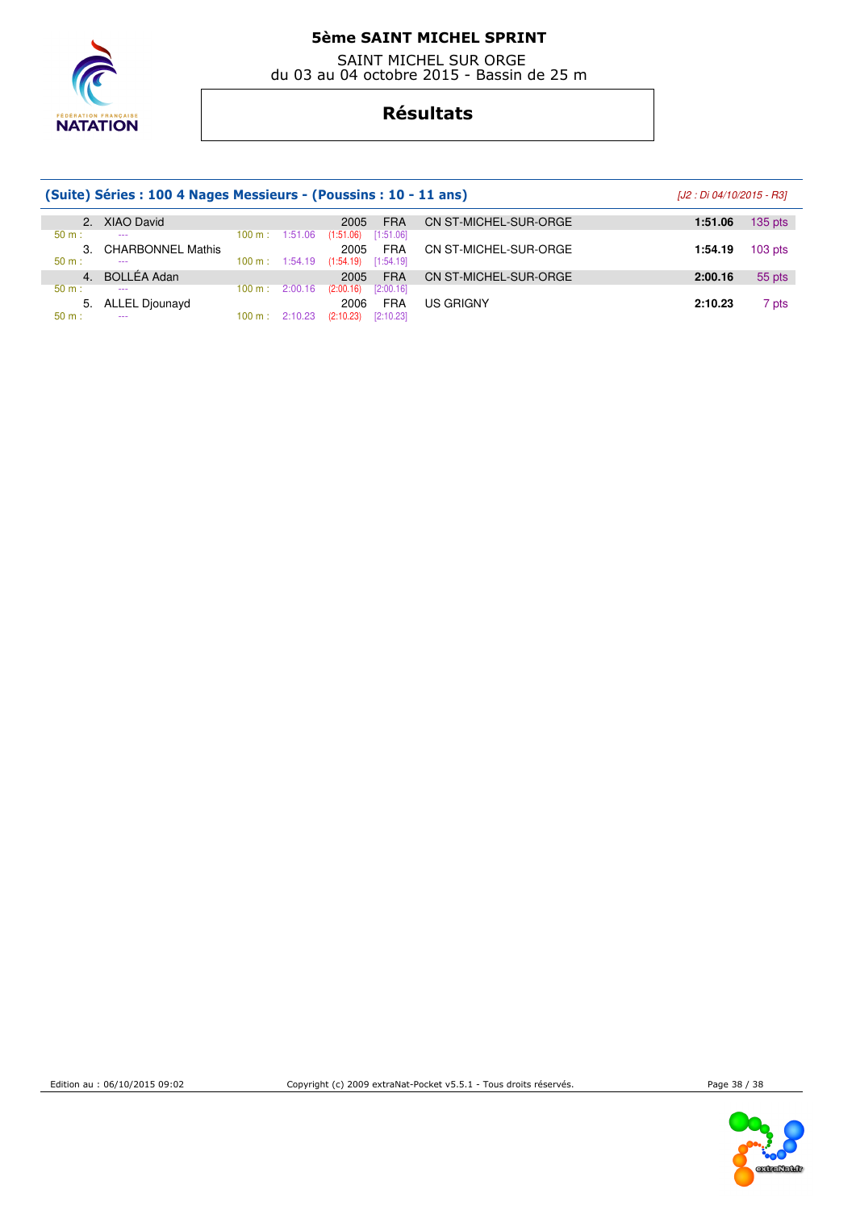# 5ème SAINT MICHEL SPRINT

SAINT MICHEL SUR ORGE
du 03 au 04 octobre 2015 - Bassin de 25 m

## Résultats

### (Suite) Séries : 100 4 Nages Messieurs - (Poussins : 10 - 11 ans)

*[J2 : Di 04/10/2015 - R3]*

| | | | | | | | | | |
|---|---|---|---|---|---|---|---|---|---|
| 2. | XIAO David | | | 2005 | FRA | CN ST-MICHEL-SUR-ORGE | 1:51.06 | 135 pts |
| 50 m : | --- | 100 m : | 1:51.06 | (1:51.06) | [1:51.06] | | | |
| 3. | CHARBONNEL Mathis | | | 2005 | FRA | CN ST-MICHEL-SUR-ORGE | 1:54.19 | 103 pts |
| 50 m : | --- | 100 m : | 1:54.19 | (1:54.19) | [1:54.19] | | | |
| 4. | BOLLÉA Adan | | | 2005 | FRA | CN ST-MICHEL-SUR-ORGE | 2:00.16 | 55 pts |
| 50 m : | --- | 100 m : | 2:00.16 | (2:00.16) | [2:00.16] | | | |
| 5. | ALLEL Djounayd | | | 2006 | FRA | US GRIGNY | 2:10.23 | 7 pts |
| 50 m : | --- | 100 m : | 2:10.23 | (2:10.23) | [2:10.23] | | | |

Edition au : 06/10/2015 09:02

Copyright (c) 2009 extraNat-Pocket v5.5.1 - Tous droits réservés.